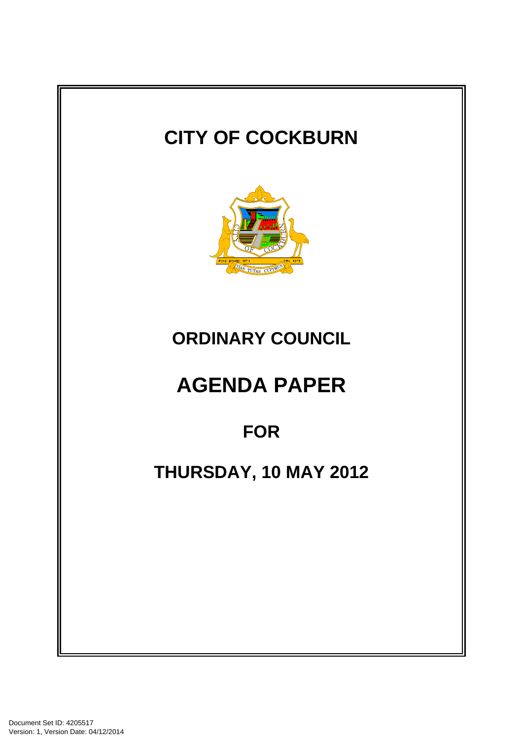# CITY OF COCKBURN

# ORDINARY COUNCIL

# AGENDA PAPER

## FOR

## THURSDAY, 10 MAY 2012

Document Set ID: 4205517
Version: 1, Version Date: 04/12/2014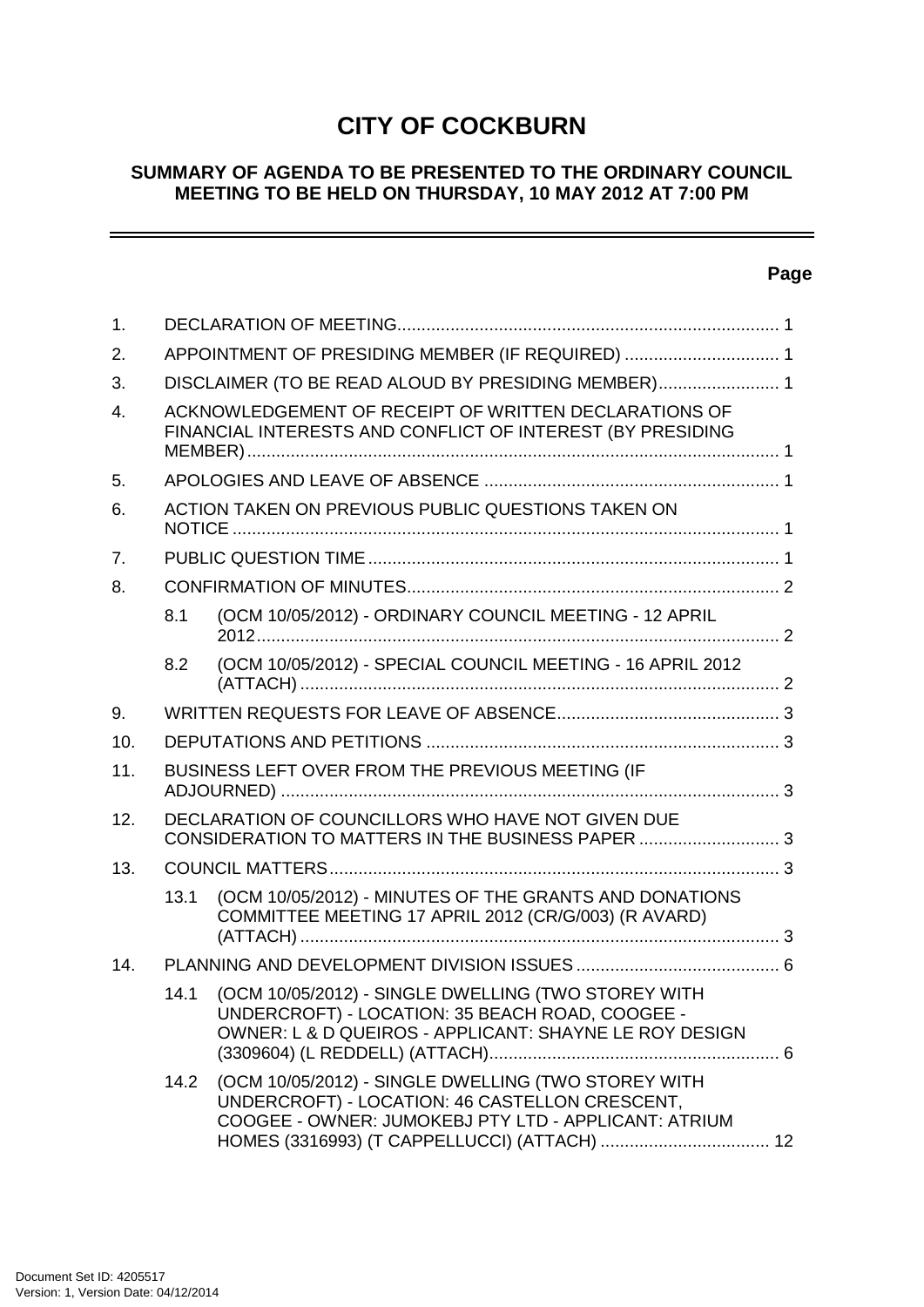# CITY OF COCKBURN

## SUMMARY OF AGENDA TO BE PRESENTED TO THE ORDINARY COUNCIL MEETING TO BE HELD ON THURSDAY, 10 MAY 2012 AT 7:00 PM

| | | | Page |
|---|---|---|---|
| 1. | DECLARATION OF MEETING | | 1 |
| 2. | APPOINTMENT OF PRESIDING MEMBER (IF REQUIRED) | | 1 |
| 3. | DISCLAIMER (TO BE READ ALOUD BY PRESIDING MEMBER) | | 1 |
| 4. | ACKNOWLEDGEMENT OF RECEIPT OF WRITTEN DECLARATIONS OF FINANCIAL INTERESTS AND CONFLICT OF INTEREST (BY PRESIDING MEMBER) | | 1 |
| 5. | APOLOGIES AND LEAVE OF ABSENCE | | 1 |
| 6. | ACTION TAKEN ON PREVIOUS PUBLIC QUESTIONS TAKEN ON NOTICE | | 1 |
| 7. | PUBLIC QUESTION TIME | | 1 |
| 8. | CONFIRMATION OF MINUTES | | 2 |
| | 8.1 | (OCM 10/05/2012) - ORDINARY COUNCIL MEETING - 12 APRIL 2012 | 2 |
| | 8.2 | (OCM 10/05/2012) - SPECIAL COUNCIL MEETING - 16 APRIL 2012 (ATTACH) | 2 |
| 9. | WRITTEN REQUESTS FOR LEAVE OF ABSENCE | | 3 |
| 10. | DEPUTATIONS AND PETITIONS | | 3 |
| 11. | BUSINESS LEFT OVER FROM THE PREVIOUS MEETING (IF ADJOURNED) | | 3 |
| 12. | DECLARATION OF COUNCILLORS WHO HAVE NOT GIVEN DUE CONSIDERATION TO MATTERS IN THE BUSINESS PAPER | | 3 |
| 13. | COUNCIL MATTERS | | 3 |
| | 13.1 | (OCM 10/05/2012) - MINUTES OF THE GRANTS AND DONATIONS COMMITTEE MEETING 17 APRIL 2012 (CR/G/003) (R AVARD) (ATTACH) | 3 |
| 14. | PLANNING AND DEVELOPMENT DIVISION ISSUES | | 6 |
| | 14.1 | (OCM 10/05/2012) - SINGLE DWELLING (TWO STOREY WITH UNDERCROFT) - LOCATION: 35 BEACH ROAD, COOGEE - OWNER: L & D QUEIROS - APPLICANT: SHAYNE LE ROY DESIGN (3309604) (L REDDELL) (ATTACH) | 6 |
| | 14.2 | (OCM 10/05/2012) - SINGLE DWELLING (TWO STOREY WITH UNDERCROFT) - LOCATION: 46 CASTELLON CRESCENT, COOGEE - OWNER: JUMOKEBJ PTY LTD - APPLICANT: ATRIUM HOMES (3316993) (T CAPPELLUCCI) (ATTACH) | 12 |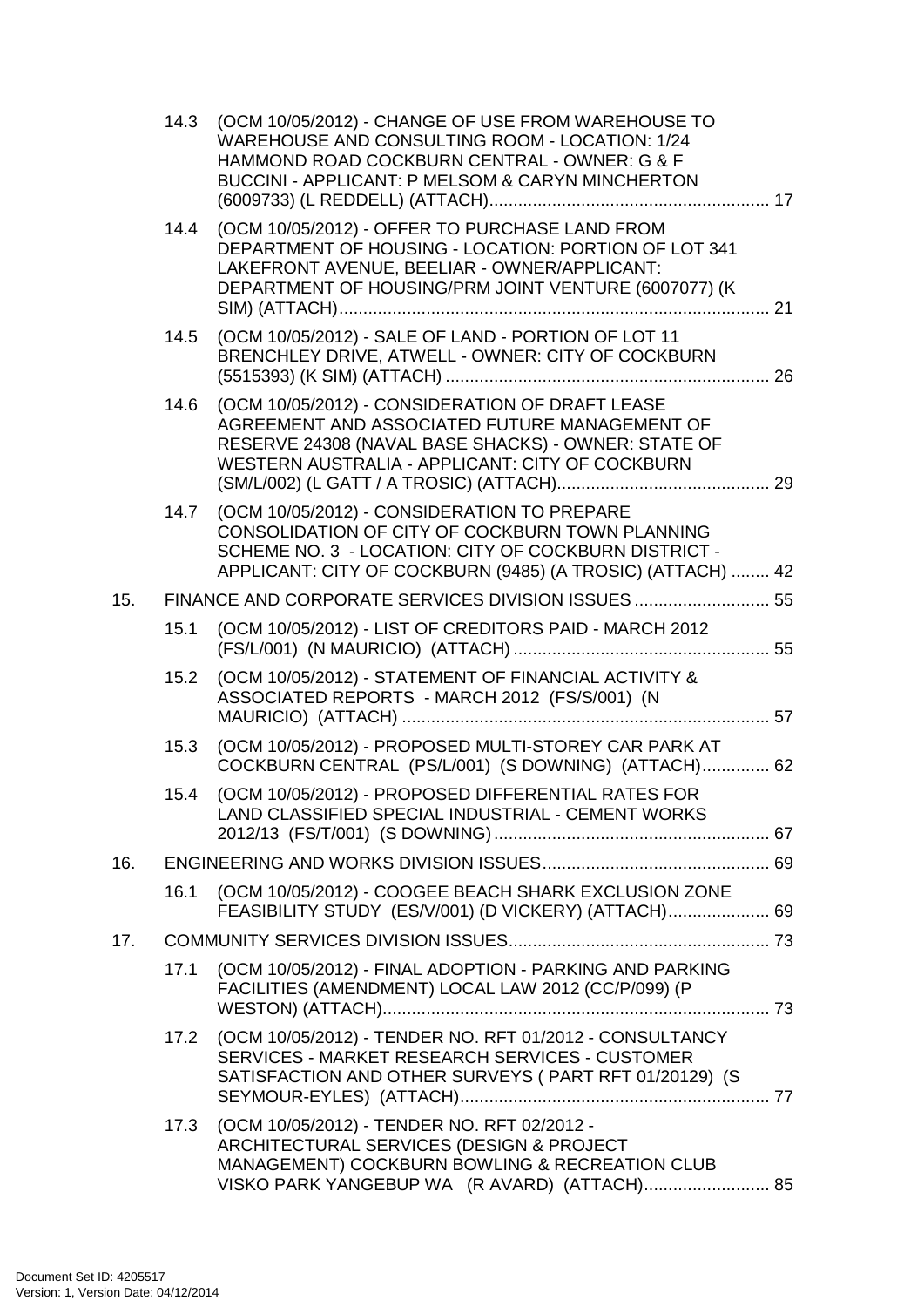14.3 (OCM 10/05/2012) - CHANGE OF USE FROM WAREHOUSE TO WAREHOUSE AND CONSULTING ROOM - LOCATION: 1/24 HAMMOND ROAD COCKBURN CENTRAL - OWNER: G & F BUCCINI - APPLICANT: P MELSOM & CARYN MINCHERTON (6009733) (L REDDELL) (ATTACH) .......... 17

14.4 (OCM 10/05/2012) - OFFER TO PURCHASE LAND FROM DEPARTMENT OF HOUSING - LOCATION: PORTION OF LOT 341 LAKEFRONT AVENUE, BEELIAR - OWNER/APPLICANT: DEPARTMENT OF HOUSING/PRM JOINT VENTURE (6007077) (K SIM) (ATTACH) .......... 21

14.5 (OCM 10/05/2012) - SALE OF LAND - PORTION OF LOT 11 BRENCHLEY DRIVE, ATWELL - OWNER: CITY OF COCKBURN (5515393) (K SIM) (ATTACH) .......... 26

14.6 (OCM 10/05/2012) - CONSIDERATION OF DRAFT LEASE AGREEMENT AND ASSOCIATED FUTURE MANAGEMENT OF RESERVE 24308 (NAVAL BASE SHACKS) - OWNER: STATE OF WESTERN AUSTRALIA - APPLICANT: CITY OF COCKBURN (SM/L/002) (L GATT / A TROSIC) (ATTACH) .......... 29

14.7 (OCM 10/05/2012) - CONSIDERATION TO PREPARE CONSOLIDATION OF CITY OF COCKBURN TOWN PLANNING SCHEME NO. 3 - LOCATION: CITY OF COCKBURN DISTRICT - APPLICANT: CITY OF COCKBURN (9485) (A TROSIC) (ATTACH) .......... 42

15. FINANCE AND CORPORATE SERVICES DIVISION ISSUES .......... 55

15.1 (OCM 10/05/2012) - LIST OF CREDITORS PAID - MARCH 2012 (FS/L/001) (N MAURICIO) (ATTACH) .......... 55

15.2 (OCM 10/05/2012) - STATEMENT OF FINANCIAL ACTIVITY & ASSOCIATED REPORTS - MARCH 2012 (FS/S/001) (N MAURICIO) (ATTACH) .......... 57

15.3 (OCM 10/05/2012) - PROPOSED MULTI-STOREY CAR PARK AT COCKBURN CENTRAL (PS/L/001) (S DOWNING) (ATTACH) .......... 62

15.4 (OCM 10/05/2012) - PROPOSED DIFFERENTIAL RATES FOR LAND CLASSIFIED SPECIAL INDUSTRIAL - CEMENT WORKS 2012/13 (FS/T/001) (S DOWNING) .......... 67

16. ENGINEERING AND WORKS DIVISION ISSUES .......... 69

16.1 (OCM 10/05/2012) - COOGEE BEACH SHARK EXCLUSION ZONE FEASIBILITY STUDY (ES/V/001) (D VICKERY) (ATTACH) .......... 69

17. COMMUNITY SERVICES DIVISION ISSUES .......... 73

17.1 (OCM 10/05/2012) - FINAL ADOPTION - PARKING AND PARKING FACILITIES (AMENDMENT) LOCAL LAW 2012 (CC/P/099) (P WESTON) (ATTACH) .......... 73

17.2 (OCM 10/05/2012) - TENDER NO. RFT 01/2012 - CONSULTANCY SERVICES - MARKET RESEARCH SERVICES - CUSTOMER SATISFACTION AND OTHER SURVEYS ( PART RFT 01/20129) (S SEYMOUR-EYLES) (ATTACH) .......... 77

17.3 (OCM 10/05/2012) - TENDER NO. RFT 02/2012 - ARCHITECTURAL SERVICES (DESIGN & PROJECT MANAGEMENT) COCKBURN BOWLING & RECREATION CLUB VISKO PARK YANGEBUP WA (R AVARD) (ATTACH) .......... 85

Document Set ID: 4205517
Version: 1, Version Date: 04/12/2014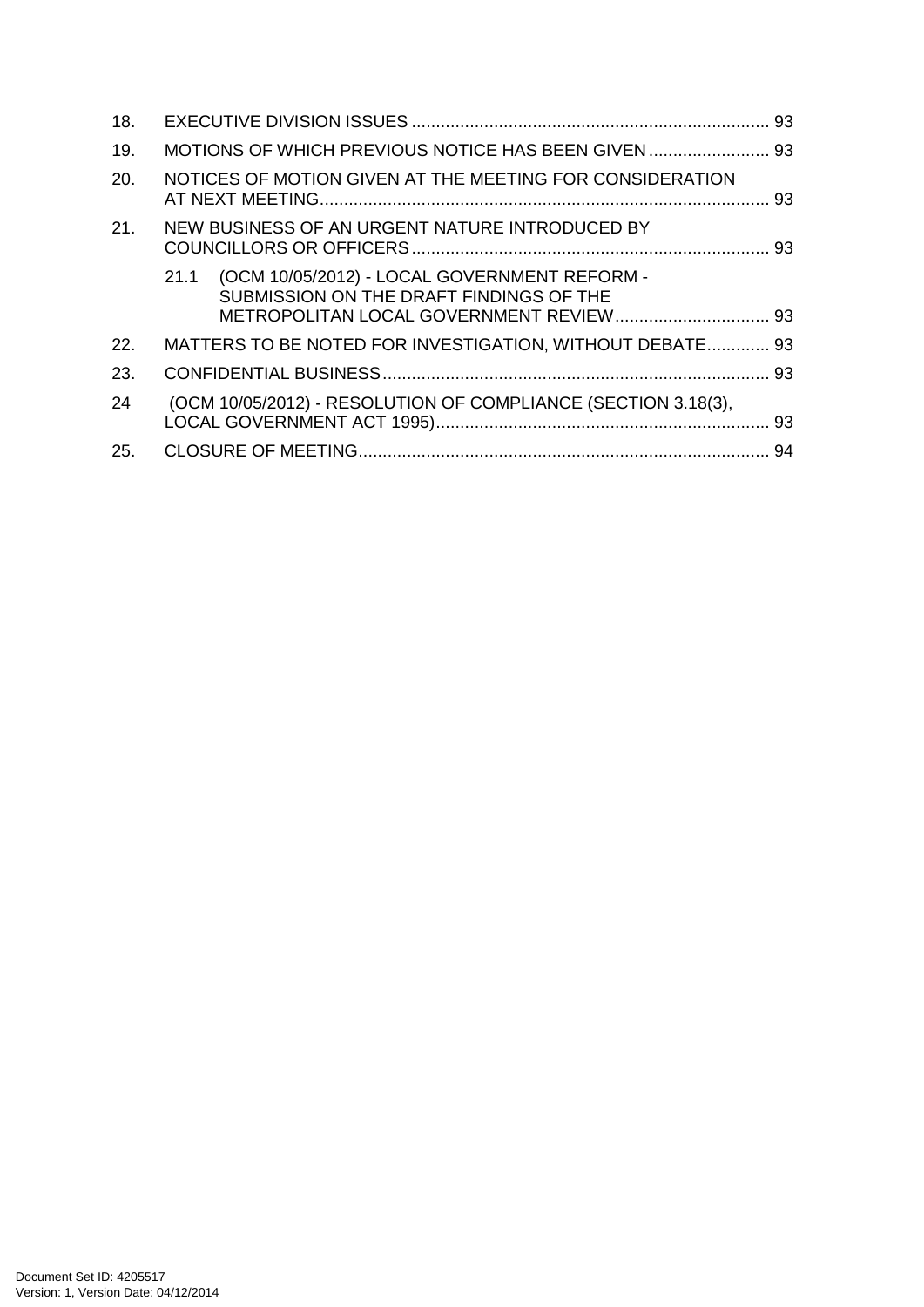18. EXECUTIVE DIVISION ISSUES ........................................................................ 93

19. MOTIONS OF WHICH PREVIOUS NOTICE HAS BEEN GIVEN ......................... 93

20. NOTICES OF MOTION GIVEN AT THE MEETING FOR CONSIDERATION AT NEXT MEETING............................................................................................ 93

21. NEW BUSINESS OF AN URGENT NATURE INTRODUCED BY COUNCILLORS OR OFFICERS......................................................................... 93

    21.1 (OCM 10/05/2012) - LOCAL GOVERNMENT REFORM - SUBMISSION ON THE DRAFT FINDINGS OF THE METROPOLITAN LOCAL GOVERNMENT REVIEW................................ 93

22. MATTERS TO BE NOTED FOR INVESTIGATION, WITHOUT DEBATE............. 93

23. CONFIDENTIAL BUSINESS............................................................................... 93

24 (OCM 10/05/2012) - RESOLUTION OF COMPLIANCE (SECTION 3.18(3), LOCAL GOVERNMENT ACT 1995).................................................................... 93

25. CLOSURE OF MEETING.................................................................................... 94

Document Set ID: 4205517
Version: 1, Version Date: 04/12/2014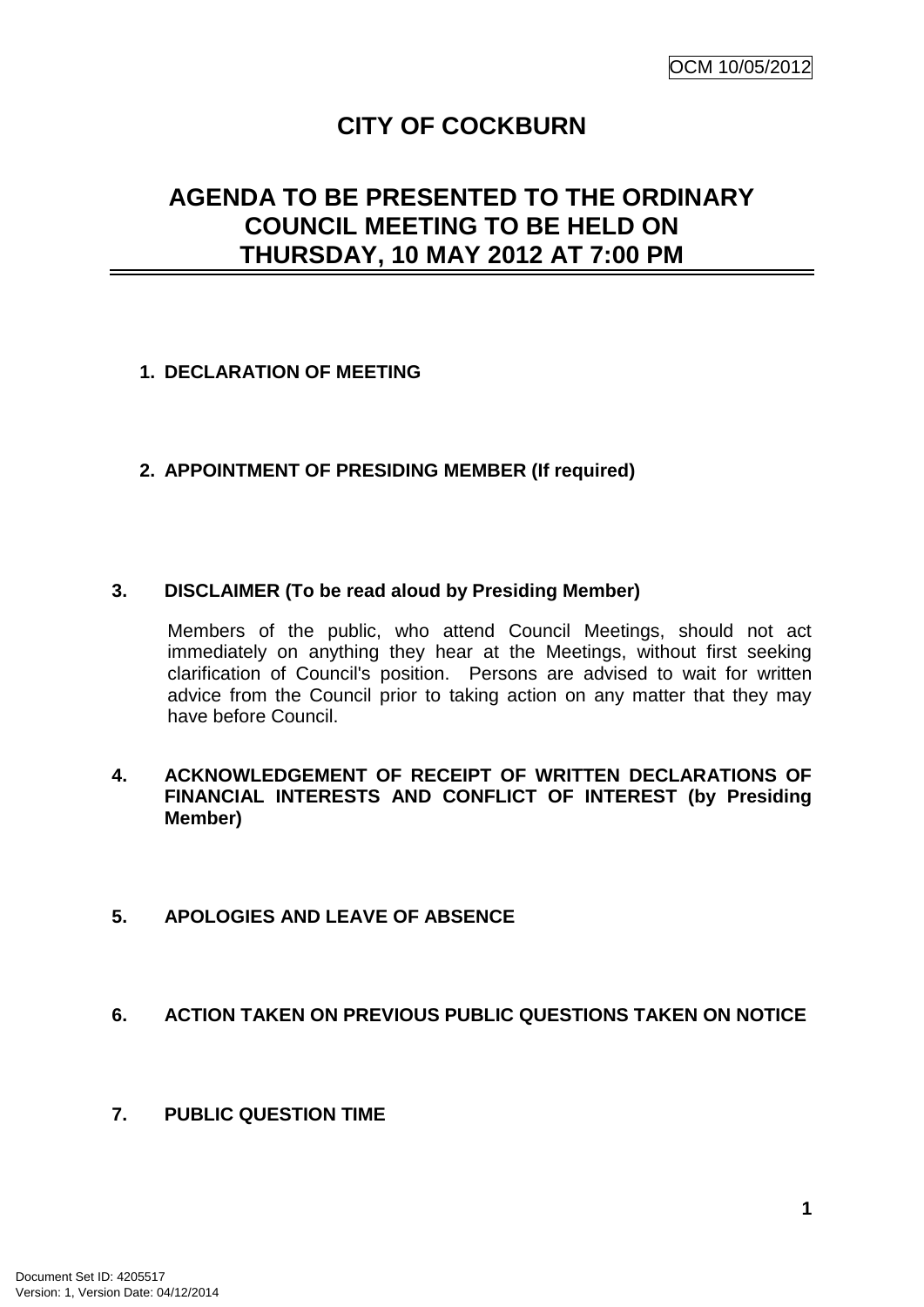# CITY OF COCKBURN

## AGENDA TO BE PRESENTED TO THE ORDINARY COUNCIL MEETING TO BE HELD ON THURSDAY, 10 MAY 2012 AT 7:00 PM

**1. DECLARATION OF MEETING**

**2. APPOINTMENT OF PRESIDING MEMBER (If required)**

**3. DISCLAIMER (To be read aloud by Presiding Member)**

Members of the public, who attend Council Meetings, should not act immediately on anything they hear at the Meetings, without first seeking clarification of Council's position. Persons are advised to wait for written advice from the Council prior to taking action on any matter that they may have before Council.

**4. ACKNOWLEDGEMENT OF RECEIPT OF WRITTEN DECLARATIONS OF FINANCIAL INTERESTS AND CONFLICT OF INTEREST (by Presiding Member)**

**5. APOLOGIES AND LEAVE OF ABSENCE**

**6. ACTION TAKEN ON PREVIOUS PUBLIC QUESTIONS TAKEN ON NOTICE**

**7. PUBLIC QUESTION TIME**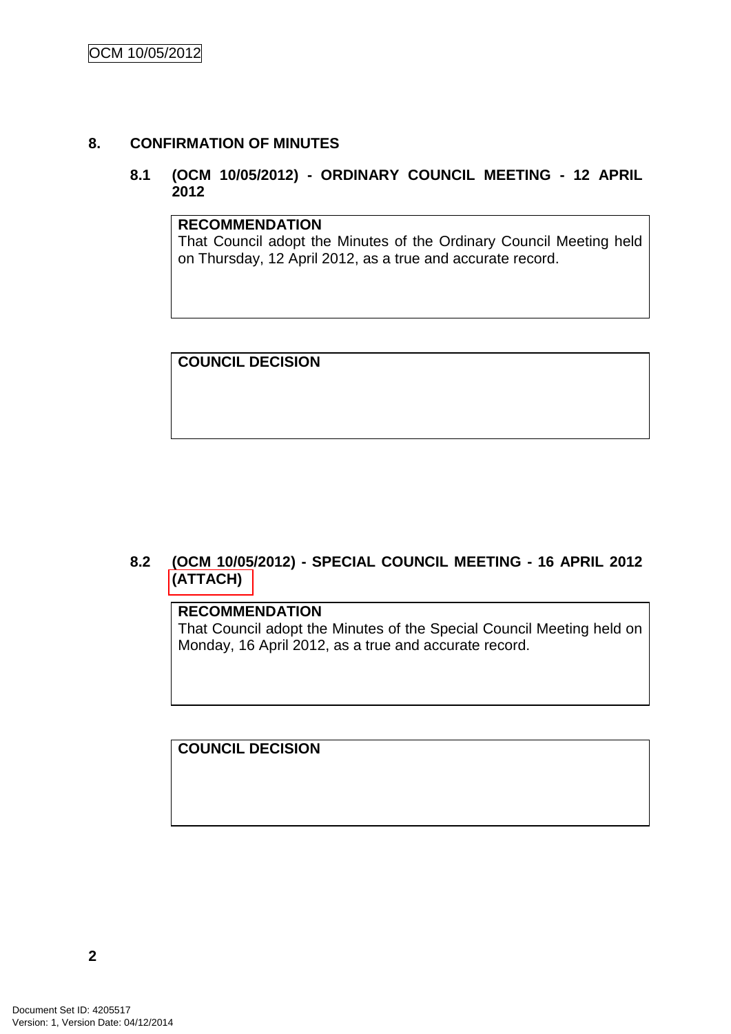## 8. CONFIRMATION OF MINUTES

### 8.1 (OCM 10/05/2012) - ORDINARY COUNCIL MEETING - 12 APRIL 2012

**RECOMMENDATION**
That Council adopt the Minutes of the Ordinary Council Meeting held on Thursday, 12 April 2012, as a true and accurate record.

**COUNCIL DECISION**

### 8.2 (OCM 10/05/2012) - SPECIAL COUNCIL MEETING - 16 APRIL 2012 (ATTACH)

**RECOMMENDATION**
That Council adopt the Minutes of the Special Council Meeting held on Monday, 16 April 2012, as a true and accurate record.

**COUNCIL DECISION**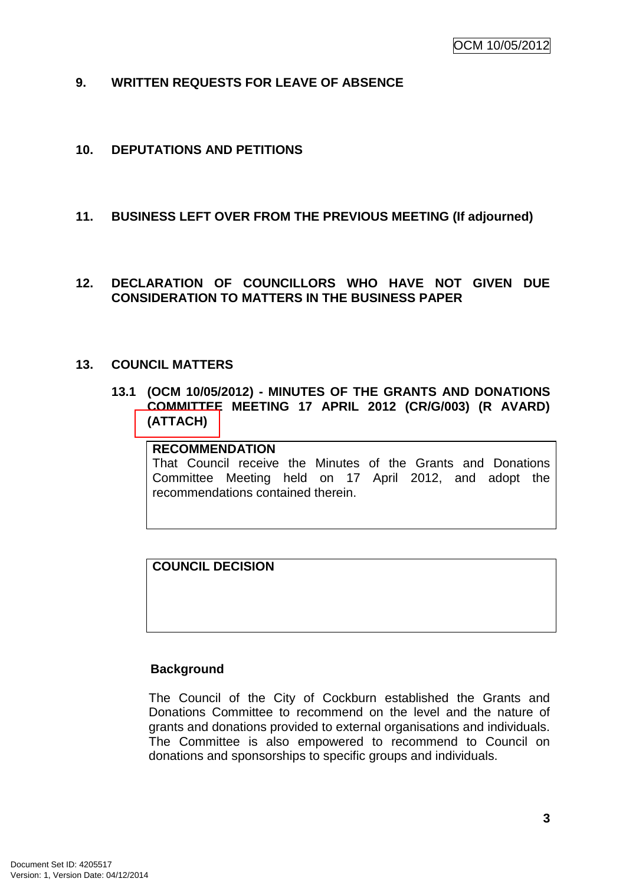## 9. WRITTEN REQUESTS FOR LEAVE OF ABSENCE

## 10. DEPUTATIONS AND PETITIONS

## 11. BUSINESS LEFT OVER FROM THE PREVIOUS MEETING (If adjourned)

## 12. DECLARATION OF COUNCILLORS WHO HAVE NOT GIVEN DUE CONSIDERATION TO MATTERS IN THE BUSINESS PAPER

## 13. COUNCIL MATTERS

### 13.1 (OCM 10/05/2012) - MINUTES OF THE GRANTS AND DONATIONS COMMITTEE MEETING 17 APRIL 2012 (CR/G/003) (R AVARD) (ATTACH)

**RECOMMENDATION**

That Council receive the Minutes of the Grants and Donations Committee Meeting held on 17 April 2012, and adopt the recommendations contained therein.

**COUNCIL DECISION**

**Background**

The Council of the City of Cockburn established the Grants and Donations Committee to recommend on the level and the nature of grants and donations provided to external organisations and individuals. The Committee is also empowered to recommend to Council on donations and sponsorships to specific groups and individuals.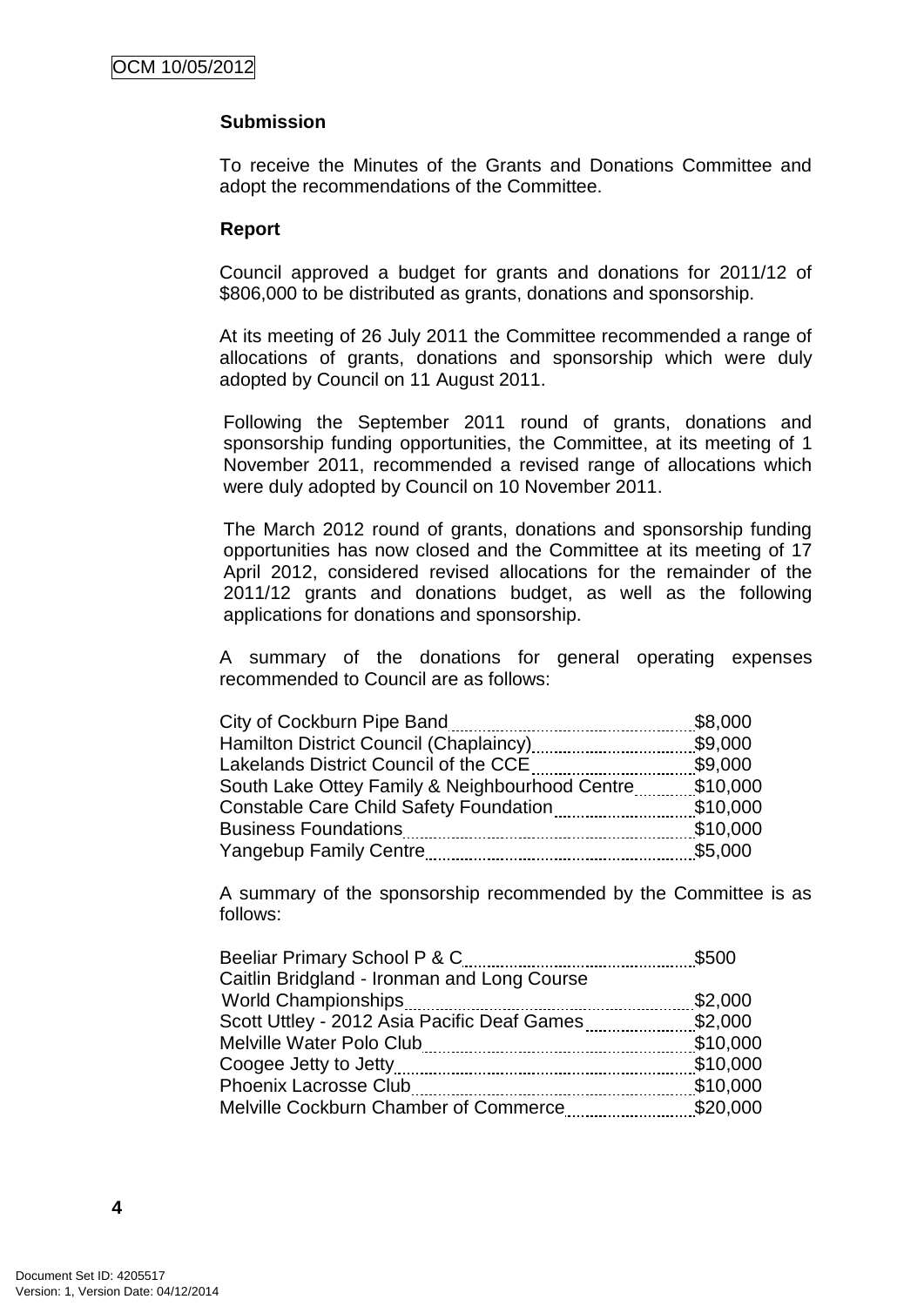**Submission**

To receive the Minutes of the Grants and Donations Committee and adopt the recommendations of the Committee.

**Report**

Council approved a budget for grants and donations for 2011/12 of $806,000 to be distributed as grants, donations and sponsorship.

At its meeting of 26 July 2011 the Committee recommended a range of allocations of grants, donations and sponsorship which were duly adopted by Council on 11 August 2011.

Following the September 2011 round of grants, donations and sponsorship funding opportunities, the Committee, at its meeting of 1 November 2011, recommended a revised range of allocations which were duly adopted by Council on 10 November 2011.

The March 2012 round of grants, donations and sponsorship funding opportunities has now closed and the Committee at its meeting of 17 April 2012, considered revised allocations for the remainder of the 2011/12 grants and donations budget, as well as the following applications for donations and sponsorship.

A summary of the donations for general operating expenses recommended to Council are as follows:

| | |
|---|---|
| City of Cockburn Pipe Band | $8,000 |
| Hamilton District Council (Chaplaincy) | $9,000 |
| Lakelands District Council of the CCE | $9,000 |
| South Lake Ottey Family & Neighbourhood Centre | $10,000 |
| Constable Care Child Safety Foundation | $10,000 |
| Business Foundations | $10,000 |
| Yangebup Family Centre | $5,000 |

A summary of the sponsorship recommended by the Committee is as follows:

| | |
|---|---|
| Beeliar Primary School P & C | $500 |
| Caitlin Bridgland - Ironman and Long Course World Championships | $2,000 |
| Scott Uttley - 2012 Asia Pacific Deaf Games | $2,000 |
| Melville Water Polo Club | $10,000 |
| Coogee Jetty to Jetty | $10,000 |
| Phoenix Lacrosse Club | $10,000 |
| Melville Cockburn Chamber of Commerce | $20,000 |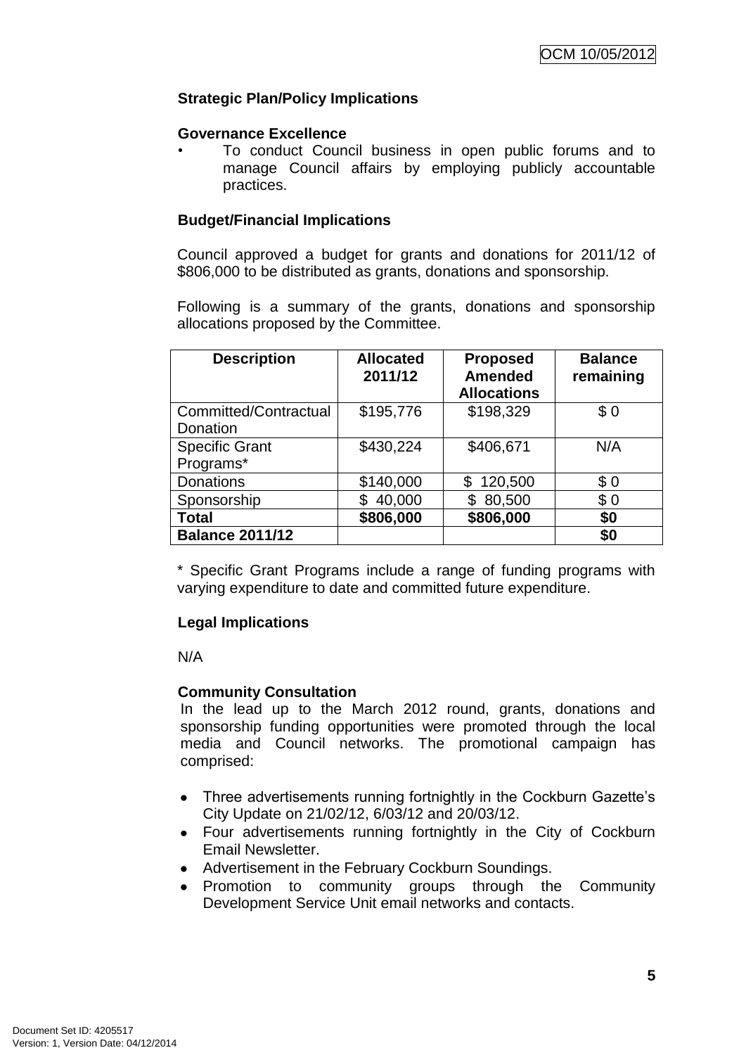**Strategic Plan/Policy Implications**

**Governance Excellence**

- To conduct Council business in open public forums and to manage Council affairs by employing publicly accountable practices.

**Budget/Financial Implications**

Council approved a budget for grants and donations for 2011/12 of $806,000 to be distributed as grants, donations and sponsorship.

Following is a summary of the grants, donations and sponsorship allocations proposed by the Committee.

| Description | Allocated 2011/12 | Proposed Amended Allocations | Balance remaining |
|---|---|---|---|
| Committed/Contractual Donation | $195,776 | $198,329 | $ 0 |
| Specific Grant Programs* | $430,224 | $406,671 | N/A |
| Donations | $140,000 | $ 120,500 | $ 0 |
| Sponsorship | $ 40,000 | $ 80,500 | $ 0 |
| **Total** | **$806,000** | **$806,000** | **$0** |
| **Balance 2011/12** | | | **$0** |

\* Specific Grant Programs include a range of funding programs with varying expenditure to date and committed future expenditure.

**Legal Implications**

N/A

**Community Consultation**

In the lead up to the March 2012 round, grants, donations and sponsorship funding opportunities were promoted through the local media and Council networks. The promotional campaign has comprised:

- Three advertisements running fortnightly in the Cockburn Gazette's City Update on 21/02/12, 6/03/12 and 20/03/12.
- Four advertisements running fortnightly in the City of Cockburn Email Newsletter.
- Advertisement in the February Cockburn Soundings.
- Promotion to community groups through the Community Development Service Unit email networks and contacts.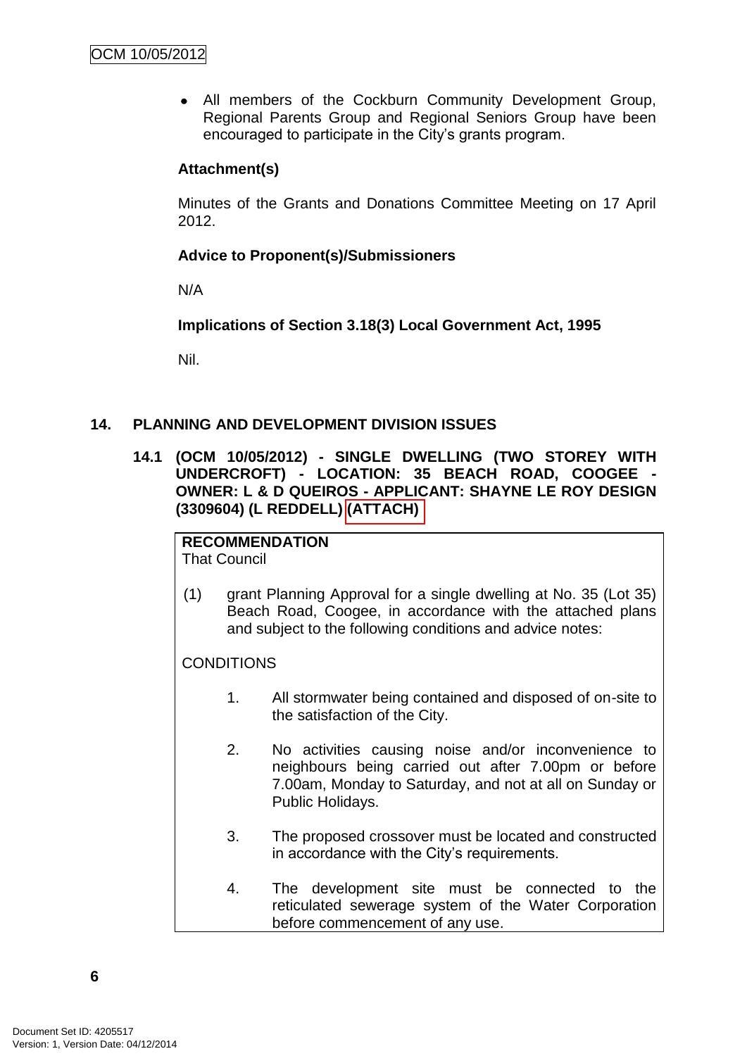- All members of the Cockburn Community Development Group, Regional Parents Group and Regional Seniors Group have been encouraged to participate in the City's grants program.

**Attachment(s)**

Minutes of the Grants and Donations Committee Meeting on 17 April 2012.

**Advice to Proponent(s)/Submissioners**

N/A

**Implications of Section 3.18(3) Local Government Act, 1995**

Nil.

## 14. PLANNING AND DEVELOPMENT DIVISION ISSUES

### 14.1 (OCM 10/05/2012) - SINGLE DWELLING (TWO STOREY WITH UNDERCROFT) - LOCATION: 35 BEACH ROAD, COOGEE - OWNER: L & D QUEIROS - APPLICANT: SHAYNE LE ROY DESIGN (3309604) (L REDDELL) (ATTACH)

**RECOMMENDATION**
That Council

(1) grant Planning Approval for a single dwelling at No. 35 (Lot 35) Beach Road, Coogee, in accordance with the attached plans and subject to the following conditions and advice notes:

CONDITIONS

1. All stormwater being contained and disposed of on-site to the satisfaction of the City.

2. No activities causing noise and/or inconvenience to neighbours being carried out after 7.00pm or before 7.00am, Monday to Saturday, and not at all on Sunday or Public Holidays.

3. The proposed crossover must be located and constructed in accordance with the City's requirements.

4. The development site must be connected to the reticulated sewerage system of the Water Corporation before commencement of any use.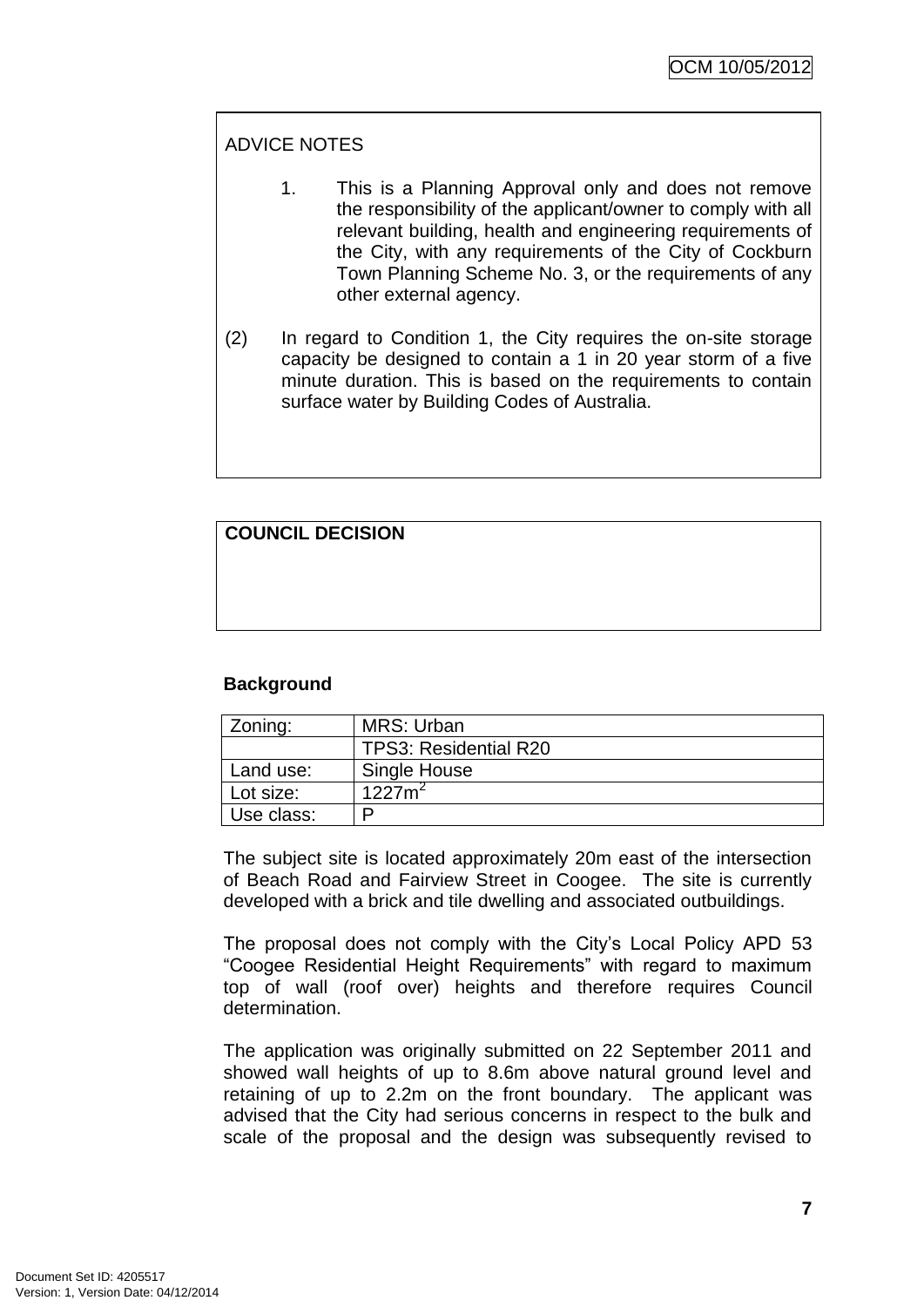ADVICE NOTES

1. This is a Planning Approval only and does not remove the responsibility of the applicant/owner to comply with all relevant building, health and engineering requirements of the City, with any requirements of the City of Cockburn Town Planning Scheme No. 3, or the requirements of any other external agency.

(2) In regard to Condition 1, the City requires the on-site storage capacity be designed to contain a 1 in 20 year storm of a five minute duration. This is based on the requirements to contain surface water by Building Codes of Australia.

**COUNCIL DECISION**

**Background**

| Zoning: | MRS: Urban |
|---|---|
| | TPS3: Residential R20 |
| Land use: | Single House |
| Lot size: | 1227m$^2$ |
| Use class: | P |

The subject site is located approximately 20m east of the intersection of Beach Road and Fairview Street in Coogee. The site is currently developed with a brick and tile dwelling and associated outbuildings.

The proposal does not comply with the City's Local Policy APD 53 "Coogee Residential Height Requirements" with regard to maximum top of wall (roof over) heights and therefore requires Council determination.

The application was originally submitted on 22 September 2011 and showed wall heights of up to 8.6m above natural ground level and retaining of up to 2.2m on the front boundary. The applicant was advised that the City had serious concerns in respect to the bulk and scale of the proposal and the design was subsequently revised to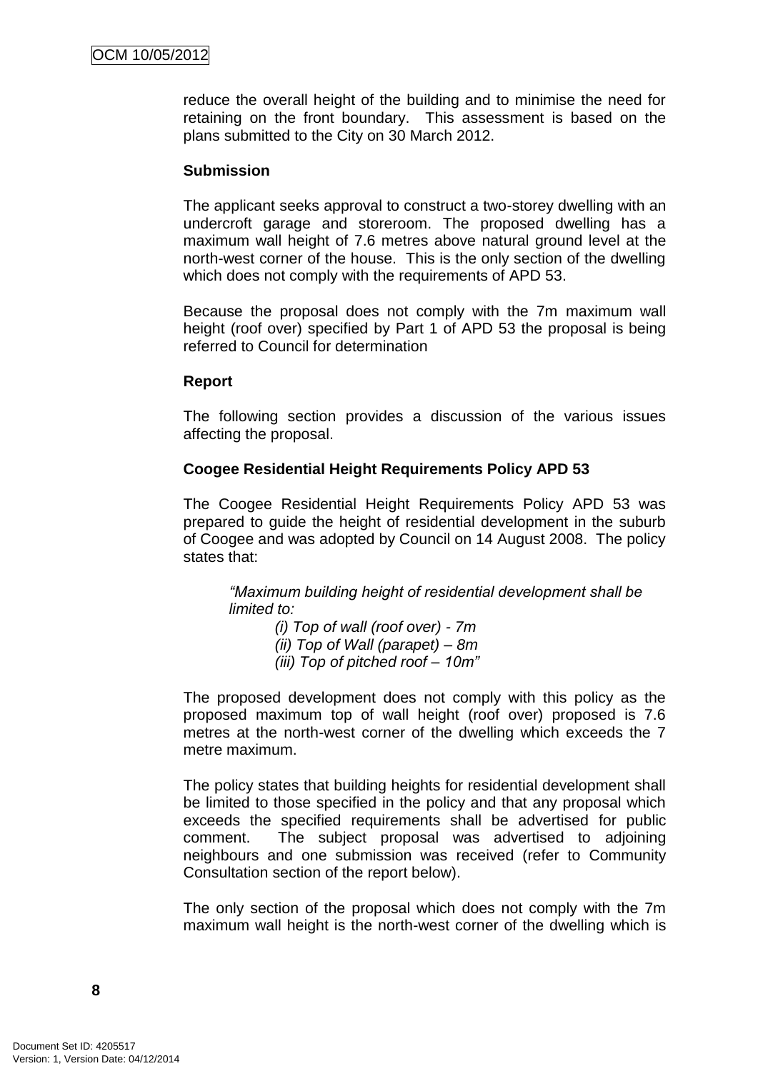reduce the overall height of the building and to minimise the need for retaining on the front boundary. This assessment is based on the plans submitted to the City on 30 March 2012.

**Submission**

The applicant seeks approval to construct a two-storey dwelling with an undercroft garage and storeroom. The proposed dwelling has a maximum wall height of 7.6 metres above natural ground level at the north-west corner of the house. This is the only section of the dwelling which does not comply with the requirements of APD 53.

Because the proposal does not comply with the 7m maximum wall height (roof over) specified by Part 1 of APD 53 the proposal is being referred to Council for determination

**Report**

The following section provides a discussion of the various issues affecting the proposal.

**Coogee Residential Height Requirements Policy APD 53**

The Coogee Residential Height Requirements Policy APD 53 was prepared to guide the height of residential development in the suburb of Coogee and was adopted by Council on 14 August 2008. The policy states that:

> *"Maximum building height of residential development shall be limited to:*
> *(i) Top of wall (roof over) - 7m*
> *(ii) Top of Wall (parapet) – 8m*
> *(iii) Top of pitched roof – 10m"*

The proposed development does not comply with this policy as the proposed maximum top of wall height (roof over) proposed is 7.6 metres at the north-west corner of the dwelling which exceeds the 7 metre maximum.

The policy states that building heights for residential development shall be limited to those specified in the policy and that any proposal which exceeds the specified requirements shall be advertised for public comment. The subject proposal was advertised to adjoining neighbours and one submission was received (refer to Community Consultation section of the report below).

The only section of the proposal which does not comply with the 7m maximum wall height is the north-west corner of the dwelling which is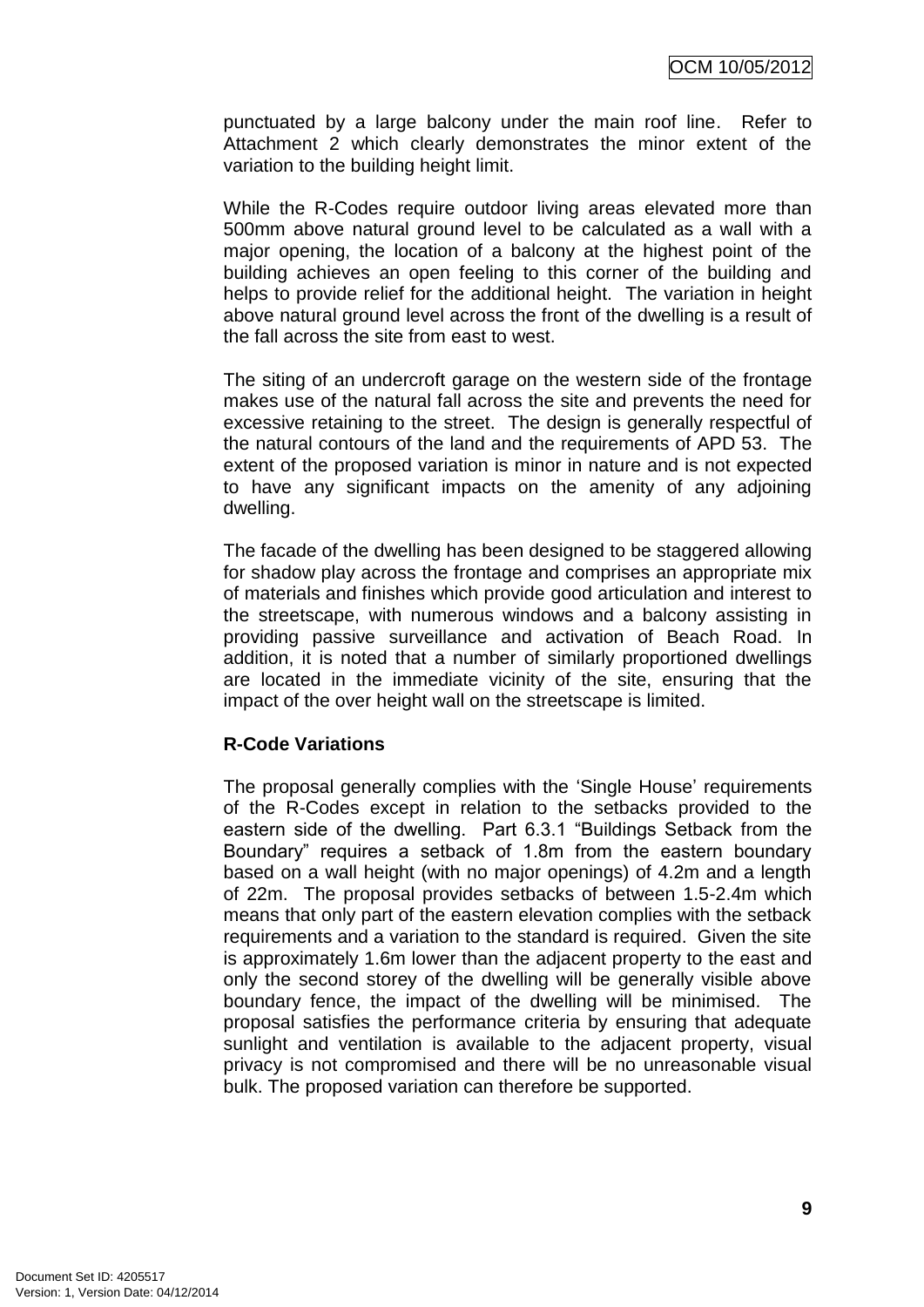punctuated by a large balcony under the main roof line. Refer to Attachment 2 which clearly demonstrates the minor extent of the variation to the building height limit.

While the R-Codes require outdoor living areas elevated more than 500mm above natural ground level to be calculated as a wall with a major opening, the location of a balcony at the highest point of the building achieves an open feeling to this corner of the building and helps to provide relief for the additional height. The variation in height above natural ground level across the front of the dwelling is a result of the fall across the site from east to west.

The siting of an undercroft garage on the western side of the frontage makes use of the natural fall across the site and prevents the need for excessive retaining to the street. The design is generally respectful of the natural contours of the land and the requirements of APD 53. The extent of the proposed variation is minor in nature and is not expected to have any significant impacts on the amenity of any adjoining dwelling.

The facade of the dwelling has been designed to be staggered allowing for shadow play across the frontage and comprises an appropriate mix of materials and finishes which provide good articulation and interest to the streetscape, with numerous windows and a balcony assisting in providing passive surveillance and activation of Beach Road. In addition, it is noted that a number of similarly proportioned dwellings are located in the immediate vicinity of the site, ensuring that the impact of the over height wall on the streetscape is limited.

**R-Code Variations**

The proposal generally complies with the 'Single House' requirements of the R-Codes except in relation to the setbacks provided to the eastern side of the dwelling. Part 6.3.1 "Buildings Setback from the Boundary" requires a setback of 1.8m from the eastern boundary based on a wall height (with no major openings) of 4.2m and a length of 22m. The proposal provides setbacks of between 1.5-2.4m which means that only part of the eastern elevation complies with the setback requirements and a variation to the standard is required. Given the site is approximately 1.6m lower than the adjacent property to the east and only the second storey of the dwelling will be generally visible above boundary fence, the impact of the dwelling will be minimised. The proposal satisfies the performance criteria by ensuring that adequate sunlight and ventilation is available to the adjacent property, visual privacy is not compromised and there will be no unreasonable visual bulk. The proposed variation can therefore be supported.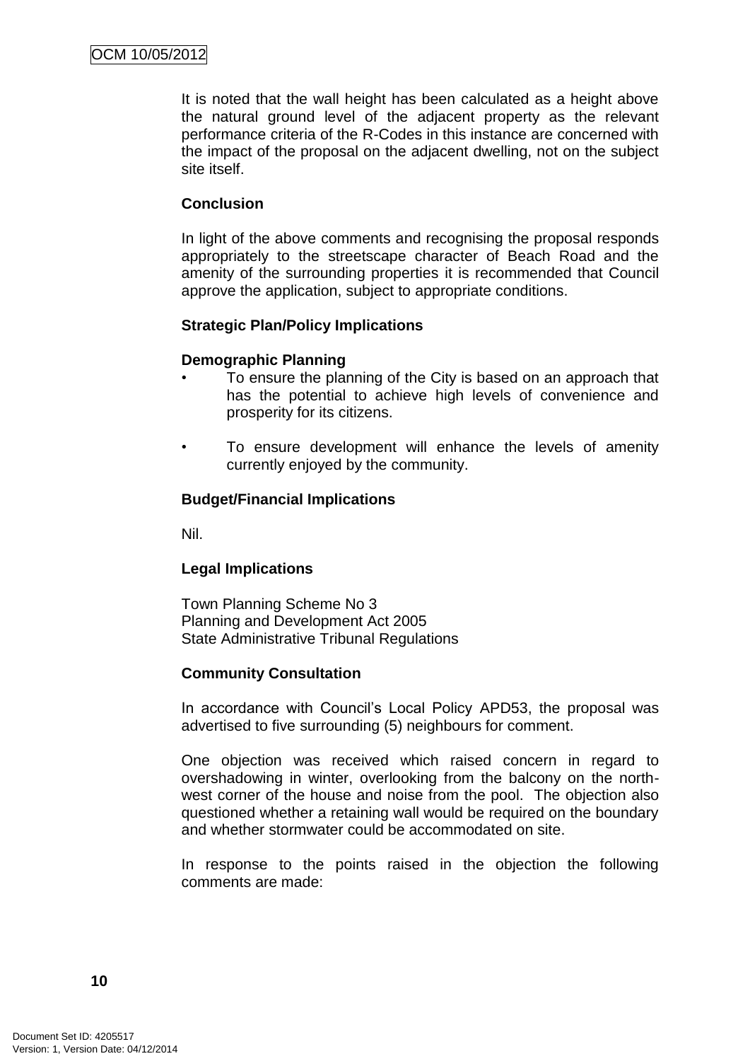It is noted that the wall height has been calculated as a height above the natural ground level of the adjacent property as the relevant performance criteria of the R-Codes in this instance are concerned with the impact of the proposal on the adjacent dwelling, not on the subject site itself.

**Conclusion**

In light of the above comments and recognising the proposal responds appropriately to the streetscape character of Beach Road and the amenity of the surrounding properties it is recommended that Council approve the application, subject to appropriate conditions.

**Strategic Plan/Policy Implications**

**Demographic Planning**

- To ensure the planning of the City is based on an approach that has the potential to achieve high levels of convenience and prosperity for its citizens.
- To ensure development will enhance the levels of amenity currently enjoyed by the community.

**Budget/Financial Implications**

Nil.

**Legal Implications**

Town Planning Scheme No 3
Planning and Development Act 2005
State Administrative Tribunal Regulations

**Community Consultation**

In accordance with Council's Local Policy APD53, the proposal was advertised to five surrounding (5) neighbours for comment.

One objection was received which raised concern in regard to overshadowing in winter, overlooking from the balcony on the north-west corner of the house and noise from the pool. The objection also questioned whether a retaining wall would be required on the boundary and whether stormwater could be accommodated on site.

In response to the points raised in the objection the following comments are made: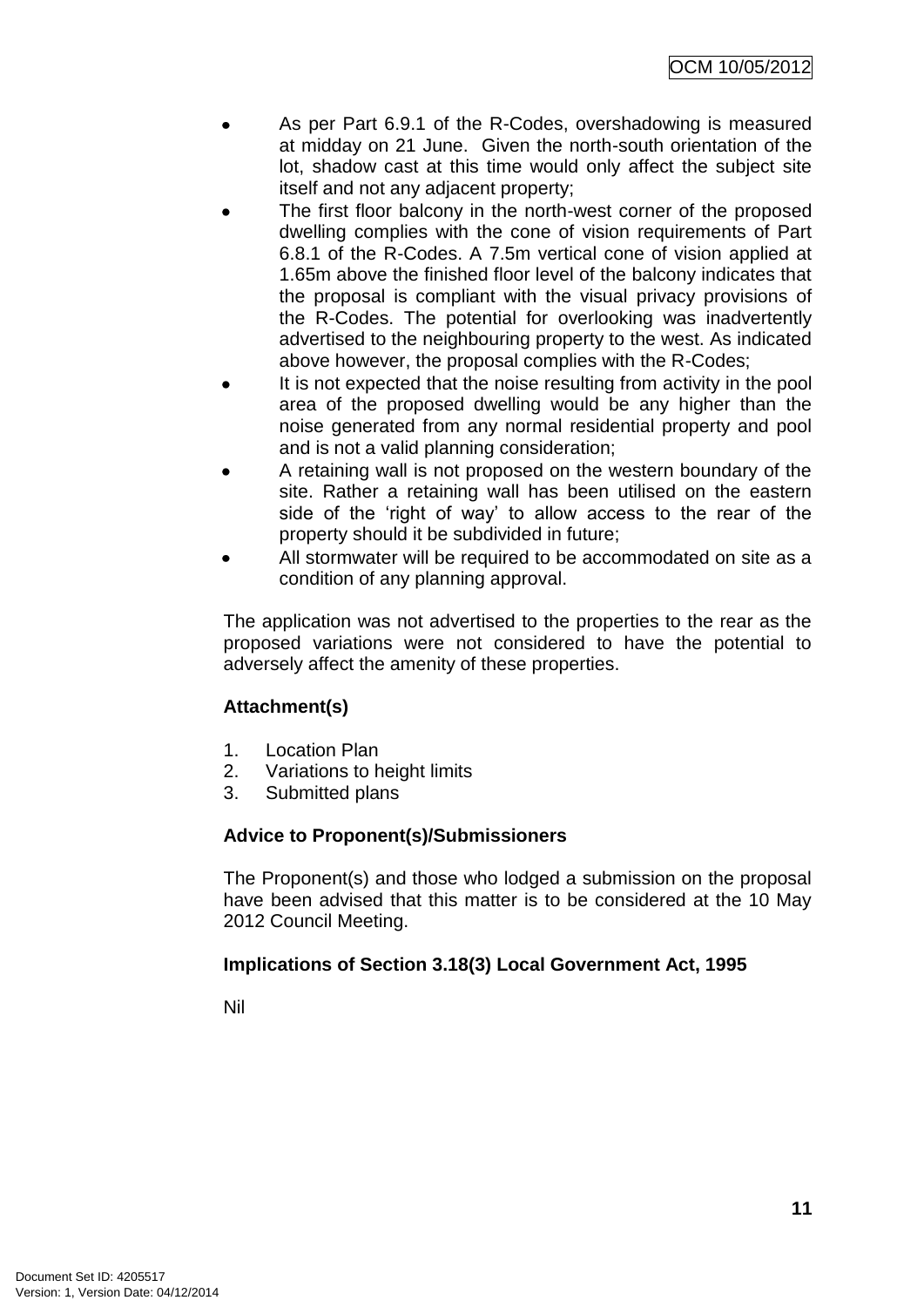- As per Part 6.9.1 of the R-Codes, overshadowing is measured at midday on 21 June. Given the north-south orientation of the lot, shadow cast at this time would only affect the subject site itself and not any adjacent property;
- The first floor balcony in the north-west corner of the proposed dwelling complies with the cone of vision requirements of Part 6.8.1 of the R-Codes. A 7.5m vertical cone of vision applied at 1.65m above the finished floor level of the balcony indicates that the proposal is compliant with the visual privacy provisions of the R-Codes. The potential for overlooking was inadvertently advertised to the neighbouring property to the west. As indicated above however, the proposal complies with the R-Codes;
- It is not expected that the noise resulting from activity in the pool area of the proposed dwelling would be any higher than the noise generated from any normal residential property and pool and is not a valid planning consideration;
- A retaining wall is not proposed on the western boundary of the site. Rather a retaining wall has been utilised on the eastern side of the 'right of way' to allow access to the rear of the property should it be subdivided in future;
- All stormwater will be required to be accommodated on site as a condition of any planning approval.

The application was not advertised to the properties to the rear as the proposed variations were not considered to have the potential to adversely affect the amenity of these properties.

**Attachment(s)**

1. Location Plan
2. Variations to height limits
3. Submitted plans

**Advice to Proponent(s)/Submissioners**

The Proponent(s) and those who lodged a submission on the proposal have been advised that this matter is to be considered at the 10 May 2012 Council Meeting.

**Implications of Section 3.18(3) Local Government Act, 1995**

Nil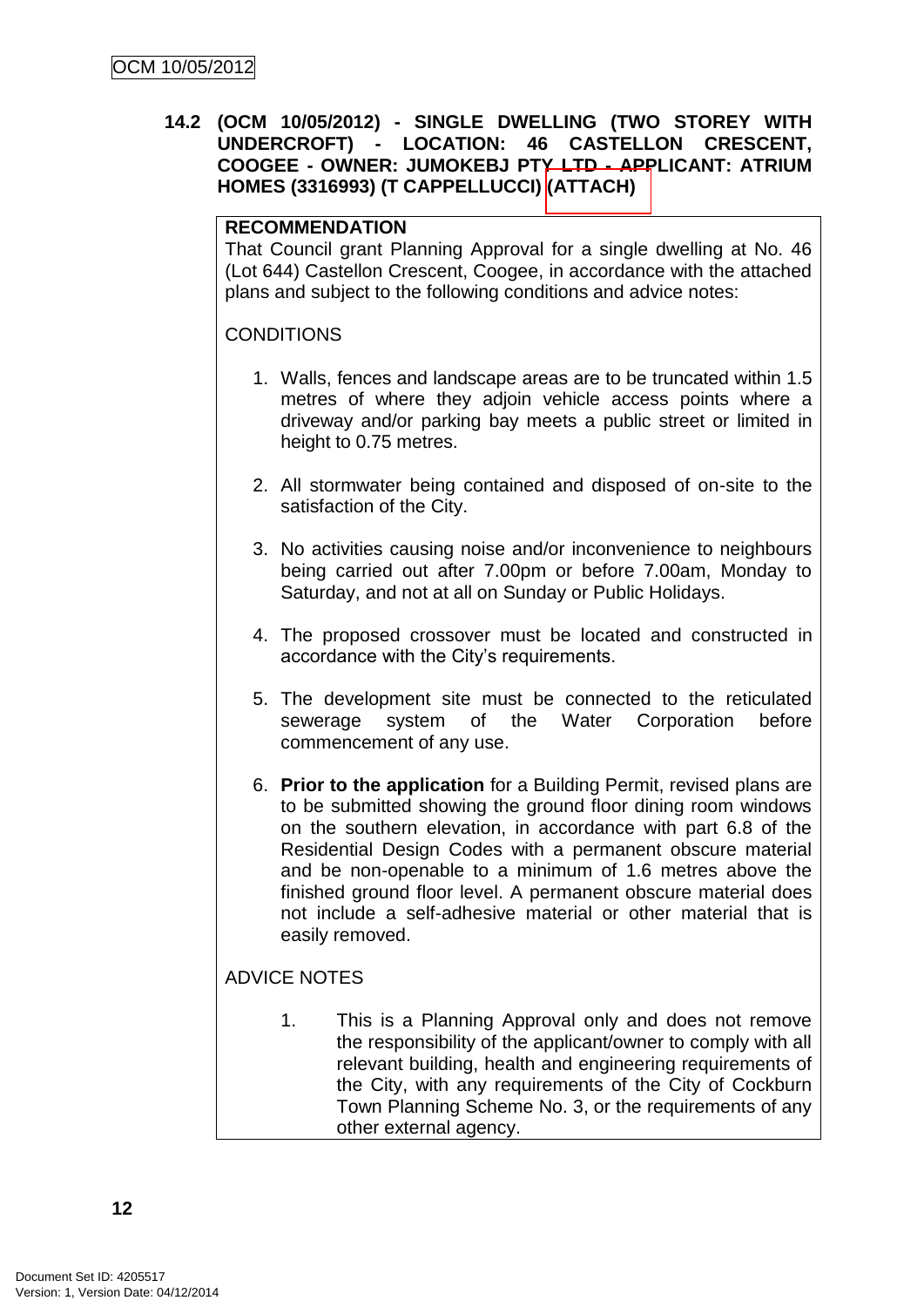**14.2 (OCM 10/05/2012) - SINGLE DWELLING (TWO STOREY WITH UNDERCROFT) - LOCATION: 46 CASTELLON CRESCENT, COOGEE - OWNER: JUMOKEBJ PTY LTD - APPLICANT: ATRIUM HOMES (3316993) (T CAPPELLUCCI) (ATTACH)**

**RECOMMENDATION**

That Council grant Planning Approval for a single dwelling at No. 46 (Lot 644) Castellon Crescent, Coogee, in accordance with the attached plans and subject to the following conditions and advice notes:

CONDITIONS

1. Walls, fences and landscape areas are to be truncated within 1.5 metres of where they adjoin vehicle access points where a driveway and/or parking bay meets a public street or limited in height to 0.75 metres.

2. All stormwater being contained and disposed of on-site to the satisfaction of the City.

3. No activities causing noise and/or inconvenience to neighbours being carried out after 7.00pm or before 7.00am, Monday to Saturday, and not at all on Sunday or Public Holidays.

4. The proposed crossover must be located and constructed in accordance with the City's requirements.

5. The development site must be connected to the reticulated sewerage system of the Water Corporation before commencement of any use.

6. **Prior to the application** for a Building Permit, revised plans are to be submitted showing the ground floor dining room windows on the southern elevation, in accordance with part 6.8 of the Residential Design Codes with a permanent obscure material and be non-openable to a minimum of 1.6 metres above the finished ground floor level. A permanent obscure material does not include a self-adhesive material or other material that is easily removed.

ADVICE NOTES

1. This is a Planning Approval only and does not remove the responsibility of the applicant/owner to comply with all relevant building, health and engineering requirements of the City, with any requirements of the City of Cockburn Town Planning Scheme No. 3, or the requirements of any other external agency.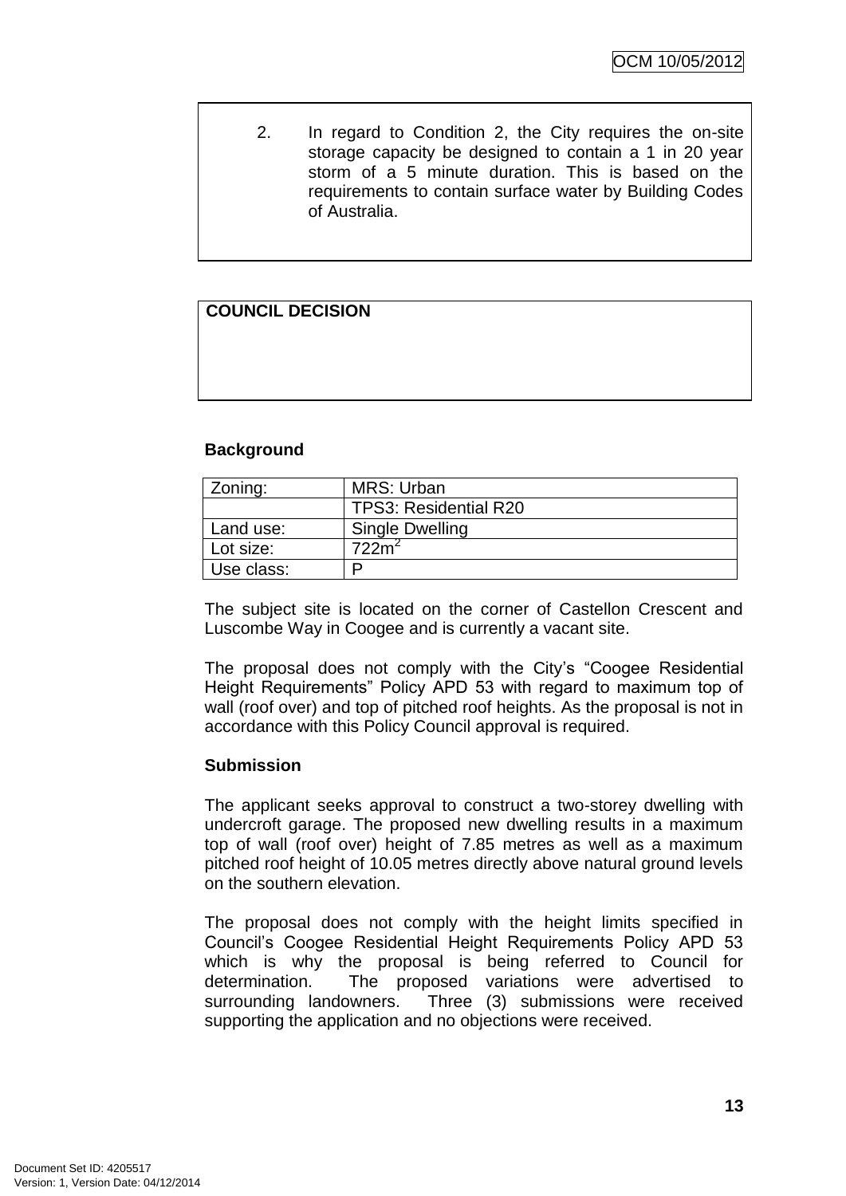2. In regard to Condition 2, the City requires the on-site storage capacity be designed to contain a 1 in 20 year storm of a 5 minute duration. This is based on the requirements to contain surface water by Building Codes of Australia.

**COUNCIL DECISION**

**Background**

| Zoning: | MRS: Urban |
|---|---|
| | TPS3: Residential R20 |
| Land use: | Single Dwelling |
| Lot size: | 722m$^2$ |
| Use class: | P |

The subject site is located on the corner of Castellon Crescent and Luscombe Way in Coogee and is currently a vacant site.

The proposal does not comply with the City's "Coogee Residential Height Requirements" Policy APD 53 with regard to maximum top of wall (roof over) and top of pitched roof heights. As the proposal is not in accordance with this Policy Council approval is required.

**Submission**

The applicant seeks approval to construct a two-storey dwelling with undercroft garage. The proposed new dwelling results in a maximum top of wall (roof over) height of 7.85 metres as well as a maximum pitched roof height of 10.05 metres directly above natural ground levels on the southern elevation.

The proposal does not comply with the height limits specified in Council's Coogee Residential Height Requirements Policy APD 53 which is why the proposal is being referred to Council for determination. The proposed variations were advertised to surrounding landowners. Three (3) submissions were received supporting the application and no objections were received.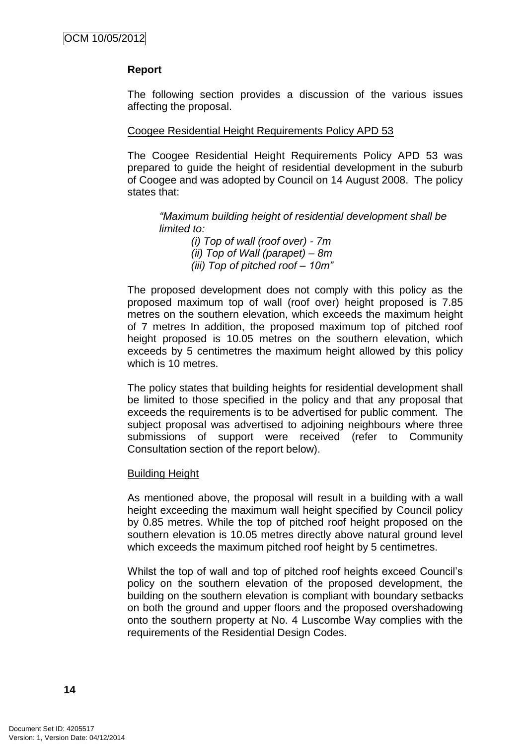**Report**

The following section provides a discussion of the various issues affecting the proposal.

Coogee Residential Height Requirements Policy APD 53

The Coogee Residential Height Requirements Policy APD 53 was prepared to guide the height of residential development in the suburb of Coogee and was adopted by Council on 14 August 2008. The policy states that:

> *"Maximum building height of residential development shall be limited to:*
>
> *(i) Top of wall (roof over) - 7m*
> *(ii) Top of Wall (parapet) – 8m*
> *(iii) Top of pitched roof – 10m"*

The proposed development does not comply with this policy as the proposed maximum top of wall (roof over) height proposed is 7.85 metres on the southern elevation, which exceeds the maximum height of 7 metres In addition, the proposed maximum top of pitched roof height proposed is 10.05 metres on the southern elevation, which exceeds by 5 centimetres the maximum height allowed by this policy which is 10 metres.

The policy states that building heights for residential development shall be limited to those specified in the policy and that any proposal that exceeds the requirements is to be advertised for public comment. The subject proposal was advertised to adjoining neighbours where three submissions of support were received (refer to Community Consultation section of the report below).

Building Height

As mentioned above, the proposal will result in a building with a wall height exceeding the maximum wall height specified by Council policy by 0.85 metres. While the top of pitched roof height proposed on the southern elevation is 10.05 metres directly above natural ground level which exceeds the maximum pitched roof height by 5 centimetres.

Whilst the top of wall and top of pitched roof heights exceed Council's policy on the southern elevation of the proposed development, the building on the southern elevation is compliant with boundary setbacks on both the ground and upper floors and the proposed overshadowing onto the southern property at No. 4 Luscombe Way complies with the requirements of the Residential Design Codes.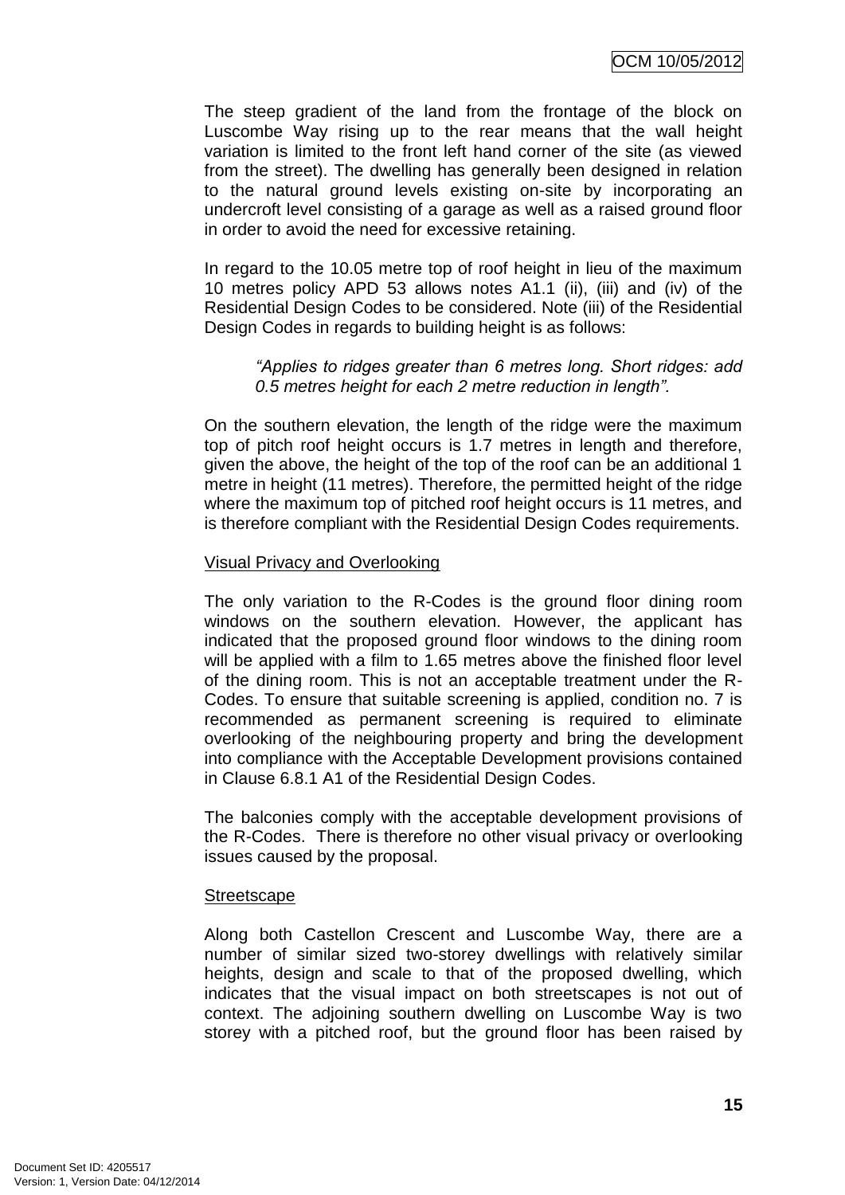The steep gradient of the land from the frontage of the block on Luscombe Way rising up to the rear means that the wall height variation is limited to the front left hand corner of the site (as viewed from the street). The dwelling has generally been designed in relation to the natural ground levels existing on-site by incorporating an undercroft level consisting of a garage as well as a raised ground floor in order to avoid the need for excessive retaining.

In regard to the 10.05 metre top of roof height in lieu of the maximum 10 metres policy APD 53 allows notes A1.1 (ii), (iii) and (iv) of the Residential Design Codes to be considered. Note (iii) of the Residential Design Codes in regards to building height is as follows:

> *"Applies to ridges greater than 6 metres long. Short ridges: add 0.5 metres height for each 2 metre reduction in length".*

On the southern elevation, the length of the ridge were the maximum top of pitch roof height occurs is 1.7 metres in length and therefore, given the above, the height of the top of the roof can be an additional 1 metre in height (11 metres). Therefore, the permitted height of the ridge where the maximum top of pitched roof height occurs is 11 metres, and is therefore compliant with the Residential Design Codes requirements.

<u>Visual Privacy and Overlooking</u>

The only variation to the R-Codes is the ground floor dining room windows on the southern elevation. However, the applicant has indicated that the proposed ground floor windows to the dining room will be applied with a film to 1.65 metres above the finished floor level of the dining room. This is not an acceptable treatment under the R-Codes. To ensure that suitable screening is applied, condition no. 7 is recommended as permanent screening is required to eliminate overlooking of the neighbouring property and bring the development into compliance with the Acceptable Development provisions contained in Clause 6.8.1 A1 of the Residential Design Codes.

The balconies comply with the acceptable development provisions of the R-Codes. There is therefore no other visual privacy or overlooking issues caused by the proposal.

<u>Streetscape</u>

Along both Castellon Crescent and Luscombe Way, there are a number of similar sized two-storey dwellings with relatively similar heights, design and scale to that of the proposed dwelling, which indicates that the visual impact on both streetscapes is not out of context. The adjoining southern dwelling on Luscombe Way is two storey with a pitched roof, but the ground floor has been raised by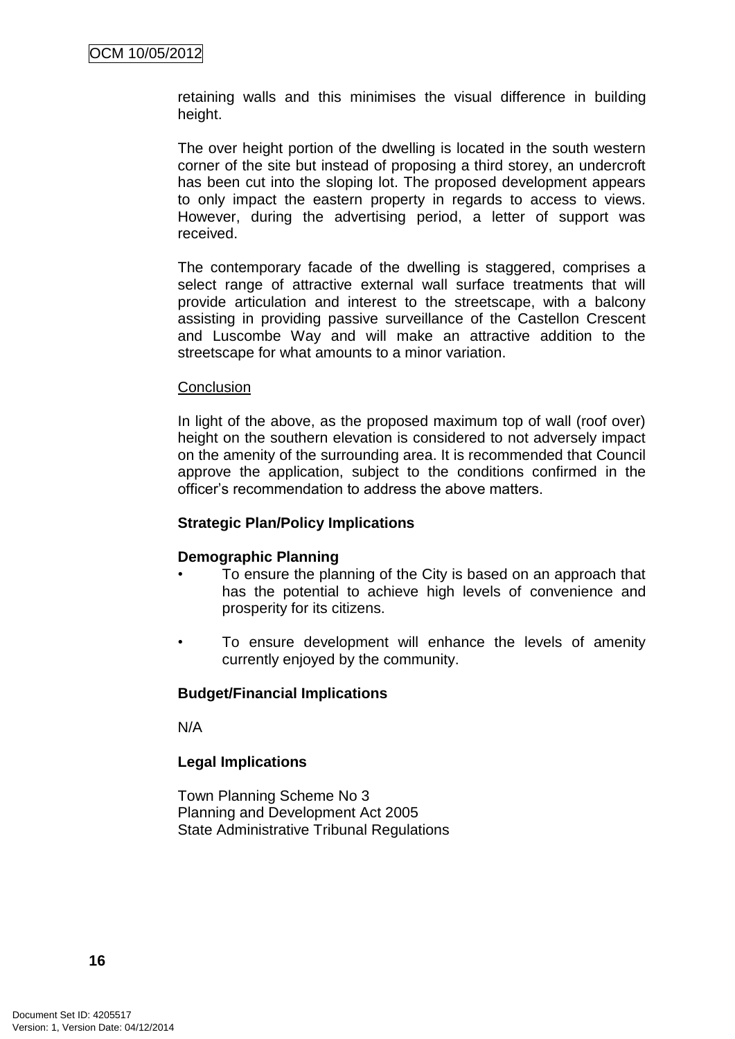retaining walls and this minimises the visual difference in building height.

The over height portion of the dwelling is located in the south western corner of the site but instead of proposing a third storey, an undercroft has been cut into the sloping lot. The proposed development appears to only impact the eastern property in regards to access to views. However, during the advertising period, a letter of support was received.

The contemporary facade of the dwelling is staggered, comprises a select range of attractive external wall surface treatments that will provide articulation and interest to the streetscape, with a balcony assisting in providing passive surveillance of the Castellon Crescent and Luscombe Way and will make an attractive addition to the streetscape for what amounts to a minor variation.

Conclusion

In light of the above, as the proposed maximum top of wall (roof over) height on the southern elevation is considered to not adversely impact on the amenity of the surrounding area. It is recommended that Council approve the application, subject to the conditions confirmed in the officer's recommendation to address the above matters.

**Strategic Plan/Policy Implications**

**Demographic Planning**

- To ensure the planning of the City is based on an approach that has the potential to achieve high levels of convenience and prosperity for its citizens.
- To ensure development will enhance the levels of amenity currently enjoyed by the community.

**Budget/Financial Implications**

N/A

**Legal Implications**

Town Planning Scheme No 3
Planning and Development Act 2005
State Administrative Tribunal Regulations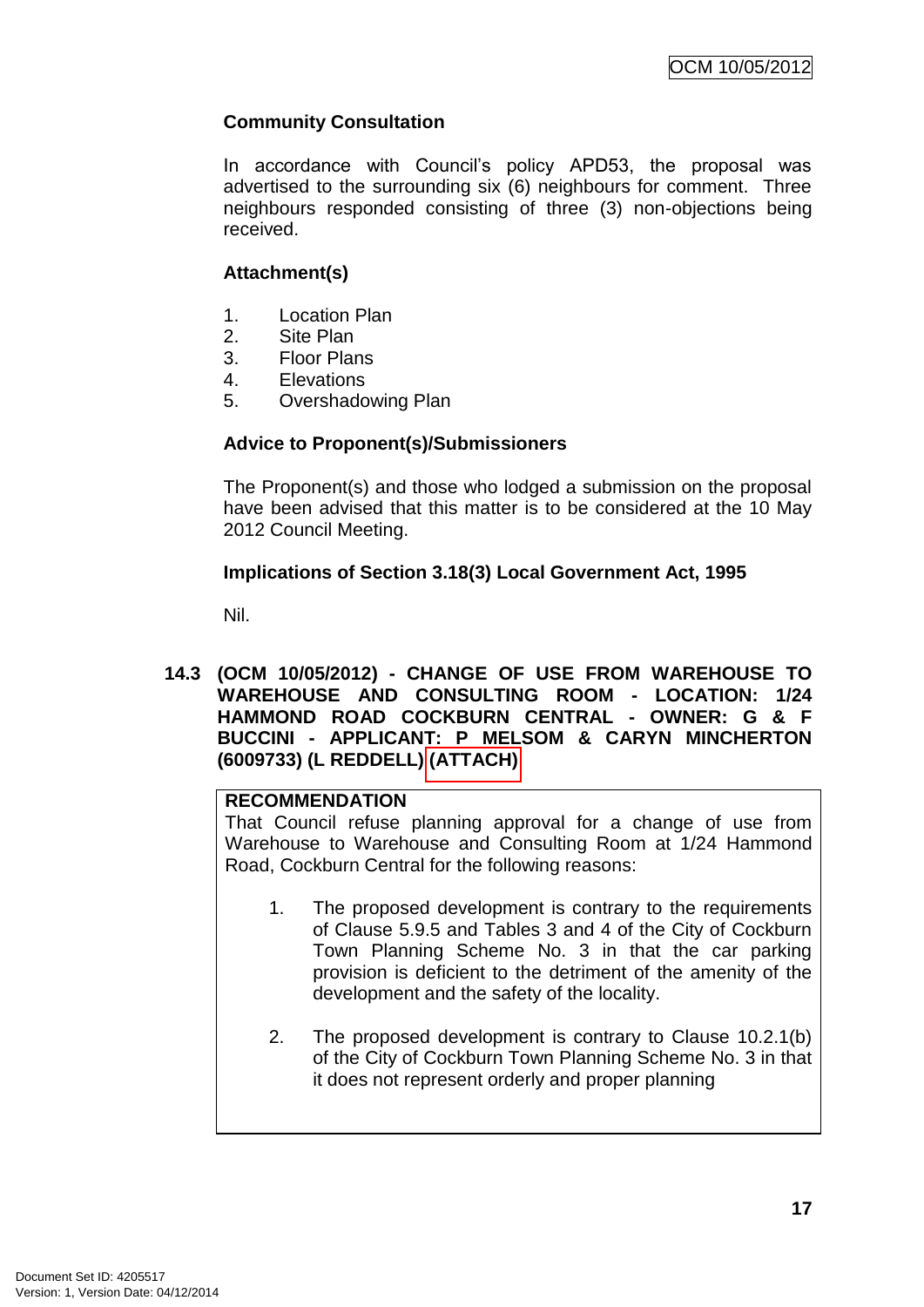**Community Consultation**

In accordance with Council's policy APD53, the proposal was advertised to the surrounding six (6) neighbours for comment. Three neighbours responded consisting of three (3) non-objections being received.

**Attachment(s)**

1. Location Plan
2. Site Plan
3. Floor Plans
4. Elevations
5. Overshadowing Plan

**Advice to Proponent(s)/Submissioners**

The Proponent(s) and those who lodged a submission on the proposal have been advised that this matter is to be considered at the 10 May 2012 Council Meeting.

**Implications of Section 3.18(3) Local Government Act, 1995**

Nil.

### 14.3 (OCM 10/05/2012) - CHANGE OF USE FROM WAREHOUSE TO WAREHOUSE AND CONSULTING ROOM - LOCATION: 1/24 HAMMOND ROAD COCKBURN CENTRAL - OWNER: G & F BUCCINI - APPLICANT: P MELSOM & CARYN MINCHERTON (6009733) (L REDDELL) (ATTACH)

**RECOMMENDATION**

That Council refuse planning approval for a change of use from Warehouse to Warehouse and Consulting Room at 1/24 Hammond Road, Cockburn Central for the following reasons:

1. The proposed development is contrary to the requirements of Clause 5.9.5 and Tables 3 and 4 of the City of Cockburn Town Planning Scheme No. 3 in that the car parking provision is deficient to the detriment of the amenity of the development and the safety of the locality.

2. The proposed development is contrary to Clause 10.2.1(b) of the City of Cockburn Town Planning Scheme No. 3 in that it does not represent orderly and proper planning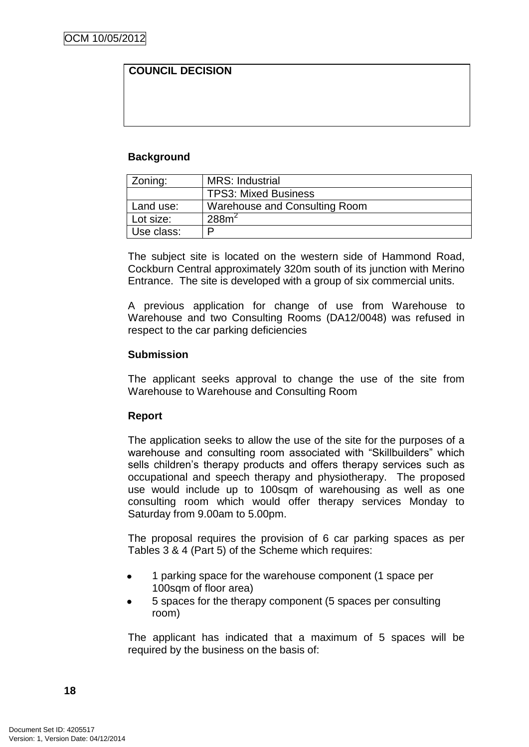| COUNCIL DECISION |
| --- |
| |

**Background**

| Zoning: | MRS: Industrial |
| --- | --- |
| | TPS3: Mixed Business |
| Land use: | Warehouse and Consulting Room |
| Lot size: | 288m$^2$ |
| Use class: | P |

The subject site is located on the western side of Hammond Road, Cockburn Central approximately 320m south of its junction with Merino Entrance. The site is developed with a group of six commercial units.

A previous application for change of use from Warehouse to Warehouse and two Consulting Rooms (DA12/0048) was refused in respect to the car parking deficiencies

**Submission**

The applicant seeks approval to change the use of the site from Warehouse to Warehouse and Consulting Room

**Report**

The application seeks to allow the use of the site for the purposes of a warehouse and consulting room associated with "Skillbuilders" which sells children's therapy products and offers therapy services such as occupational and speech therapy and physiotherapy. The proposed use would include up to 100sqm of warehousing as well as one consulting room which would offer therapy services Monday to Saturday from 9.00am to 5.00pm.

The proposal requires the provision of 6 car parking spaces as per Tables 3 & 4 (Part 5) of the Scheme which requires:

- 1 parking space for the warehouse component (1 space per 100sqm of floor area)
- 5 spaces for the therapy component (5 spaces per consulting room)

The applicant has indicated that a maximum of 5 spaces will be required by the business on the basis of: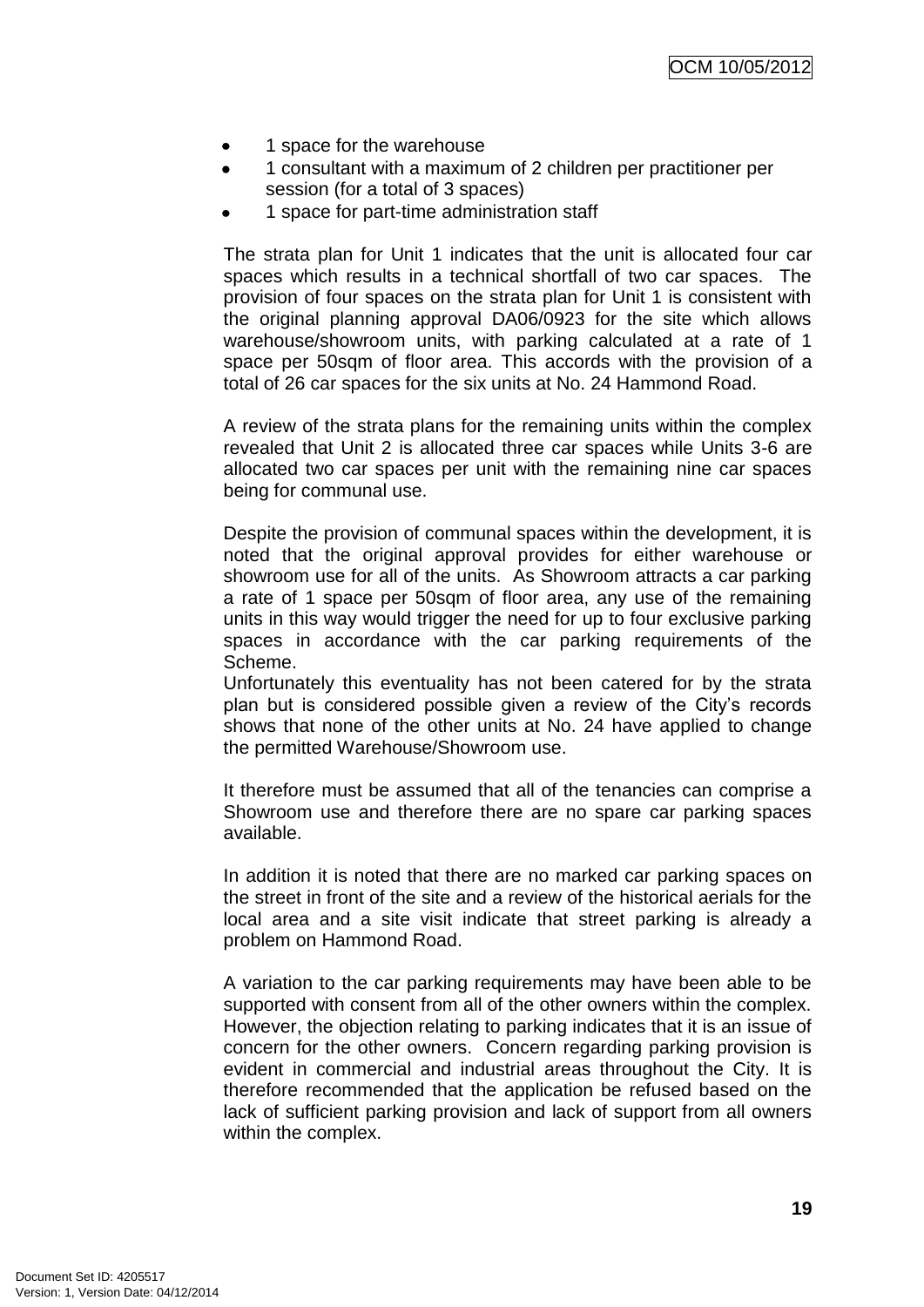- 1 space for the warehouse
- 1 consultant with a maximum of 2 children per practitioner per session (for a total of 3 spaces)
- 1 space for part-time administration staff

The strata plan for Unit 1 indicates that the unit is allocated four car spaces which results in a technical shortfall of two car spaces. The provision of four spaces on the strata plan for Unit 1 is consistent with the original planning approval DA06/0923 for the site which allows warehouse/showroom units, with parking calculated at a rate of 1 space per 50sqm of floor area. This accords with the provision of a total of 26 car spaces for the six units at No. 24 Hammond Road.

A review of the strata plans for the remaining units within the complex revealed that Unit 2 is allocated three car spaces while Units 3-6 are allocated two car spaces per unit with the remaining nine car spaces being for communal use.

Despite the provision of communal spaces within the development, it is noted that the original approval provides for either warehouse or showroom use for all of the units. As Showroom attracts a car parking a rate of 1 space per 50sqm of floor area, any use of the remaining units in this way would trigger the need for up to four exclusive parking spaces in accordance with the car parking requirements of the Scheme.
Unfortunately this eventuality has not been catered for by the strata plan but is considered possible given a review of the City's records shows that none of the other units at No. 24 have applied to change the permitted Warehouse/Showroom use.

It therefore must be assumed that all of the tenancies can comprise a Showroom use and therefore there are no spare car parking spaces available.

In addition it is noted that there are no marked car parking spaces on the street in front of the site and a review of the historical aerials for the local area and a site visit indicate that street parking is already a problem on Hammond Road.

A variation to the car parking requirements may have been able to be supported with consent from all of the other owners within the complex. However, the objection relating to parking indicates that it is an issue of concern for the other owners. Concern regarding parking provision is evident in commercial and industrial areas throughout the City. It is therefore recommended that the application be refused based on the lack of sufficient parking provision and lack of support from all owners within the complex.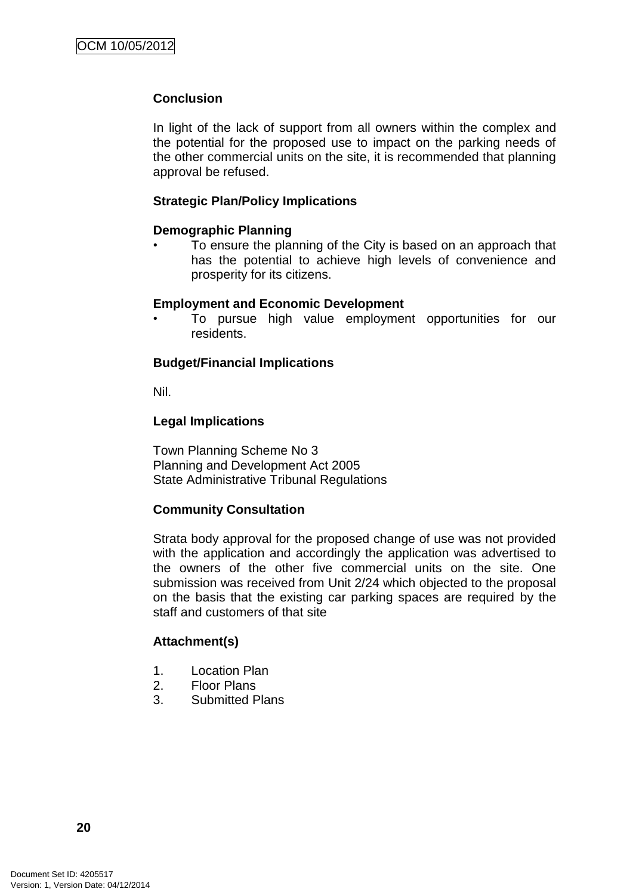**Conclusion**

In light of the lack of support from all owners within the complex and the potential for the proposed use to impact on the parking needs of the other commercial units on the site, it is recommended that planning approval be refused.

**Strategic Plan/Policy Implications**

**Demographic Planning**

- To ensure the planning of the City is based on an approach that has the potential to achieve high levels of convenience and prosperity for its citizens.

**Employment and Economic Development**

- To pursue high value employment opportunities for our residents.

**Budget/Financial Implications**

Nil.

**Legal Implications**

Town Planning Scheme No 3
Planning and Development Act 2005
State Administrative Tribunal Regulations

**Community Consultation**

Strata body approval for the proposed change of use was not provided with the application and accordingly the application was advertised to the owners of the other five commercial units on the site. One submission was received from Unit 2/24 which objected to the proposal on the basis that the existing car parking spaces are required by the staff and customers of that site

**Attachment(s)**

1. Location Plan
2. Floor Plans
3. Submitted Plans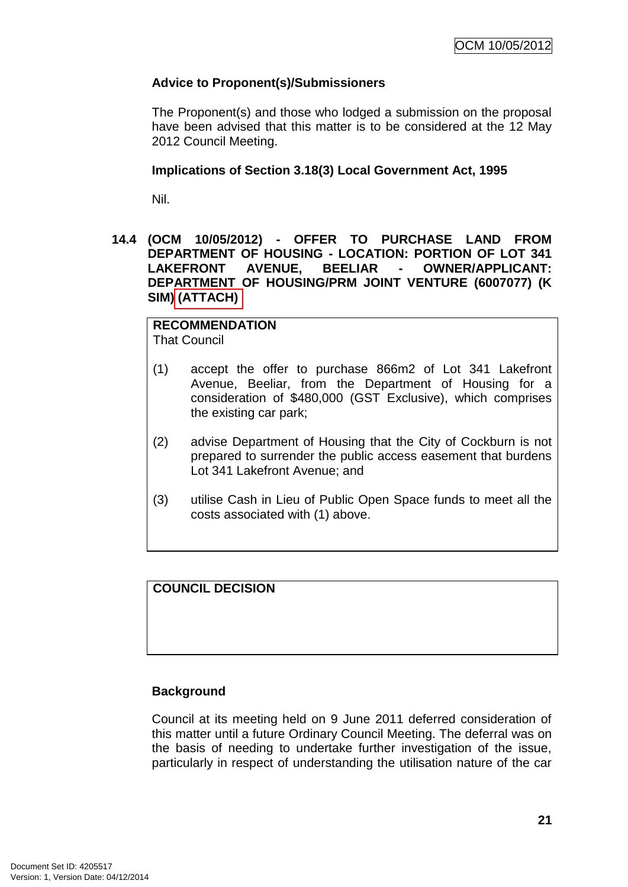### Advice to Proponent(s)/Submissioners

The Proponent(s) and those who lodged a submission on the proposal have been advised that this matter is to be considered at the 12 May 2012 Council Meeting.

### Implications of Section 3.18(3) Local Government Act, 1995

Nil.

## 14.4 (OCM 10/05/2012) - OFFER TO PURCHASE LAND FROM DEPARTMENT OF HOUSING - LOCATION: PORTION OF LOT 341 LAKEFRONT AVENUE, BEELIAR - OWNER/APPLICANT: DEPARTMENT OF HOUSING/PRM JOINT VENTURE (6007077) (K SIM) (ATTACH)

**RECOMMENDATION**
That Council

(1) accept the offer to purchase 866m2 of Lot 341 Lakefront Avenue, Beeliar, from the Department of Housing for a consideration of $480,000 (GST Exclusive), which comprises the existing car park;

(2) advise Department of Housing that the City of Cockburn is not prepared to surrender the public access easement that burdens Lot 341 Lakefront Avenue; and

(3) utilise Cash in Lieu of Public Open Space funds to meet all the costs associated with (1) above.

**COUNCIL DECISION**

### Background

Council at its meeting held on 9 June 2011 deferred consideration of this matter until a future Ordinary Council Meeting. The deferral was on the basis of needing to undertake further investigation of the issue, particularly in respect of understanding the utilisation nature of the car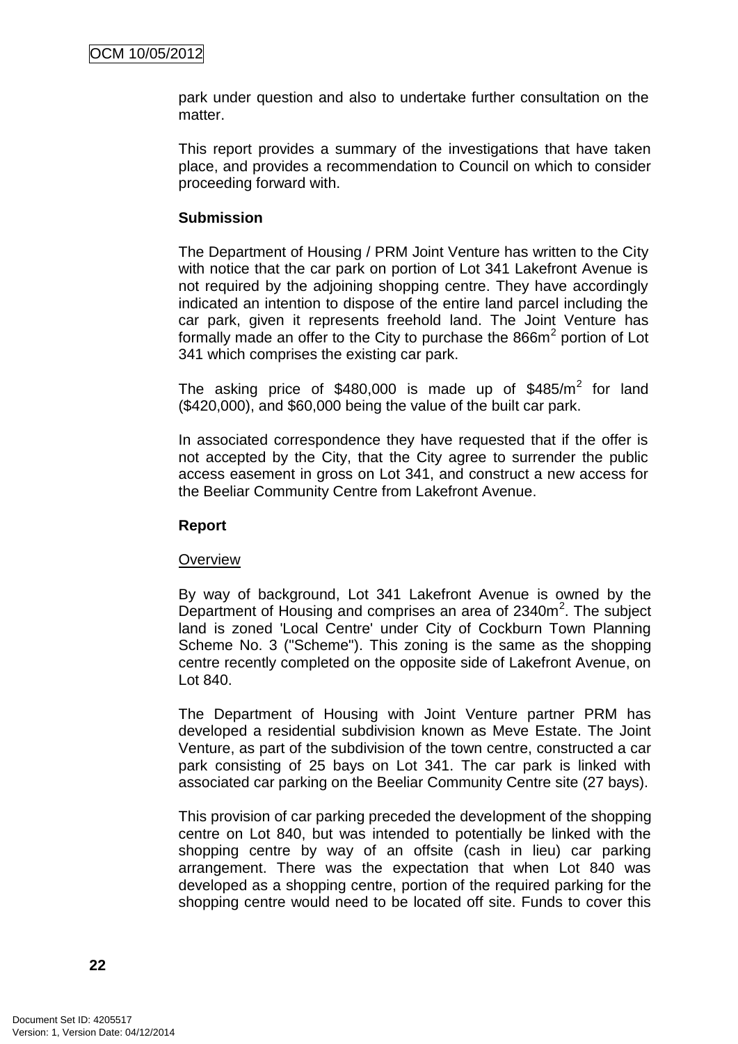park under question and also to undertake further consultation on the matter.

This report provides a summary of the investigations that have taken place, and provides a recommendation to Council on which to consider proceeding forward with.

**Submission**

The Department of Housing / PRM Joint Venture has written to the City with notice that the car park on portion of Lot 341 Lakefront Avenue is not required by the adjoining shopping centre. They have accordingly indicated an intention to dispose of the entire land parcel including the car park, given it represents freehold land. The Joint Venture has formally made an offer to the City to purchase the 866m$^2$ portion of Lot 341 which comprises the existing car park.

The asking price of $480,000 is made up of $485/m$^2$ for land ($420,000), and $60,000 being the value of the built car park.

In associated correspondence they have requested that if the offer is not accepted by the City, that the City agree to surrender the public access easement in gross on Lot 341, and construct a new access for the Beeliar Community Centre from Lakefront Avenue.

**Report**

Overview

By way of background, Lot 341 Lakefront Avenue is owned by the Department of Housing and comprises an area of 2340m$^2$. The subject land is zoned 'Local Centre' under City of Cockburn Town Planning Scheme No. 3 ("Scheme"). This zoning is the same as the shopping centre recently completed on the opposite side of Lakefront Avenue, on Lot 840.

The Department of Housing with Joint Venture partner PRM has developed a residential subdivision known as Meve Estate. The Joint Venture, as part of the subdivision of the town centre, constructed a car park consisting of 25 bays on Lot 341. The car park is linked with associated car parking on the Beeliar Community Centre site (27 bays).

This provision of car parking preceded the development of the shopping centre on Lot 840, but was intended to potentially be linked with the shopping centre by way of an offsite (cash in lieu) car parking arrangement. There was the expectation that when Lot 840 was developed as a shopping centre, portion of the required parking for the shopping centre would need to be located off site. Funds to cover this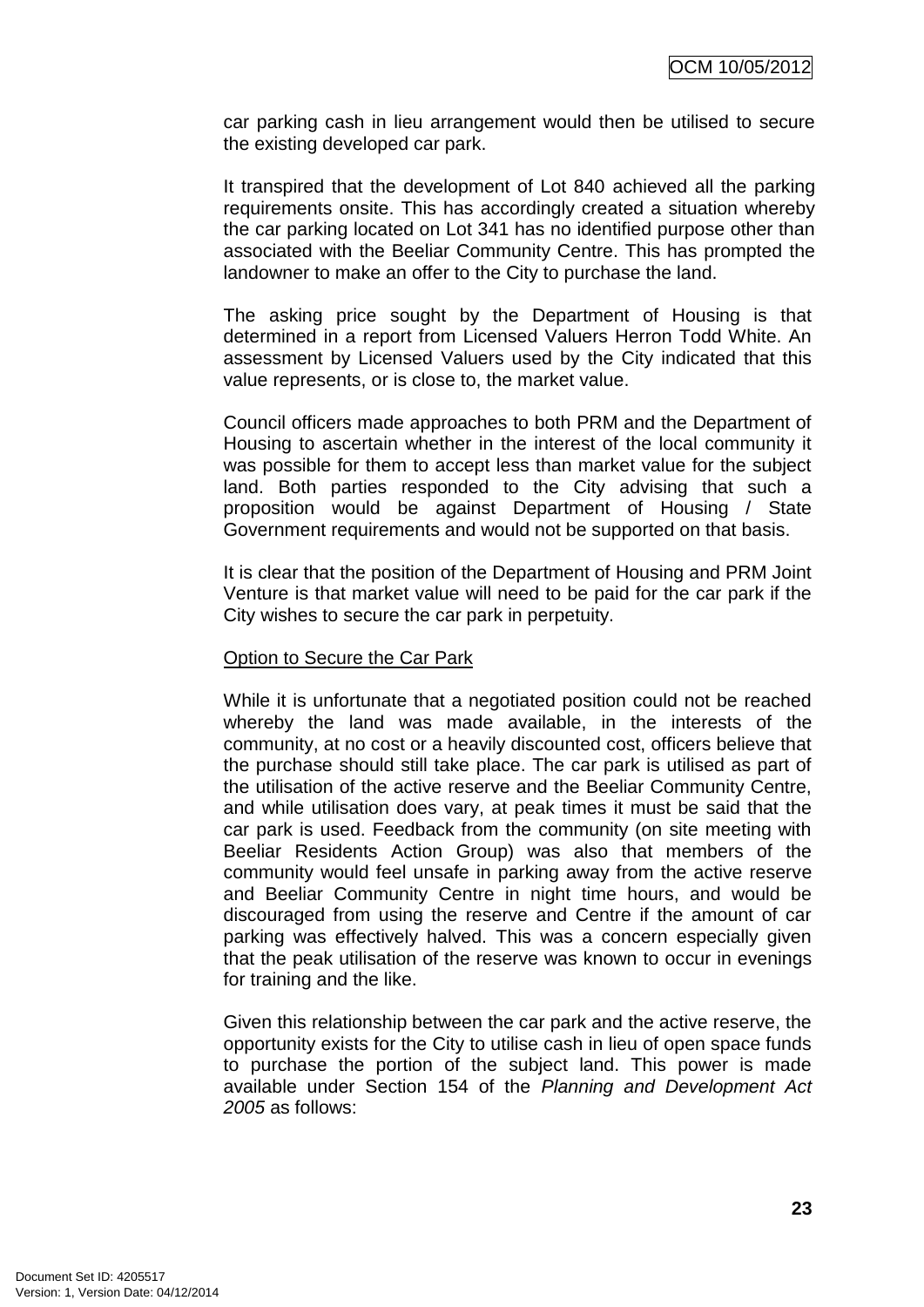car parking cash in lieu arrangement would then be utilised to secure the existing developed car park.

It transpired that the development of Lot 840 achieved all the parking requirements onsite. This has accordingly created a situation whereby the car parking located on Lot 341 has no identified purpose other than associated with the Beeliar Community Centre. This has prompted the landowner to make an offer to the City to purchase the land.

The asking price sought by the Department of Housing is that determined in a report from Licensed Valuers Herron Todd White. An assessment by Licensed Valuers used by the City indicated that this value represents, or is close to, the market value.

Council officers made approaches to both PRM and the Department of Housing to ascertain whether in the interest of the local community it was possible for them to accept less than market value for the subject land. Both parties responded to the City advising that such a proposition would be against Department of Housing / State Government requirements and would not be supported on that basis.

It is clear that the position of the Department of Housing and PRM Joint Venture is that market value will need to be paid for the car park if the City wishes to secure the car park in perpetuity.

<u>Option to Secure the Car Park</u>

While it is unfortunate that a negotiated position could not be reached whereby the land was made available, in the interests of the community, at no cost or a heavily discounted cost, officers believe that the purchase should still take place. The car park is utilised as part of the utilisation of the active reserve and the Beeliar Community Centre, and while utilisation does vary, at peak times it must be said that the car park is used. Feedback from the community (on site meeting with Beeliar Residents Action Group) was also that members of the community would feel unsafe in parking away from the active reserve and Beeliar Community Centre in night time hours, and would be discouraged from using the reserve and Centre if the amount of car parking was effectively halved. This was a concern especially given that the peak utilisation of the reserve was known to occur in evenings for training and the like.

Given this relationship between the car park and the active reserve, the opportunity exists for the City to utilise cash in lieu of open space funds to purchase the portion of the subject land. This power is made available under Section 154 of the *Planning and Development Act 2005* as follows: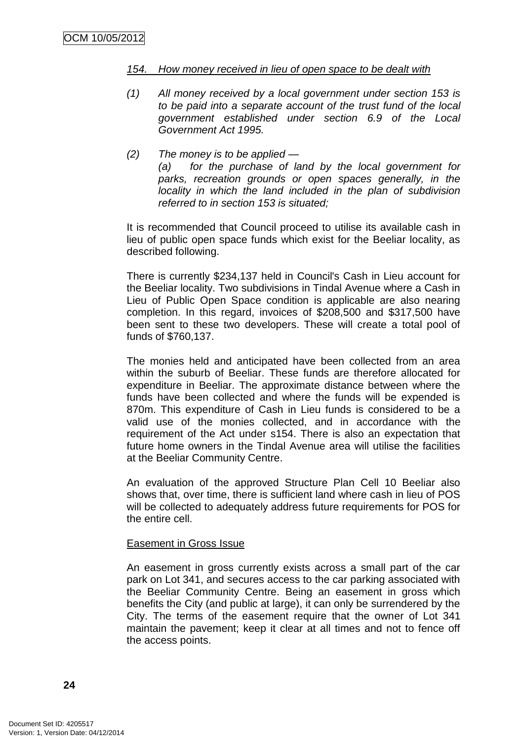*154. How money received in lieu of open space to be dealt with*

*(1) All money received by a local government under section 153 is to be paid into a separate account of the trust fund of the local government established under section 6.9 of the Local Government Act 1995.*

*(2) The money is to be applied —*
*(a) for the purchase of land by the local government for parks, recreation grounds or open spaces generally, in the locality in which the land included in the plan of subdivision referred to in section 153 is situated;*

It is recommended that Council proceed to utilise its available cash in lieu of public open space funds which exist for the Beeliar locality, as described following.

There is currently $234,137 held in Council's Cash in Lieu account for the Beeliar locality. Two subdivisions in Tindal Avenue where a Cash in Lieu of Public Open Space condition is applicable are also nearing completion. In this regard, invoices of $208,500 and $317,500 have been sent to these two developers. These will create a total pool of funds of $760,137.

The monies held and anticipated have been collected from an area within the suburb of Beeliar. These funds are therefore allocated for expenditure in Beeliar. The approximate distance between where the funds have been collected and where the funds will be expended is 870m. This expenditure of Cash in Lieu funds is considered to be a valid use of the monies collected, and in accordance with the requirement of the Act under s154. There is also an expectation that future home owners in the Tindal Avenue area will utilise the facilities at the Beeliar Community Centre.

An evaluation of the approved Structure Plan Cell 10 Beeliar also shows that, over time, there is sufficient land where cash in lieu of POS will be collected to adequately address future requirements for POS for the entire cell.

Easement in Gross Issue

An easement in gross currently exists across a small part of the car park on Lot 341, and secures access to the car parking associated with the Beeliar Community Centre. Being an easement in gross which benefits the City (and public at large), it can only be surrendered by the City. The terms of the easement require that the owner of Lot 341 maintain the pavement; keep it clear at all times and not to fence off the access points.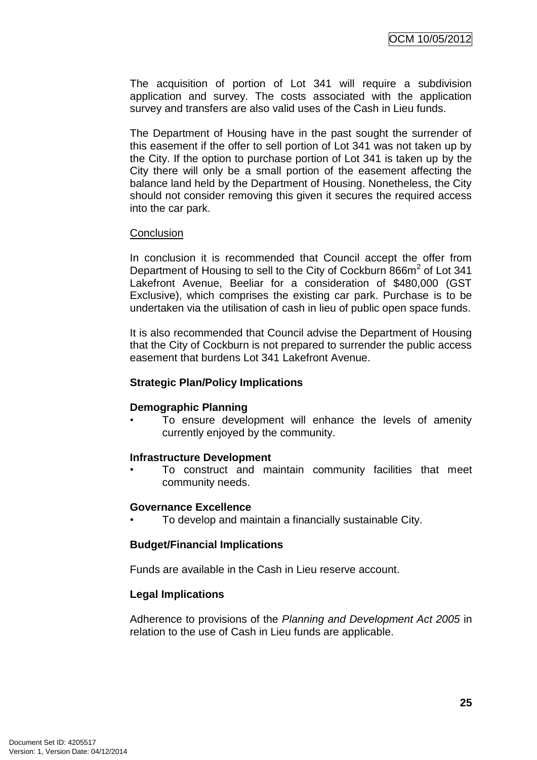The acquisition of portion of Lot 341 will require a subdivision application and survey. The costs associated with the application survey and transfers are also valid uses of the Cash in Lieu funds.

The Department of Housing have in the past sought the surrender of this easement if the offer to sell portion of Lot 341 was not taken up by the City. If the option to purchase portion of Lot 341 is taken up by the City there will only be a small portion of the easement affecting the balance land held by the Department of Housing. Nonetheless, the City should not consider removing this given it secures the required access into the car park.

Conclusion

In conclusion it is recommended that Council accept the offer from Department of Housing to sell to the City of Cockburn 866m$^2$ of Lot 341 Lakefront Avenue, Beeliar for a consideration of $480,000 (GST Exclusive), which comprises the existing car park. Purchase is to be undertaken via the utilisation of cash in lieu of public open space funds.

It is also recommended that Council advise the Department of Housing that the City of Cockburn is not prepared to surrender the public access easement that burdens Lot 341 Lakefront Avenue.

**Strategic Plan/Policy Implications**

**Demographic Planning**

- To ensure development will enhance the levels of amenity currently enjoyed by the community.

**Infrastructure Development**

- To construct and maintain community facilities that meet community needs.

**Governance Excellence**

- To develop and maintain a financially sustainable City.

**Budget/Financial Implications**

Funds are available in the Cash in Lieu reserve account.

**Legal Implications**

Adherence to provisions of the *Planning and Development Act 2005* in relation to the use of Cash in Lieu funds are applicable.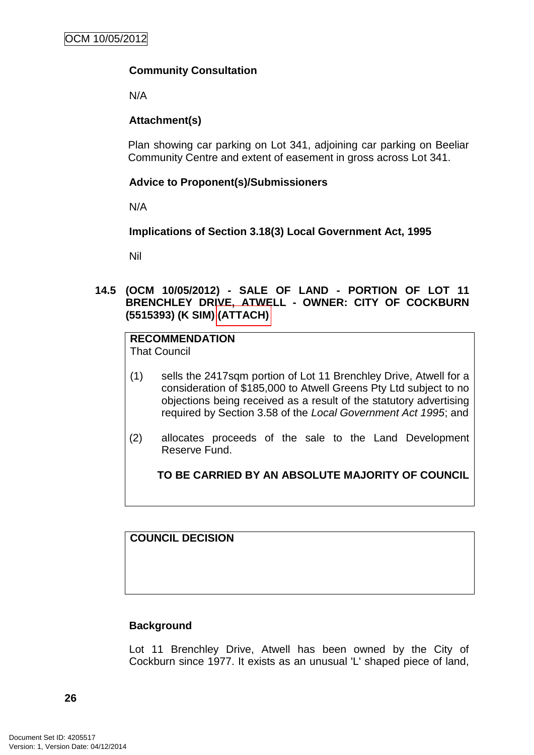**Community Consultation**

N/A

**Attachment(s)**

Plan showing car parking on Lot 341, adjoining car parking on Beeliar Community Centre and extent of easement in gross across Lot 341.

**Advice to Proponent(s)/Submissioners**

N/A

**Implications of Section 3.18(3) Local Government Act, 1995**

Nil

## 14.5 (OCM 10/05/2012) - SALE OF LAND - PORTION OF LOT 11 BRENCHLEY DRIVE, ATWELL - OWNER: CITY OF COCKBURN (5515393) (K SIM) (ATTACH)

**RECOMMENDATION**
That Council

(1) sells the 2417sqm portion of Lot 11 Brenchley Drive, Atwell for a consideration of $185,000 to Atwell Greens Pty Ltd subject to no objections being received as a result of the statutory advertising required by Section 3.58 of the *Local Government Act 1995*; and

(2) allocates proceeds of the sale to the Land Development Reserve Fund.

**TO BE CARRIED BY AN ABSOLUTE MAJORITY OF COUNCIL**

**COUNCIL DECISION**

**Background**

Lot 11 Brenchley Drive, Atwell has been owned by the City of Cockburn since 1977. It exists as an unusual 'L' shaped piece of land,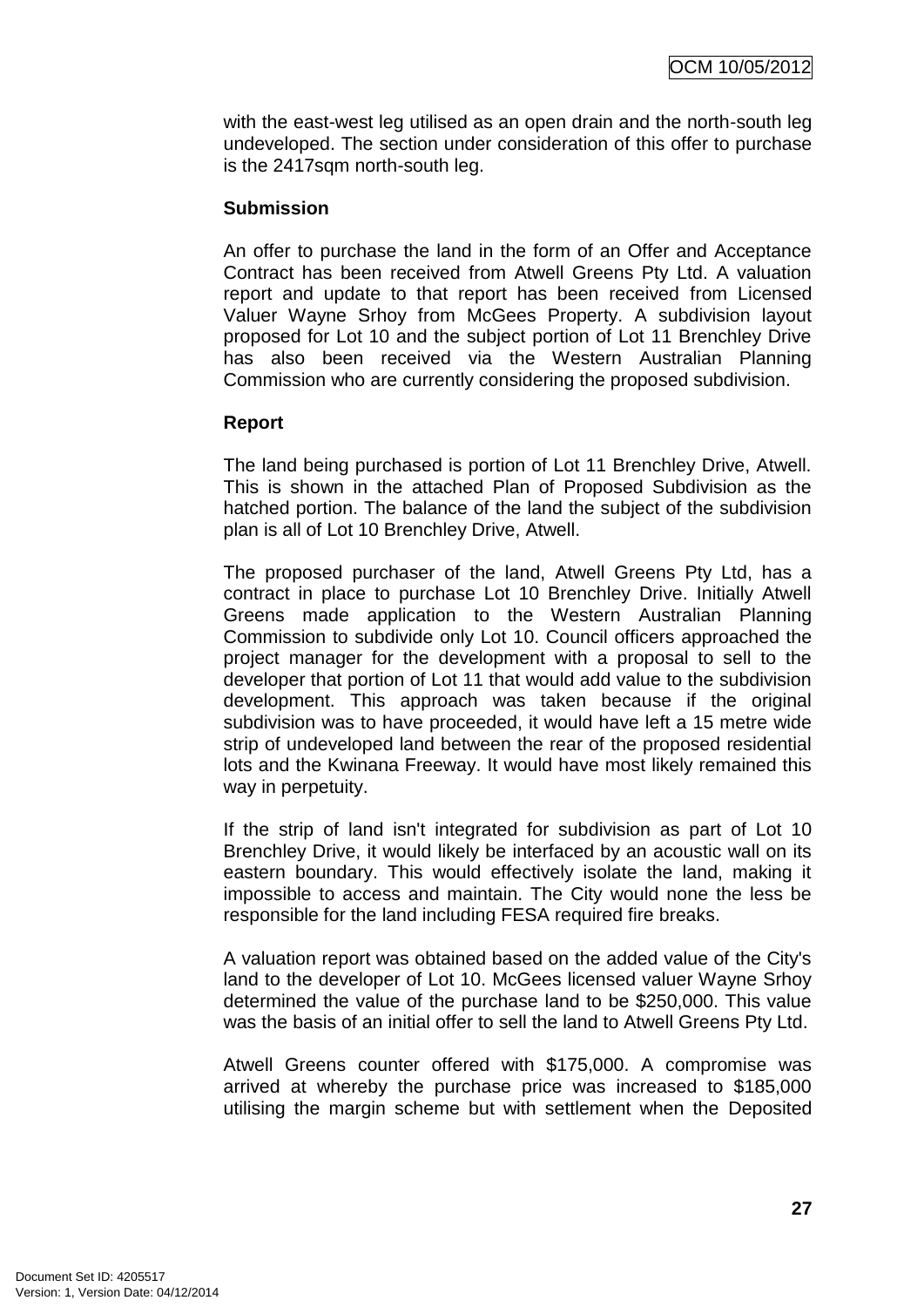with the east-west leg utilised as an open drain and the north-south leg undeveloped. The section under consideration of this offer to purchase is the 2417sqm north-south leg.

**Submission**

An offer to purchase the land in the form of an Offer and Acceptance Contract has been received from Atwell Greens Pty Ltd. A valuation report and update to that report has been received from Licensed Valuer Wayne Srhoy from McGees Property. A subdivision layout proposed for Lot 10 and the subject portion of Lot 11 Brenchley Drive has also been received via the Western Australian Planning Commission who are currently considering the proposed subdivision.

**Report**

The land being purchased is portion of Lot 11 Brenchley Drive, Atwell. This is shown in the attached Plan of Proposed Subdivision as the hatched portion. The balance of the land the subject of the subdivision plan is all of Lot 10 Brenchley Drive, Atwell.

The proposed purchaser of the land, Atwell Greens Pty Ltd, has a contract in place to purchase Lot 10 Brenchley Drive. Initially Atwell Greens made application to the Western Australian Planning Commission to subdivide only Lot 10. Council officers approached the project manager for the development with a proposal to sell to the developer that portion of Lot 11 that would add value to the subdivision development. This approach was taken because if the original subdivision was to have proceeded, it would have left a 15 metre wide strip of undeveloped land between the rear of the proposed residential lots and the Kwinana Freeway. It would have most likely remained this way in perpetuity.

If the strip of land isn't integrated for subdivision as part of Lot 10 Brenchley Drive, it would likely be interfaced by an acoustic wall on its eastern boundary. This would effectively isolate the land, making it impossible to access and maintain. The City would none the less be responsible for the land including FESA required fire breaks.

A valuation report was obtained based on the added value of the City's land to the developer of Lot 10. McGees licensed valuer Wayne Srhoy determined the value of the purchase land to be $250,000. This value was the basis of an initial offer to sell the land to Atwell Greens Pty Ltd.

Atwell Greens counter offered with $175,000. A compromise was arrived at whereby the purchase price was increased to $185,000 utilising the margin scheme but with settlement when the Deposited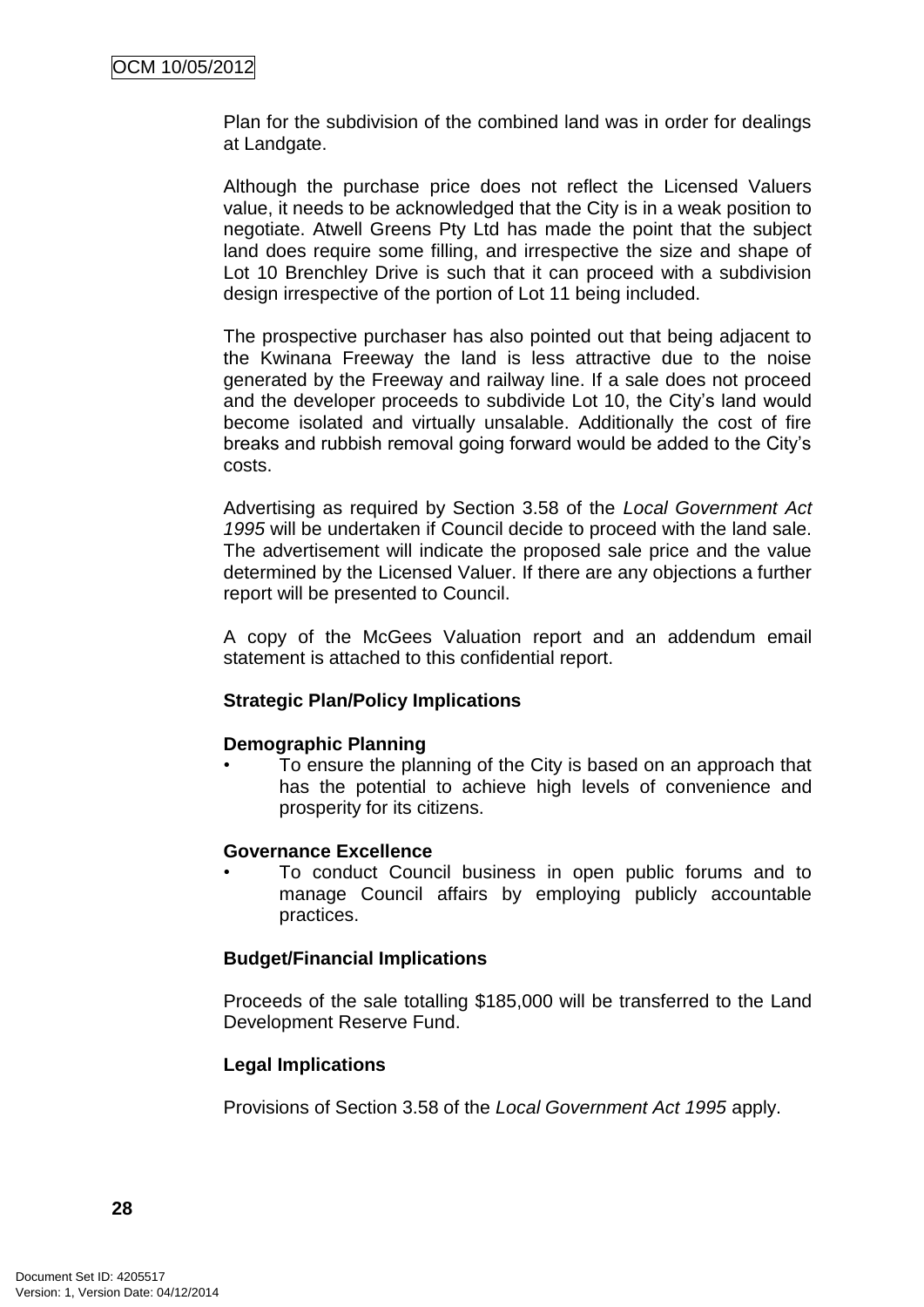Plan for the subdivision of the combined land was in order for dealings at Landgate.

Although the purchase price does not reflect the Licensed Valuers value, it needs to be acknowledged that the City is in a weak position to negotiate. Atwell Greens Pty Ltd has made the point that the subject land does require some filling, and irrespective the size and shape of Lot 10 Brenchley Drive is such that it can proceed with a subdivision design irrespective of the portion of Lot 11 being included.

The prospective purchaser has also pointed out that being adjacent to the Kwinana Freeway the land is less attractive due to the noise generated by the Freeway and railway line. If a sale does not proceed and the developer proceeds to subdivide Lot 10, the City's land would become isolated and virtually unsalable. Additionally the cost of fire breaks and rubbish removal going forward would be added to the City's costs.

Advertising as required by Section 3.58 of the *Local Government Act 1995* will be undertaken if Council decide to proceed with the land sale. The advertisement will indicate the proposed sale price and the value determined by the Licensed Valuer. If there are any objections a further report will be presented to Council.

A copy of the McGees Valuation report and an addendum email statement is attached to this confidential report.

**Strategic Plan/Policy Implications**

**Demographic Planning**

- To ensure the planning of the City is based on an approach that has the potential to achieve high levels of convenience and prosperity for its citizens.

**Governance Excellence**

- To conduct Council business in open public forums and to manage Council affairs by employing publicly accountable practices.

**Budget/Financial Implications**

Proceeds of the sale totalling $185,000 will be transferred to the Land Development Reserve Fund.

**Legal Implications**

Provisions of Section 3.58 of the *Local Government Act 1995* apply.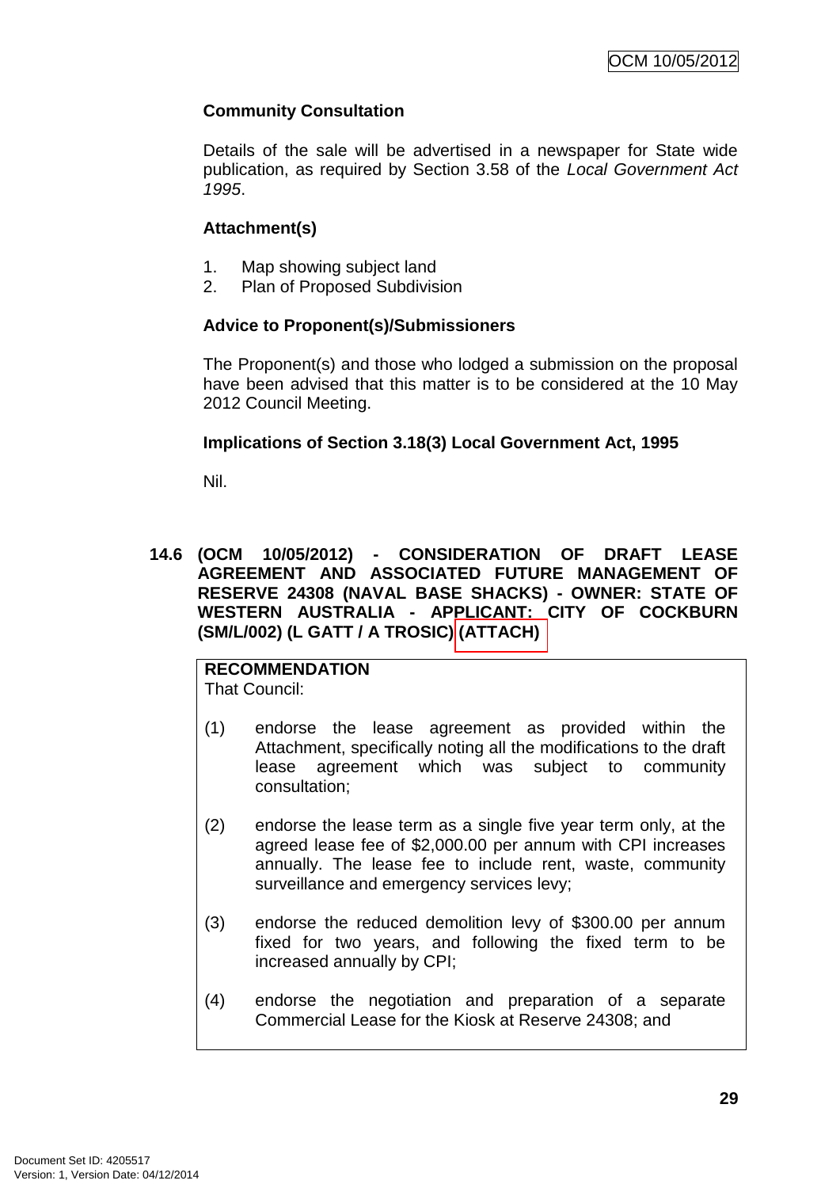**Community Consultation**

Details of the sale will be advertised in a newspaper for State wide publication, as required by Section 3.58 of the *Local Government Act 1995*.

**Attachment(s)**

1. Map showing subject land
2. Plan of Proposed Subdivision

**Advice to Proponent(s)/Submissioners**

The Proponent(s) and those who lodged a submission on the proposal have been advised that this matter is to be considered at the 10 May 2012 Council Meeting.

**Implications of Section 3.18(3) Local Government Act, 1995**

Nil.

## 14.6 (OCM 10/05/2012) - CONSIDERATION OF DRAFT LEASE AGREEMENT AND ASSOCIATED FUTURE MANAGEMENT OF RESERVE 24308 (NAVAL BASE SHACKS) - OWNER: STATE OF WESTERN AUSTRALIA - APPLICANT: CITY OF COCKBURN (SM/L/002) (L GATT / A TROSIC) (ATTACH)

**RECOMMENDATION**
That Council:

(1) endorse the lease agreement as provided within the Attachment, specifically noting all the modifications to the draft lease agreement which was subject to community consultation;

(2) endorse the lease term as a single five year term only, at the agreed lease fee of $2,000.00 per annum with CPI increases annually. The lease fee to include rent, waste, community surveillance and emergency services levy;

(3) endorse the reduced demolition levy of $300.00 per annum fixed for two years, and following the fixed term to be increased annually by CPI;

(4) endorse the negotiation and preparation of a separate Commercial Lease for the Kiosk at Reserve 24308; and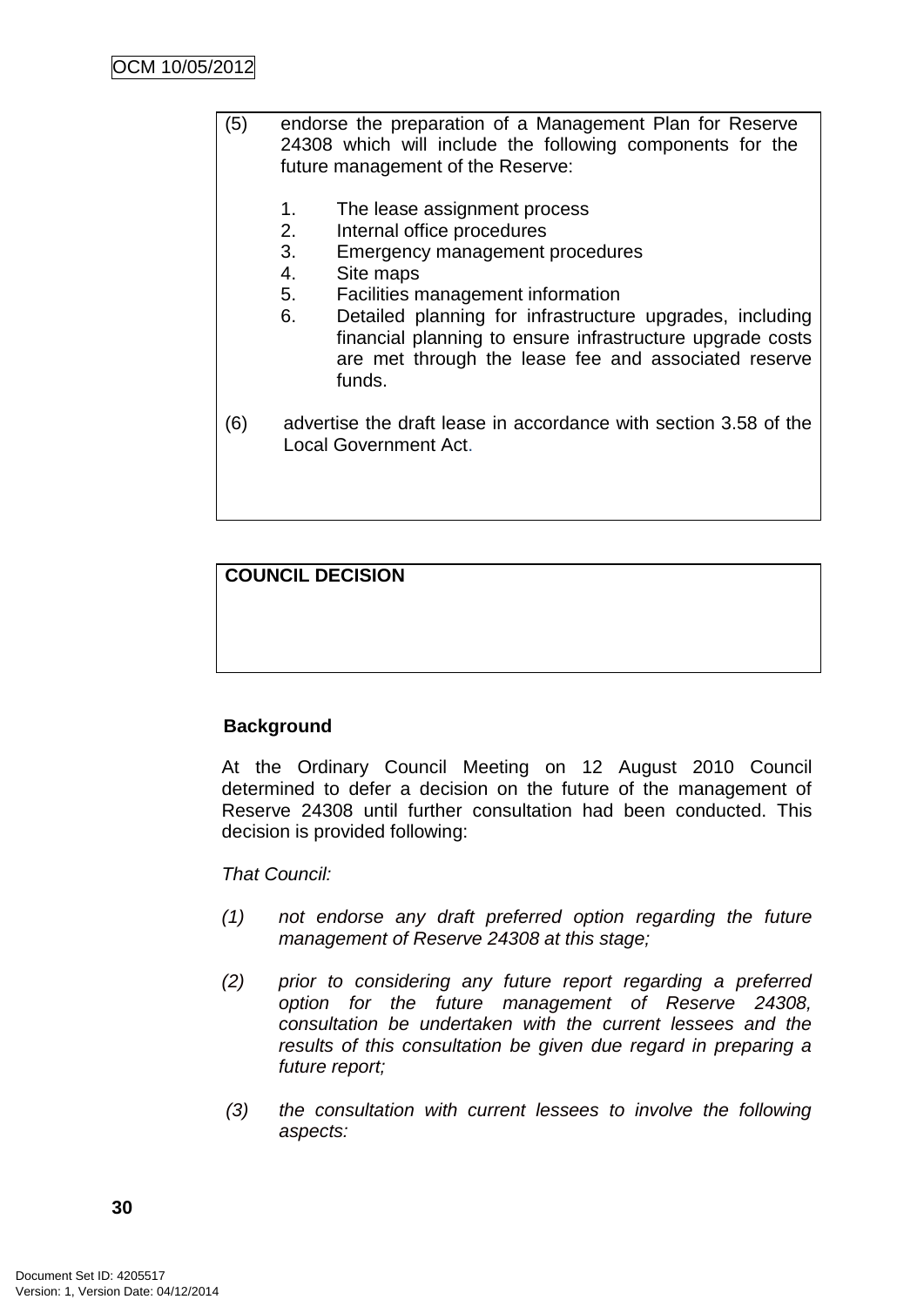(5) endorse the preparation of a Management Plan for Reserve 24308 which will include the following components for the future management of the Reserve:

1. The lease assignment process
2. Internal office procedures
3. Emergency management procedures
4. Site maps
5. Facilities management information
6. Detailed planning for infrastructure upgrades, including financial planning to ensure infrastructure upgrade costs are met through the lease fee and associated reserve funds.

(6) advertise the draft lease in accordance with section 3.58 of the Local Government Act.

**COUNCIL DECISION**

**Background**

At the Ordinary Council Meeting on 12 August 2010 Council determined to defer a decision on the future of the management of Reserve 24308 until further consultation had been conducted. This decision is provided following:

*That Council:*

*(1) not endorse any draft preferred option regarding the future management of Reserve 24308 at this stage;*

*(2) prior to considering any future report regarding a preferred option for the future management of Reserve 24308, consultation be undertaken with the current lessees and the results of this consultation be given due regard in preparing a future report;*

*(3) the consultation with current lessees to involve the following aspects:*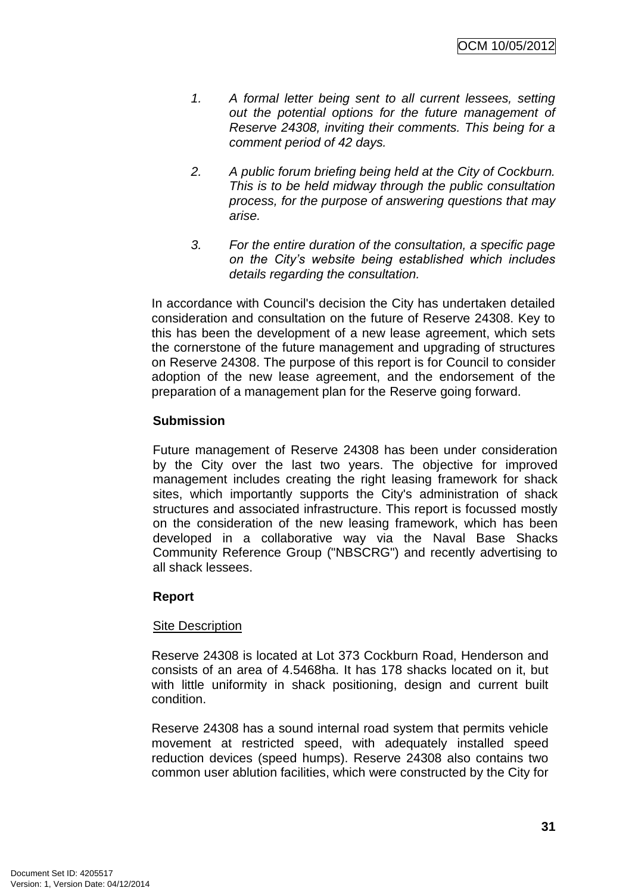1. *A formal letter being sent to all current lessees, setting out the potential options for the future management of Reserve 24308, inviting their comments. This being for a comment period of 42 days.*

2. *A public forum briefing being held at the City of Cockburn. This is to be held midway through the public consultation process, for the purpose of answering questions that may arise.*

3. *For the entire duration of the consultation, a specific page on the City's website being established which includes details regarding the consultation.*

In accordance with Council's decision the City has undertaken detailed consideration and consultation on the future of Reserve 24308. Key to this has been the development of a new lease agreement, which sets the cornerstone of the future management and upgrading of structures on Reserve 24308. The purpose of this report is for Council to consider adoption of the new lease agreement, and the endorsement of the preparation of a management plan for the Reserve going forward.

**Submission**

Future management of Reserve 24308 has been under consideration by the City over the last two years. The objective for improved management includes creating the right leasing framework for shack sites, which importantly supports the City's administration of shack structures and associated infrastructure. This report is focussed mostly on the consideration of the new leasing framework, which has been developed in a collaborative way via the Naval Base Shacks Community Reference Group ("NBSCRG") and recently advertising to all shack lessees.

**Report**

Site Description

Reserve 24308 is located at Lot 373 Cockburn Road, Henderson and consists of an area of 4.5468ha. It has 178 shacks located on it, but with little uniformity in shack positioning, design and current built condition.

Reserve 24308 has a sound internal road system that permits vehicle movement at restricted speed, with adequately installed speed reduction devices (speed humps). Reserve 24308 also contains two common user ablution facilities, which were constructed by the City for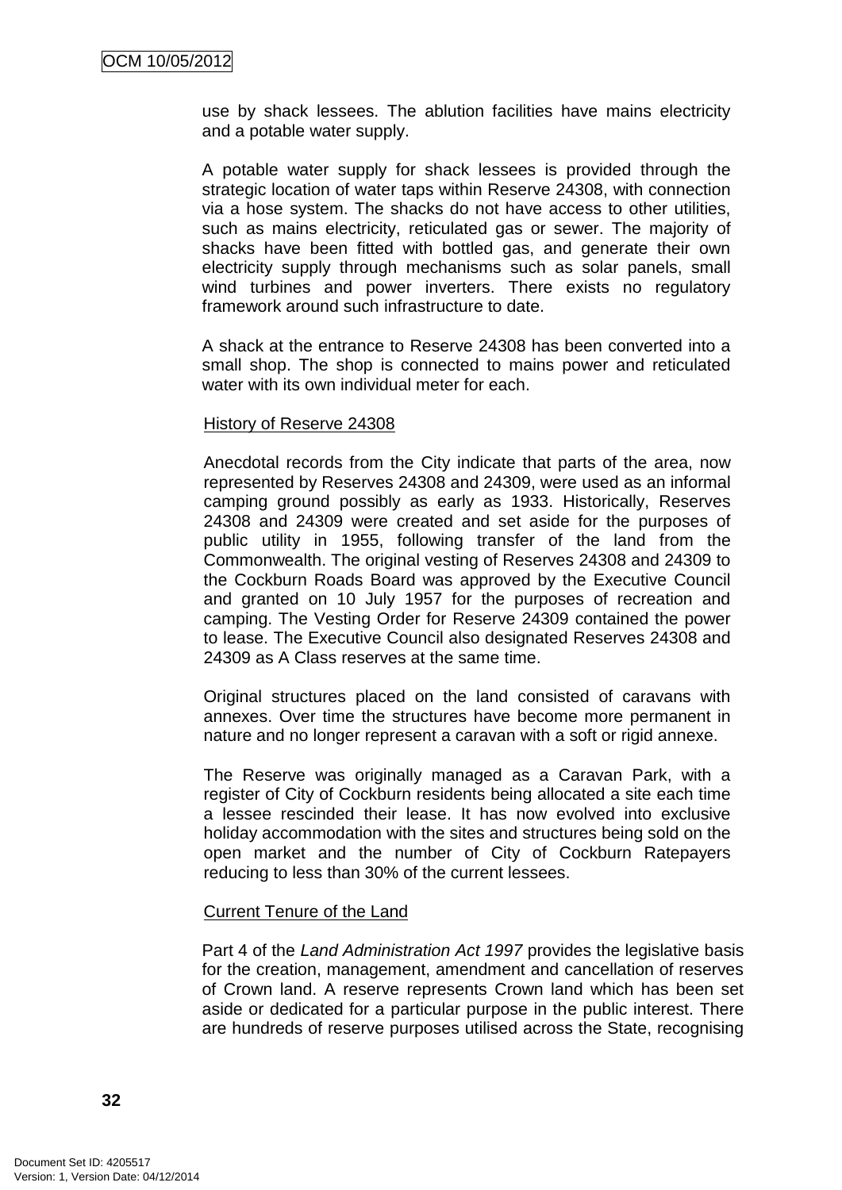use by shack lessees. The ablution facilities have mains electricity and a potable water supply.

A potable water supply for shack lessees is provided through the strategic location of water taps within Reserve 24308, with connection via a hose system. The shacks do not have access to other utilities, such as mains electricity, reticulated gas or sewer. The majority of shacks have been fitted with bottled gas, and generate their own electricity supply through mechanisms such as solar panels, small wind turbines and power inverters. There exists no regulatory framework around such infrastructure to date.

A shack at the entrance to Reserve 24308 has been converted into a small shop. The shop is connected to mains power and reticulated water with its own individual meter for each.

<u>History of Reserve 24308</u>

Anecdotal records from the City indicate that parts of the area, now represented by Reserves 24308 and 24309, were used as an informal camping ground possibly as early as 1933. Historically, Reserves 24308 and 24309 were created and set aside for the purposes of public utility in 1955, following transfer of the land from the Commonwealth. The original vesting of Reserves 24308 and 24309 to the Cockburn Roads Board was approved by the Executive Council and granted on 10 July 1957 for the purposes of recreation and camping. The Vesting Order for Reserve 24309 contained the power to lease. The Executive Council also designated Reserves 24308 and 24309 as A Class reserves at the same time.

Original structures placed on the land consisted of caravans with annexes. Over time the structures have become more permanent in nature and no longer represent a caravan with a soft or rigid annexe.

The Reserve was originally managed as a Caravan Park, with a register of City of Cockburn residents being allocated a site each time a lessee rescinded their lease. It has now evolved into exclusive holiday accommodation with the sites and structures being sold on the open market and the number of City of Cockburn Ratepayers reducing to less than 30% of the current lessees.

<u>Current Tenure of the Land</u>

Part 4 of the *Land Administration Act 1997* provides the legislative basis for the creation, management, amendment and cancellation of reserves of Crown land. A reserve represents Crown land which has been set aside or dedicated for a particular purpose in the public interest. There are hundreds of reserve purposes utilised across the State, recognising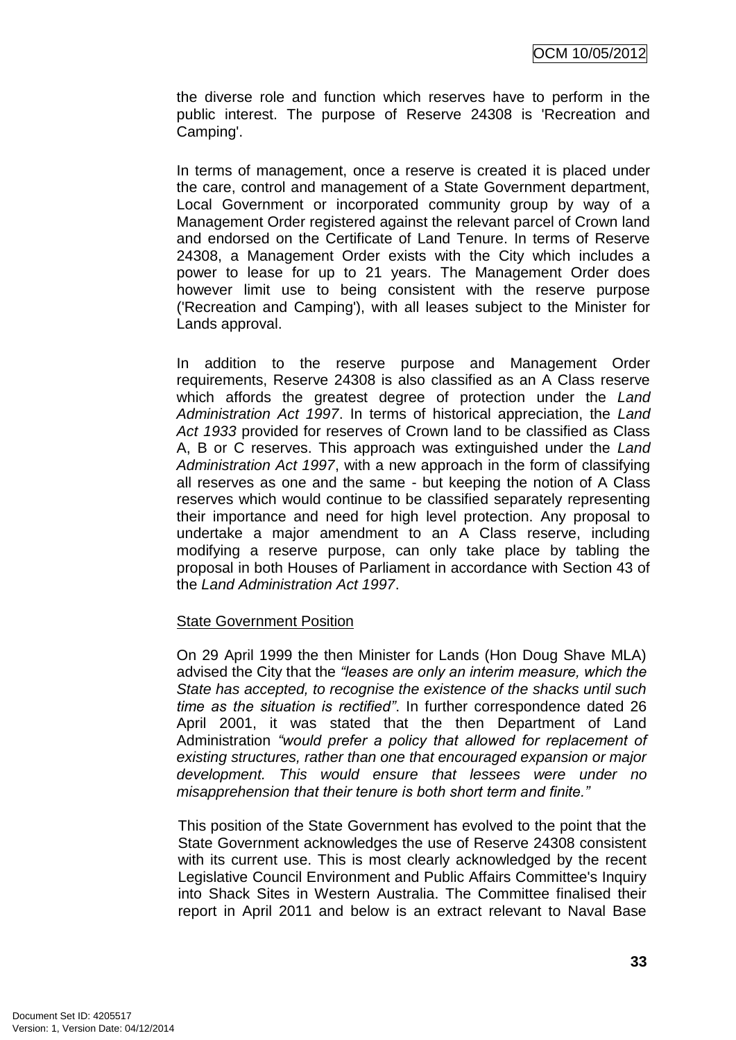the diverse role and function which reserves have to perform in the public interest. The purpose of Reserve 24308 is 'Recreation and Camping'.

In terms of management, once a reserve is created it is placed under the care, control and management of a State Government department, Local Government or incorporated community group by way of a Management Order registered against the relevant parcel of Crown land and endorsed on the Certificate of Land Tenure. In terms of Reserve 24308, a Management Order exists with the City which includes a power to lease for up to 21 years. The Management Order does however limit use to being consistent with the reserve purpose ('Recreation and Camping'), with all leases subject to the Minister for Lands approval.

In addition to the reserve purpose and Management Order requirements, Reserve 24308 is also classified as an A Class reserve which affords the greatest degree of protection under the *Land Administration Act 1997*. In terms of historical appreciation, the *Land Act 1933* provided for reserves of Crown land to be classified as Class A, B or C reserves. This approach was extinguished under the *Land Administration Act 1997*, with a new approach in the form of classifying all reserves as one and the same - but keeping the notion of A Class reserves which would continue to be classified separately representing their importance and need for high level protection. Any proposal to undertake a major amendment to an A Class reserve, including modifying a reserve purpose, can only take place by tabling the proposal in both Houses of Parliament in accordance with Section 43 of the *Land Administration Act 1997*.

State Government Position

On 29 April 1999 the then Minister for Lands (Hon Doug Shave MLA) advised the City that the *"leases are only an interim measure, which the State has accepted, to recognise the existence of the shacks until such time as the situation is rectified"*. In further correspondence dated 26 April 2001, it was stated that the then Department of Land Administration *"would prefer a policy that allowed for replacement of existing structures, rather than one that encouraged expansion or major development. This would ensure that lessees were under no misapprehension that their tenure is both short term and finite."*

This position of the State Government has evolved to the point that the State Government acknowledges the use of Reserve 24308 consistent with its current use. This is most clearly acknowledged by the recent Legislative Council Environment and Public Affairs Committee's Inquiry into Shack Sites in Western Australia. The Committee finalised their report in April 2011 and below is an extract relevant to Naval Base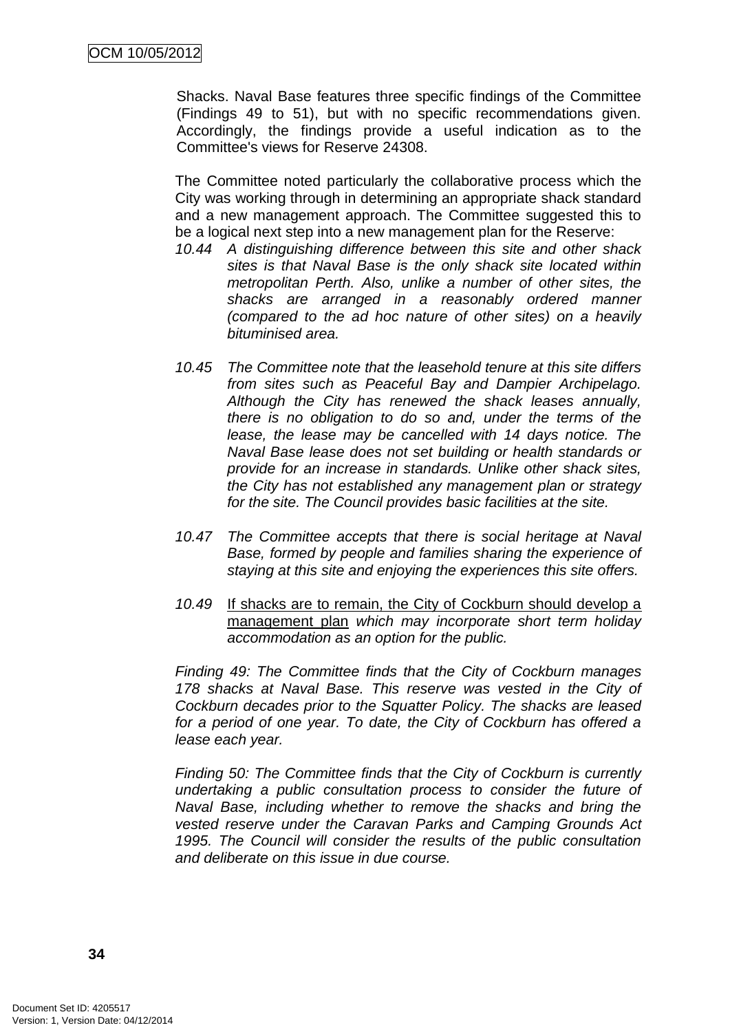Shacks. Naval Base features three specific findings of the Committee (Findings 49 to 51), but with no specific recommendations given. Accordingly, the findings provide a useful indication as to the Committee's views for Reserve 24308.

The Committee noted particularly the collaborative process which the City was working through in determining an appropriate shack standard and a new management approach. The Committee suggested this to be a logical next step into a new management plan for the Reserve:

10.44 *A distinguishing difference between this site and other shack sites is that Naval Base is the only shack site located within metropolitan Perth. Also, unlike a number of other sites, the shacks are arranged in a reasonably ordered manner (compared to the ad hoc nature of other sites) on a heavily bituminised area.*

10.45 *The Committee note that the leasehold tenure at this site differs from sites such as Peaceful Bay and Dampier Archipelago. Although the City has renewed the shack leases annually, there is no obligation to do so and, under the terms of the lease, the lease may be cancelled with 14 days notice. The Naval Base lease does not set building or health standards or provide for an increase in standards. Unlike other shack sites, the City has not established any management plan or strategy for the site. The Council provides basic facilities at the site.*

10.47 *The Committee accepts that there is social heritage at Naval Base, formed by people and families sharing the experience of staying at this site and enjoying the experiences this site offers.*

10.49 If shacks are to remain, the City of Cockburn should develop a management plan *which may incorporate short term holiday accommodation as an option for the public.*

*Finding 49: The Committee finds that the City of Cockburn manages 178 shacks at Naval Base. This reserve was vested in the City of Cockburn decades prior to the Squatter Policy. The shacks are leased for a period of one year. To date, the City of Cockburn has offered a lease each year.*

*Finding 50: The Committee finds that the City of Cockburn is currently undertaking a public consultation process to consider the future of Naval Base, including whether to remove the shacks and bring the vested reserve under the Caravan Parks and Camping Grounds Act 1995. The Council will consider the results of the public consultation and deliberate on this issue in due course.*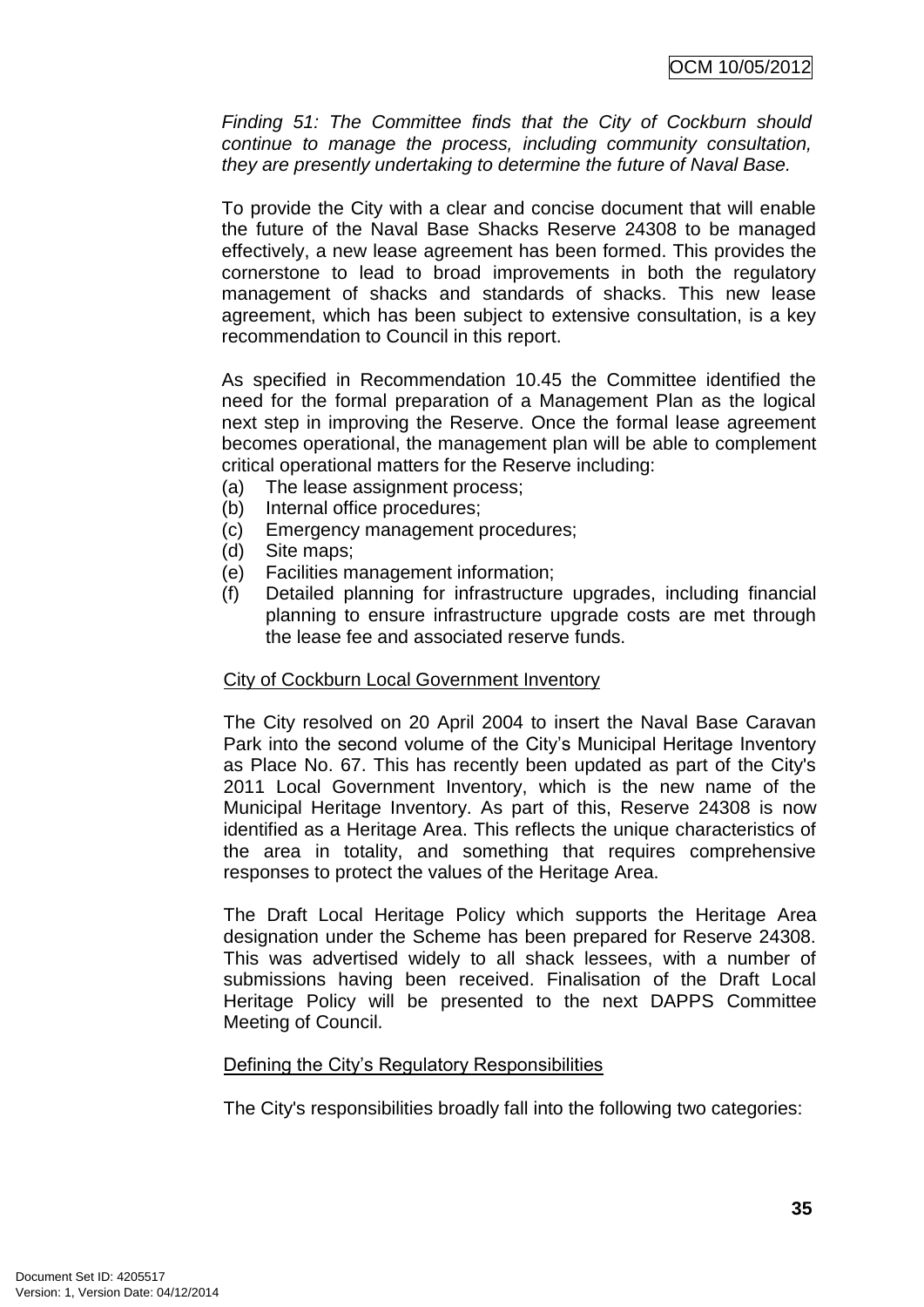*Finding 51: The Committee finds that the City of Cockburn should continue to manage the process, including community consultation, they are presently undertaking to determine the future of Naval Base.*

To provide the City with a clear and concise document that will enable the future of the Naval Base Shacks Reserve 24308 to be managed effectively, a new lease agreement has been formed. This provides the cornerstone to lead to broad improvements in both the regulatory management of shacks and standards of shacks. This new lease agreement, which has been subject to extensive consultation, is a key recommendation to Council in this report.

As specified in Recommendation 10.45 the Committee identified the need for the formal preparation of a Management Plan as the logical next step in improving the Reserve. Once the formal lease agreement becomes operational, the management plan will be able to complement critical operational matters for the Reserve including:

(a) The lease assignment process;
(b) Internal office procedures;
(c) Emergency management procedures;
(d) Site maps;
(e) Facilities management information;
(f) Detailed planning for infrastructure upgrades, including financial planning to ensure infrastructure upgrade costs are met through the lease fee and associated reserve funds.

City of Cockburn Local Government Inventory

The City resolved on 20 April 2004 to insert the Naval Base Caravan Park into the second volume of the City's Municipal Heritage Inventory as Place No. 67. This has recently been updated as part of the City's 2011 Local Government Inventory, which is the new name of the Municipal Heritage Inventory. As part of this, Reserve 24308 is now identified as a Heritage Area. This reflects the unique characteristics of the area in totality, and something that requires comprehensive responses to protect the values of the Heritage Area.

The Draft Local Heritage Policy which supports the Heritage Area designation under the Scheme has been prepared for Reserve 24308. This was advertised widely to all shack lessees, with a number of submissions having been received. Finalisation of the Draft Local Heritage Policy will be presented to the next DAPPS Committee Meeting of Council.

Defining the City's Regulatory Responsibilities

The City's responsibilities broadly fall into the following two categories: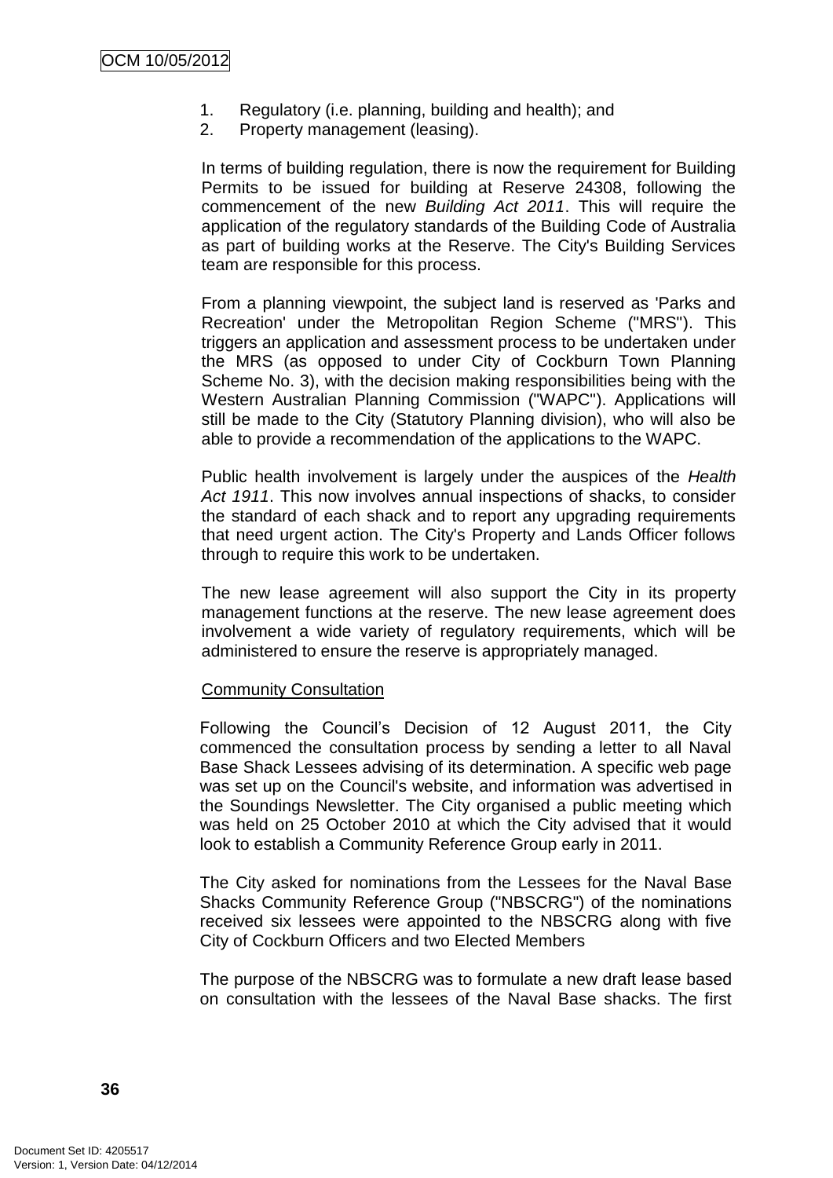1. Regulatory (i.e. planning, building and health); and
2. Property management (leasing).

In terms of building regulation, there is now the requirement for Building Permits to be issued for building at Reserve 24308, following the commencement of the new *Building Act 2011*. This will require the application of the regulatory standards of the Building Code of Australia as part of building works at the Reserve. The City's Building Services team are responsible for this process.

From a planning viewpoint, the subject land is reserved as 'Parks and Recreation' under the Metropolitan Region Scheme ("MRS"). This triggers an application and assessment process to be undertaken under the MRS (as opposed to under City of Cockburn Town Planning Scheme No. 3), with the decision making responsibilities being with the Western Australian Planning Commission ("WAPC"). Applications will still be made to the City (Statutory Planning division), who will also be able to provide a recommendation of the applications to the WAPC.

Public health involvement is largely under the auspices of the *Health Act 1911*. This now involves annual inspections of shacks, to consider the standard of each shack and to report any upgrading requirements that need urgent action. The City's Property and Lands Officer follows through to require this work to be undertaken.

The new lease agreement will also support the City in its property management functions at the reserve. The new lease agreement does involvement a wide variety of regulatory requirements, which will be administered to ensure the reserve is appropriately managed.

<u>Community Consultation</u>

Following the Council's Decision of 12 August 2011, the City commenced the consultation process by sending a letter to all Naval Base Shack Lessees advising of its determination. A specific web page was set up on the Council's website, and information was advertised in the Soundings Newsletter. The City organised a public meeting which was held on 25 October 2010 at which the City advised that it would look to establish a Community Reference Group early in 2011.

The City asked for nominations from the Lessees for the Naval Base Shacks Community Reference Group ("NBSCRG") of the nominations received six lessees were appointed to the NBSCRG along with five City of Cockburn Officers and two Elected Members

The purpose of the NBSCRG was to formulate a new draft lease based on consultation with the lessees of the Naval Base shacks. The first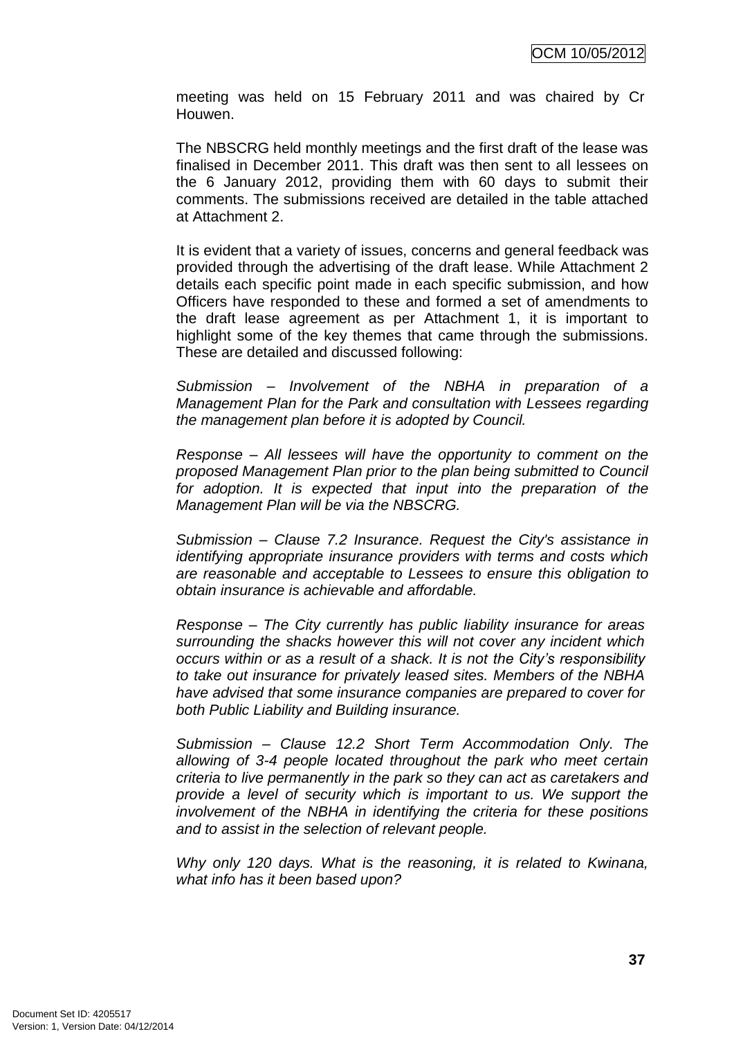meeting was held on 15 February 2011 and was chaired by Cr Houwen.

The NBSCRG held monthly meetings and the first draft of the lease was finalised in December 2011. This draft was then sent to all lessees on the 6 January 2012, providing them with 60 days to submit their comments. The submissions received are detailed in the table attached at Attachment 2.

It is evident that a variety of issues, concerns and general feedback was provided through the advertising of the draft lease. While Attachment 2 details each specific point made in each specific submission, and how Officers have responded to these and formed a set of amendments to the draft lease agreement as per Attachment 1, it is important to highlight some of the key themes that came through the submissions. These are detailed and discussed following:

*Submission – Involvement of the NBHA in preparation of a Management Plan for the Park and consultation with Lessees regarding the management plan before it is adopted by Council.*

*Response – All lessees will have the opportunity to comment on the proposed Management Plan prior to the plan being submitted to Council for adoption. It is expected that input into the preparation of the Management Plan will be via the NBSCRG.*

*Submission – Clause 7.2 Insurance. Request the City's assistance in identifying appropriate insurance providers with terms and costs which are reasonable and acceptable to Lessees to ensure this obligation to obtain insurance is achievable and affordable.*

*Response – The City currently has public liability insurance for areas surrounding the shacks however this will not cover any incident which occurs within or as a result of a shack. It is not the City's responsibility to take out insurance for privately leased sites. Members of the NBHA have advised that some insurance companies are prepared to cover for both Public Liability and Building insurance.*

*Submission – Clause 12.2 Short Term Accommodation Only. The allowing of 3-4 people located throughout the park who meet certain criteria to live permanently in the park so they can act as caretakers and provide a level of security which is important to us. We support the involvement of the NBHA in identifying the criteria for these positions and to assist in the selection of relevant people.*

*Why only 120 days. What is the reasoning, it is related to Kwinana, what info has it been based upon?*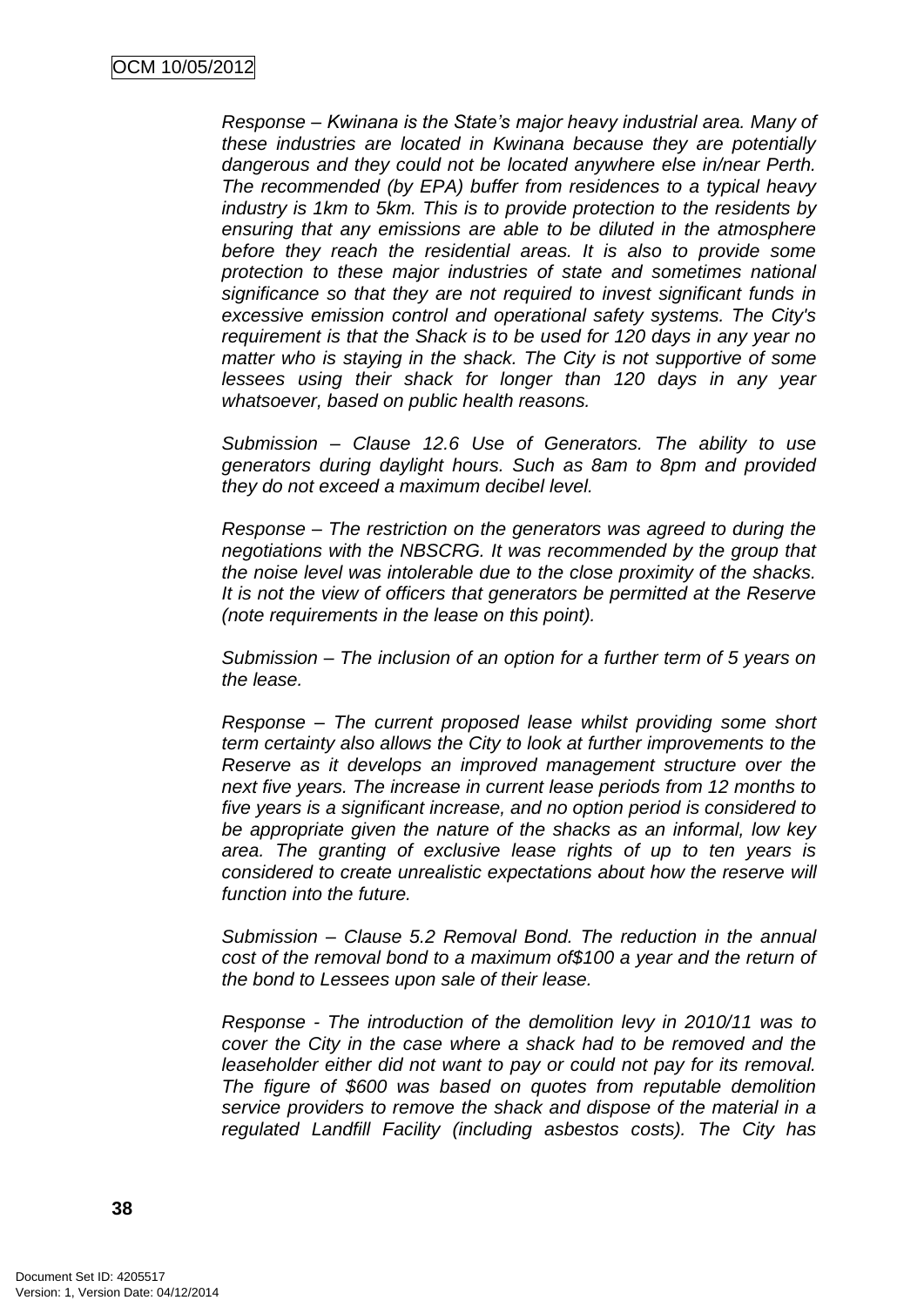*Response – Kwinana is the State's major heavy industrial area. Many of these industries are located in Kwinana because they are potentially dangerous and they could not be located anywhere else in/near Perth. The recommended (by EPA) buffer from residences to a typical heavy industry is 1km to 5km. This is to provide protection to the residents by ensuring that any emissions are able to be diluted in the atmosphere before they reach the residential areas. It is also to provide some protection to these major industries of state and sometimes national significance so that they are not required to invest significant funds in excessive emission control and operational safety systems. The City's requirement is that the Shack is to be used for 120 days in any year no matter who is staying in the shack. The City is not supportive of some lessees using their shack for longer than 120 days in any year whatsoever, based on public health reasons.*

*Submission – Clause 12.6 Use of Generators. The ability to use generators during daylight hours. Such as 8am to 8pm and provided they do not exceed a maximum decibel level.*

*Response – The restriction on the generators was agreed to during the negotiations with the NBSCRG. It was recommended by the group that the noise level was intolerable due to the close proximity of the shacks. It is not the view of officers that generators be permitted at the Reserve (note requirements in the lease on this point).*

*Submission – The inclusion of an option for a further term of 5 years on the lease.*

*Response – The current proposed lease whilst providing some short term certainty also allows the City to look at further improvements to the Reserve as it develops an improved management structure over the next five years. The increase in current lease periods from 12 months to five years is a significant increase, and no option period is considered to be appropriate given the nature of the shacks as an informal, low key area. The granting of exclusive lease rights of up to ten years is considered to create unrealistic expectations about how the reserve will function into the future.*

*Submission – Clause 5.2 Removal Bond. The reduction in the annual cost of the removal bond to a maximum of$100 a year and the return of the bond to Lessees upon sale of their lease.*

*Response - The introduction of the demolition levy in 2010/11 was to cover the City in the case where a shack had to be removed and the leaseholder either did not want to pay or could not pay for its removal. The figure of $600 was based on quotes from reputable demolition service providers to remove the shack and dispose of the material in a regulated Landfill Facility (including asbestos costs). The City has*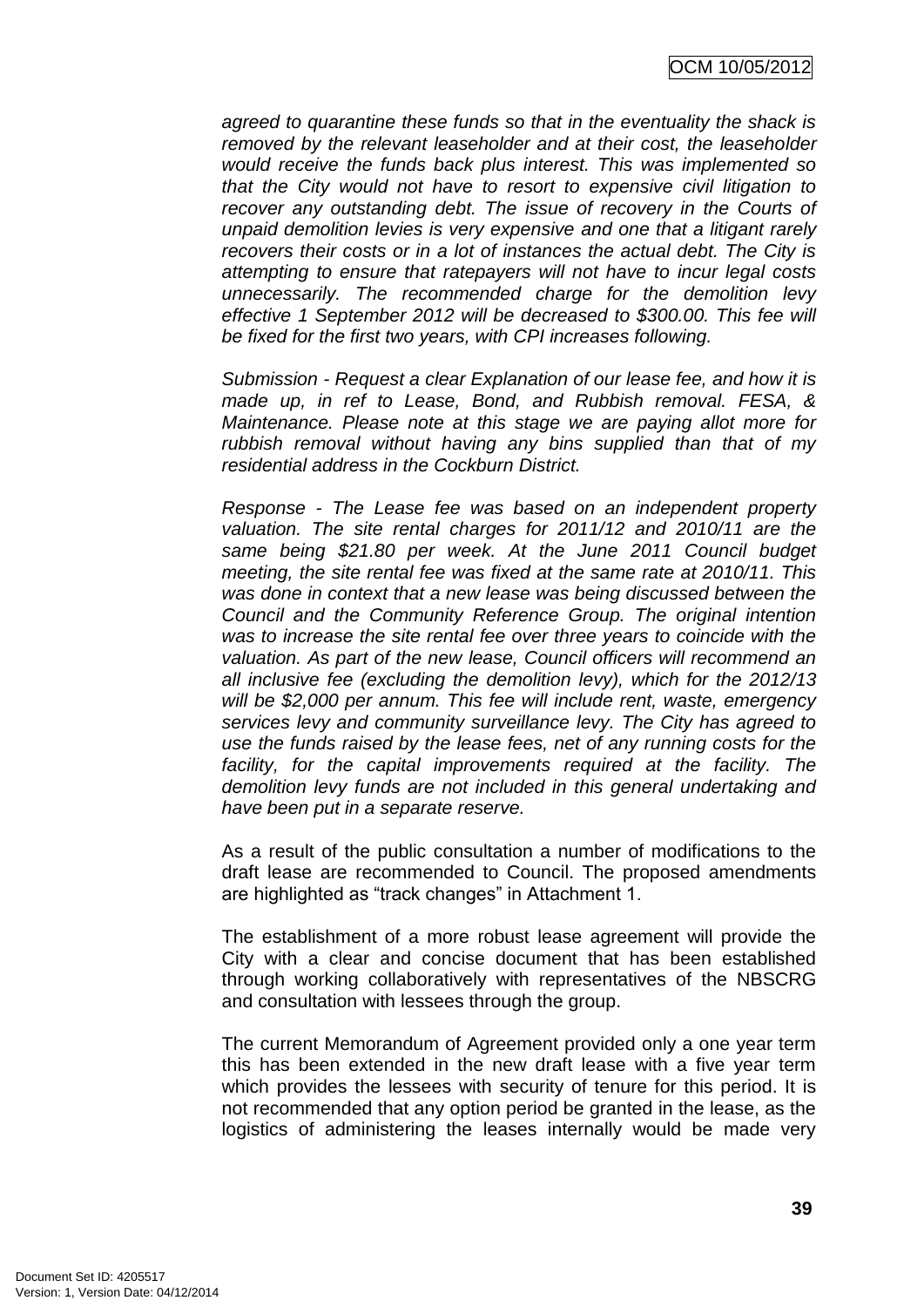*agreed to quarantine these funds so that in the eventuality the shack is removed by the relevant leaseholder and at their cost, the leaseholder would receive the funds back plus interest. This was implemented so that the City would not have to resort to expensive civil litigation to recover any outstanding debt. The issue of recovery in the Courts of unpaid demolition levies is very expensive and one that a litigant rarely recovers their costs or in a lot of instances the actual debt. The City is attempting to ensure that ratepayers will not have to incur legal costs unnecessarily. The recommended charge for the demolition levy effective 1 September 2012 will be decreased to $300.00. This fee will be fixed for the first two years, with CPI increases following.*

*Submission - Request a clear Explanation of our lease fee, and how it is made up, in ref to Lease, Bond, and Rubbish removal. FESA, & Maintenance. Please note at this stage we are paying allot more for rubbish removal without having any bins supplied than that of my residential address in the Cockburn District.*

*Response - The Lease fee was based on an independent property valuation. The site rental charges for 2011/12 and 2010/11 are the same being $21.80 per week. At the June 2011 Council budget meeting, the site rental fee was fixed at the same rate at 2010/11. This was done in context that a new lease was being discussed between the Council and the Community Reference Group. The original intention was to increase the site rental fee over three years to coincide with the valuation. As part of the new lease, Council officers will recommend an all inclusive fee (excluding the demolition levy), which for the 2012/13 will be $2,000 per annum. This fee will include rent, waste, emergency services levy and community surveillance levy. The City has agreed to use the funds raised by the lease fees, net of any running costs for the facility, for the capital improvements required at the facility. The demolition levy funds are not included in this general undertaking and have been put in a separate reserve.*

As a result of the public consultation a number of modifications to the draft lease are recommended to Council. The proposed amendments are highlighted as "track changes" in Attachment 1.

The establishment of a more robust lease agreement will provide the City with a clear and concise document that has been established through working collaboratively with representatives of the NBSCRG and consultation with lessees through the group.

The current Memorandum of Agreement provided only a one year term this has been extended in the new draft lease with a five year term which provides the lessees with security of tenure for this period. It is not recommended that any option period be granted in the lease, as the logistics of administering the leases internally would be made very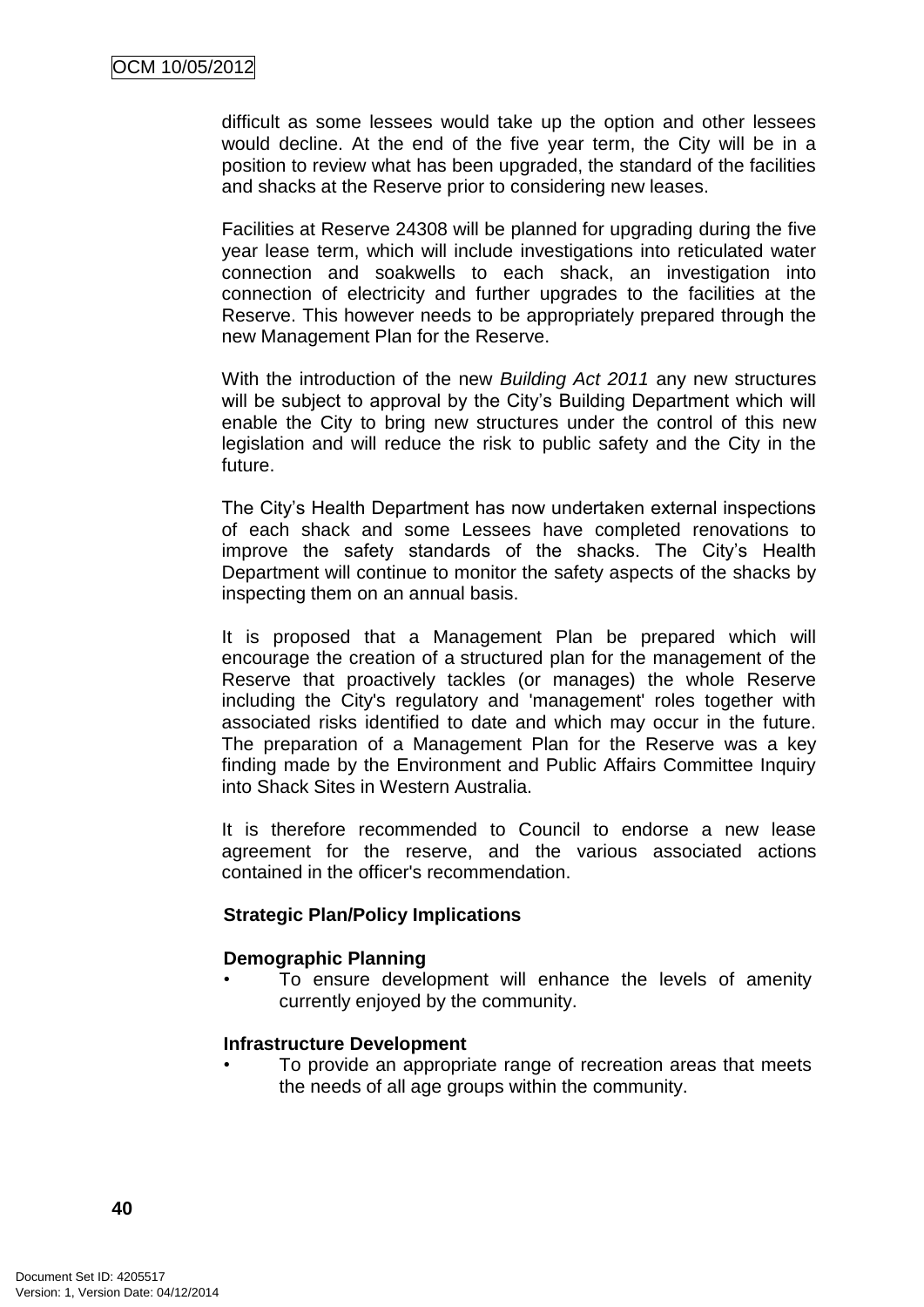difficult as some lessees would take up the option and other lessees would decline. At the end of the five year term, the City will be in a position to review what has been upgraded, the standard of the facilities and shacks at the Reserve prior to considering new leases.

Facilities at Reserve 24308 will be planned for upgrading during the five year lease term, which will include investigations into reticulated water connection and soakwells to each shack, an investigation into connection of electricity and further upgrades to the facilities at the Reserve. This however needs to be appropriately prepared through the new Management Plan for the Reserve.

With the introduction of the new *Building Act 2011* any new structures will be subject to approval by the City's Building Department which will enable the City to bring new structures under the control of this new legislation and will reduce the risk to public safety and the City in the future.

The City's Health Department has now undertaken external inspections of each shack and some Lessees have completed renovations to improve the safety standards of the shacks. The City's Health Department will continue to monitor the safety aspects of the shacks by inspecting them on an annual basis.

It is proposed that a Management Plan be prepared which will encourage the creation of a structured plan for the management of the Reserve that proactively tackles (or manages) the whole Reserve including the City's regulatory and 'management' roles together with associated risks identified to date and which may occur in the future. The preparation of a Management Plan for the Reserve was a key finding made by the Environment and Public Affairs Committee Inquiry into Shack Sites in Western Australia.

It is therefore recommended to Council to endorse a new lease agreement for the reserve, and the various associated actions contained in the officer's recommendation.

**Strategic Plan/Policy Implications**

**Demographic Planning**

- To ensure development will enhance the levels of amenity currently enjoyed by the community.

**Infrastructure Development**

- To provide an appropriate range of recreation areas that meets the needs of all age groups within the community.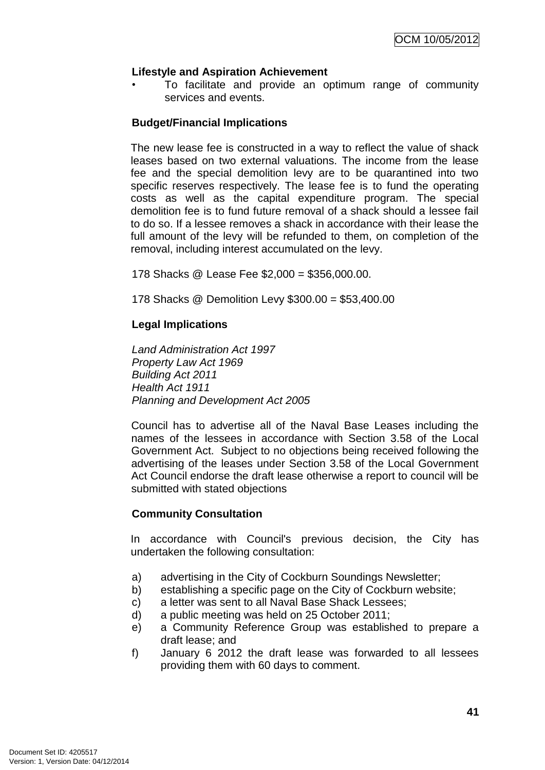**Lifestyle and Aspiration Achievement**

- To facilitate and provide an optimum range of community services and events.

**Budget/Financial Implications**

The new lease fee is constructed in a way to reflect the value of shack leases based on two external valuations. The income from the lease fee and the special demolition levy are to be quarantined into two specific reserves respectively. The lease fee is to fund the operating costs as well as the capital expenditure program. The special demolition fee is to fund future removal of a shack should a lessee fail to do so. If a lessee removes a shack in accordance with their lease the full amount of the levy will be refunded to them, on completion of the removal, including interest accumulated on the levy.

178 Shacks @ Lease Fee $2,000 = $356,000.00.

178 Shacks @ Demolition Levy $300.00 = $53,400.00

**Legal Implications**

*Land Administration Act 1997*
*Property Law Act 1969*
*Building Act 2011*
*Health Act 1911*
*Planning and Development Act 2005*

Council has to advertise all of the Naval Base Leases including the names of the lessees in accordance with Section 3.58 of the Local Government Act. Subject to no objections being received following the advertising of the leases under Section 3.58 of the Local Government Act Council endorse the draft lease otherwise a report to council will be submitted with stated objections

**Community Consultation**

In accordance with Council's previous decision, the City has undertaken the following consultation:

a) advertising in the City of Cockburn Soundings Newsletter;
b) establishing a specific page on the City of Cockburn website;
c) a letter was sent to all Naval Base Shack Lessees;
d) a public meeting was held on 25 October 2011;
e) a Community Reference Group was established to prepare a draft lease; and
f) January 6 2012 the draft lease was forwarded to all lessees providing them with 60 days to comment.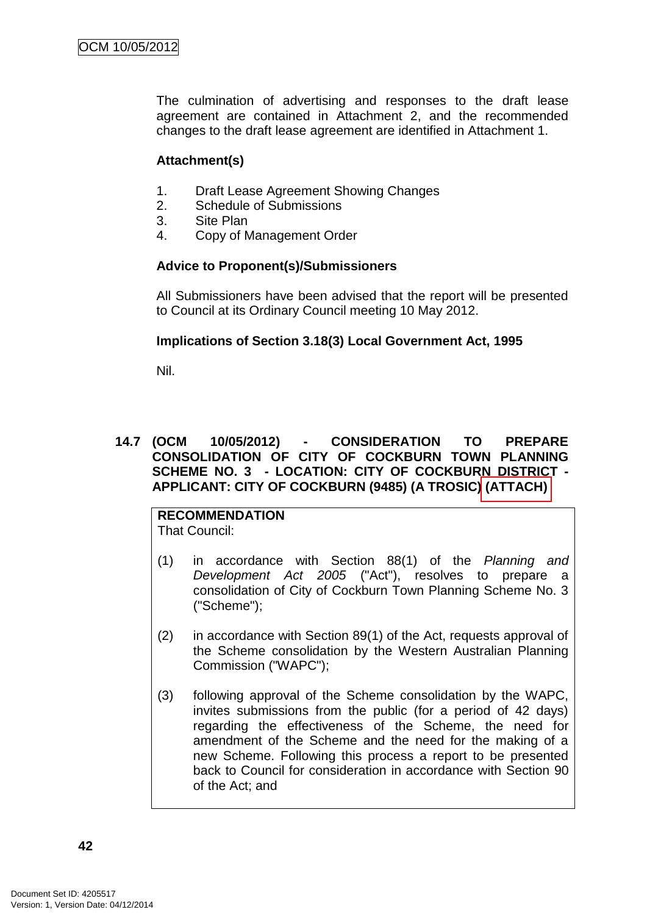The culmination of advertising and responses to the draft lease agreement are contained in Attachment 2, and the recommended changes to the draft lease agreement are identified in Attachment 1.

**Attachment(s)**

1. Draft Lease Agreement Showing Changes
2. Schedule of Submissions
3. Site Plan
4. Copy of Management Order

**Advice to Proponent(s)/Submissioners**

All Submissioners have been advised that the report will be presented to Council at its Ordinary Council meeting 10 May 2012.

**Implications of Section 3.18(3) Local Government Act, 1995**

Nil.

## 14.7 (OCM 10/05/2012) - CONSIDERATION TO PREPARE CONSOLIDATION OF CITY OF COCKBURN TOWN PLANNING SCHEME NO. 3 - LOCATION: CITY OF COCKBURN DISTRICT - APPLICANT: CITY OF COCKBURN (9485) (A TROSIC) (ATTACH)

**RECOMMENDATION**
That Council:

(1) in accordance with Section 88(1) of the *Planning and Development Act 2005* ("Act"), resolves to prepare a consolidation of City of Cockburn Town Planning Scheme No. 3 ("Scheme");

(2) in accordance with Section 89(1) of the Act, requests approval of the Scheme consolidation by the Western Australian Planning Commission ("WAPC");

(3) following approval of the Scheme consolidation by the WAPC, invites submissions from the public (for a period of 42 days) regarding the effectiveness of the Scheme, the need for amendment of the Scheme and the need for the making of a new Scheme. Following this process a report to be presented back to Council for consideration in accordance with Section 90 of the Act; and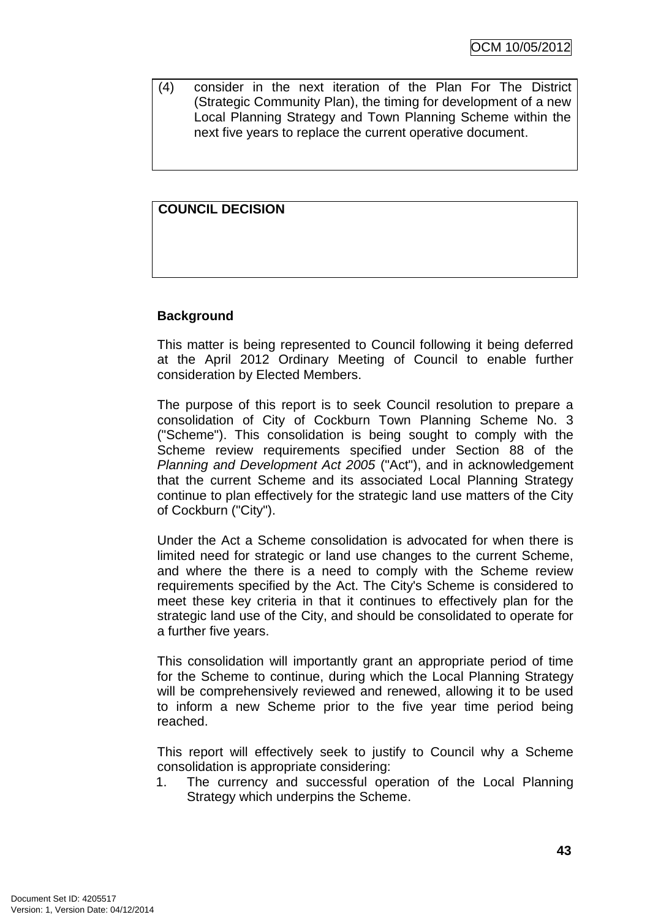(4) consider in the next iteration of the Plan For The District (Strategic Community Plan), the timing for development of a new Local Planning Strategy and Town Planning Scheme within the next five years to replace the current operative document.

**COUNCIL DECISION**

**Background**

This matter is being represented to Council following it being deferred at the April 2012 Ordinary Meeting of Council to enable further consideration by Elected Members.

The purpose of this report is to seek Council resolution to prepare a consolidation of City of Cockburn Town Planning Scheme No. 3 ("Scheme"). This consolidation is being sought to comply with the Scheme review requirements specified under Section 88 of the *Planning and Development Act 2005* ("Act"), and in acknowledgement that the current Scheme and its associated Local Planning Strategy continue to plan effectively for the strategic land use matters of the City of Cockburn ("City").

Under the Act a Scheme consolidation is advocated for when there is limited need for strategic or land use changes to the current Scheme, and where the there is a need to comply with the Scheme review requirements specified by the Act. The City's Scheme is considered to meet these key criteria in that it continues to effectively plan for the strategic land use of the City, and should be consolidated to operate for a further five years.

This consolidation will importantly grant an appropriate period of time for the Scheme to continue, during which the Local Planning Strategy will be comprehensively reviewed and renewed, allowing it to be used to inform a new Scheme prior to the five year time period being reached.

This report will effectively seek to justify to Council why a Scheme consolidation is appropriate considering:

1. The currency and successful operation of the Local Planning Strategy which underpins the Scheme.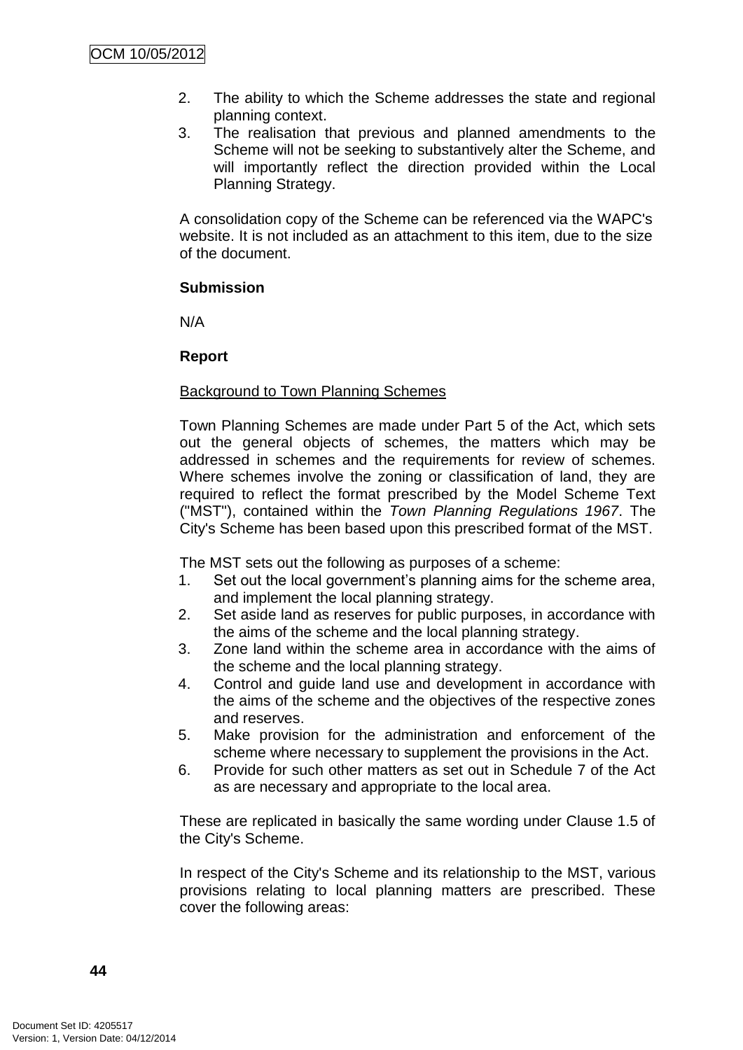2. The ability to which the Scheme addresses the state and regional planning context.
3. The realisation that previous and planned amendments to the Scheme will not be seeking to substantively alter the Scheme, and will importantly reflect the direction provided within the Local Planning Strategy.

A consolidation copy of the Scheme can be referenced via the WAPC's website. It is not included as an attachment to this item, due to the size of the document.

**Submission**

N/A

**Report**

Background to Town Planning Schemes

Town Planning Schemes are made under Part 5 of the Act, which sets out the general objects of schemes, the matters which may be addressed in schemes and the requirements for review of schemes. Where schemes involve the zoning or classification of land, they are required to reflect the format prescribed by the Model Scheme Text ("MST"), contained within the *Town Planning Regulations 1967*. The City's Scheme has been based upon this prescribed format of the MST.

The MST sets out the following as purposes of a scheme:

1. Set out the local government's planning aims for the scheme area, and implement the local planning strategy.
2. Set aside land as reserves for public purposes, in accordance with the aims of the scheme and the local planning strategy.
3. Zone land within the scheme area in accordance with the aims of the scheme and the local planning strategy.
4. Control and guide land use and development in accordance with the aims of the scheme and the objectives of the respective zones and reserves.
5. Make provision for the administration and enforcement of the scheme where necessary to supplement the provisions in the Act.
6. Provide for such other matters as set out in Schedule 7 of the Act as are necessary and appropriate to the local area.

These are replicated in basically the same wording under Clause 1.5 of the City's Scheme.

In respect of the City's Scheme and its relationship to the MST, various provisions relating to local planning matters are prescribed. These cover the following areas: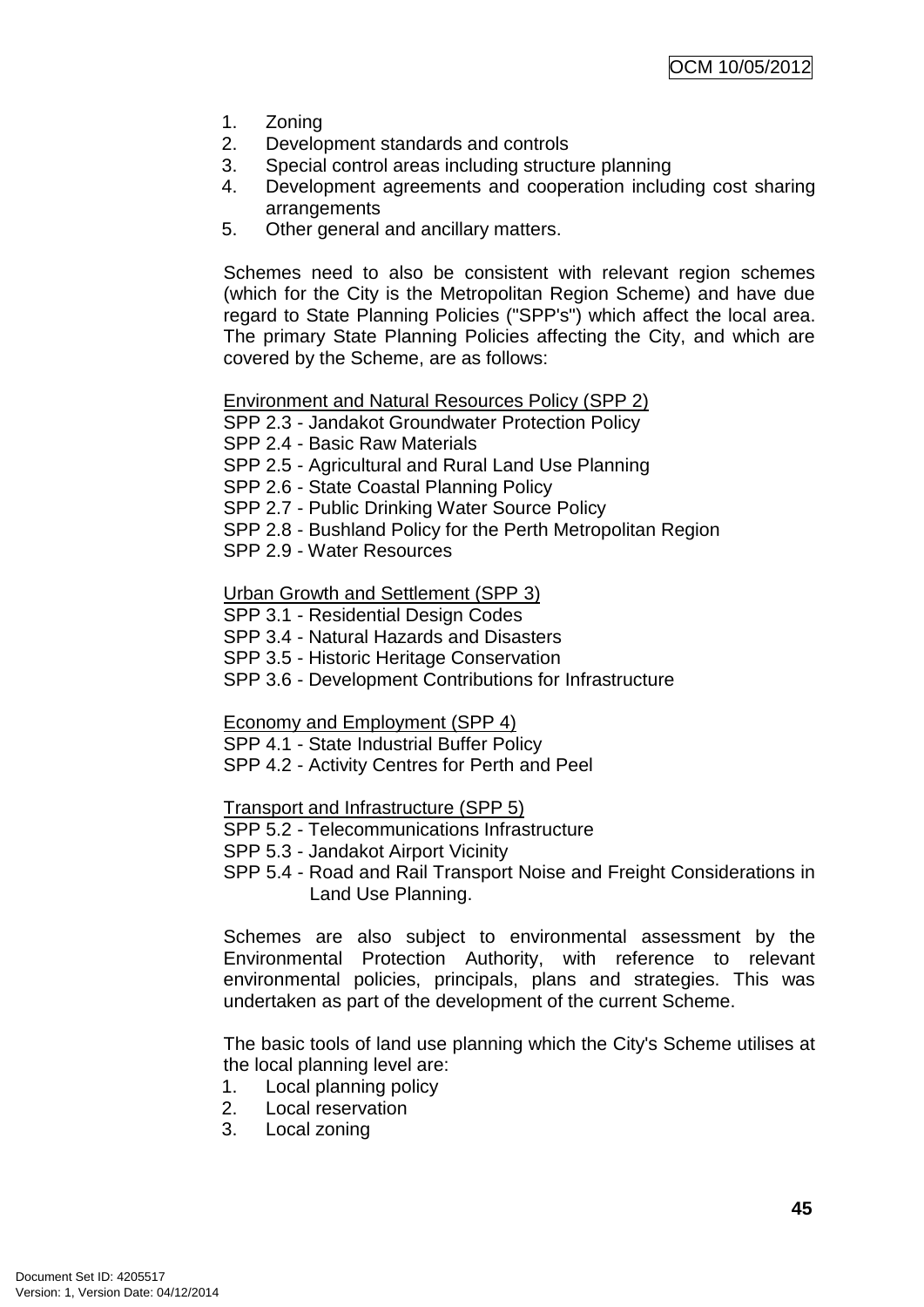1. Zoning
2. Development standards and controls
3. Special control areas including structure planning
4. Development agreements and cooperation including cost sharing arrangements
5. Other general and ancillary matters.

Schemes need to also be consistent with relevant region schemes (which for the City is the Metropolitan Region Scheme) and have due regard to State Planning Policies ("SPP's") which affect the local area. The primary State Planning Policies affecting the City, and which are covered by the Scheme, are as follows:

<u>Environment and Natural Resources Policy (SPP 2)</u>
SPP 2.3 - Jandakot Groundwater Protection Policy
SPP 2.4 - Basic Raw Materials
SPP 2.5 - Agricultural and Rural Land Use Planning
SPP 2.6 - State Coastal Planning Policy
SPP 2.7 - Public Drinking Water Source Policy
SPP 2.8 - Bushland Policy for the Perth Metropolitan Region
SPP 2.9 - Water Resources

<u>Urban Growth and Settlement (SPP 3)</u>
SPP 3.1 - Residential Design Codes
SPP 3.4 - Natural Hazards and Disasters
SPP 3.5 - Historic Heritage Conservation
SPP 3.6 - Development Contributions for Infrastructure

<u>Economy and Employment (SPP 4)</u>
SPP 4.1 - State Industrial Buffer Policy
SPP 4.2 - Activity Centres for Perth and Peel

<u>Transport and Infrastructure (SPP 5)</u>
SPP 5.2 - Telecommunications Infrastructure
SPP 5.3 - Jandakot Airport Vicinity
SPP 5.4 - Road and Rail Transport Noise and Freight Considerations in Land Use Planning.

Schemes are also subject to environmental assessment by the Environmental Protection Authority, with reference to relevant environmental policies, principals, plans and strategies. This was undertaken as part of the development of the current Scheme.

The basic tools of land use planning which the City's Scheme utilises at the local planning level are:

1. Local planning policy
2. Local reservation
3. Local zoning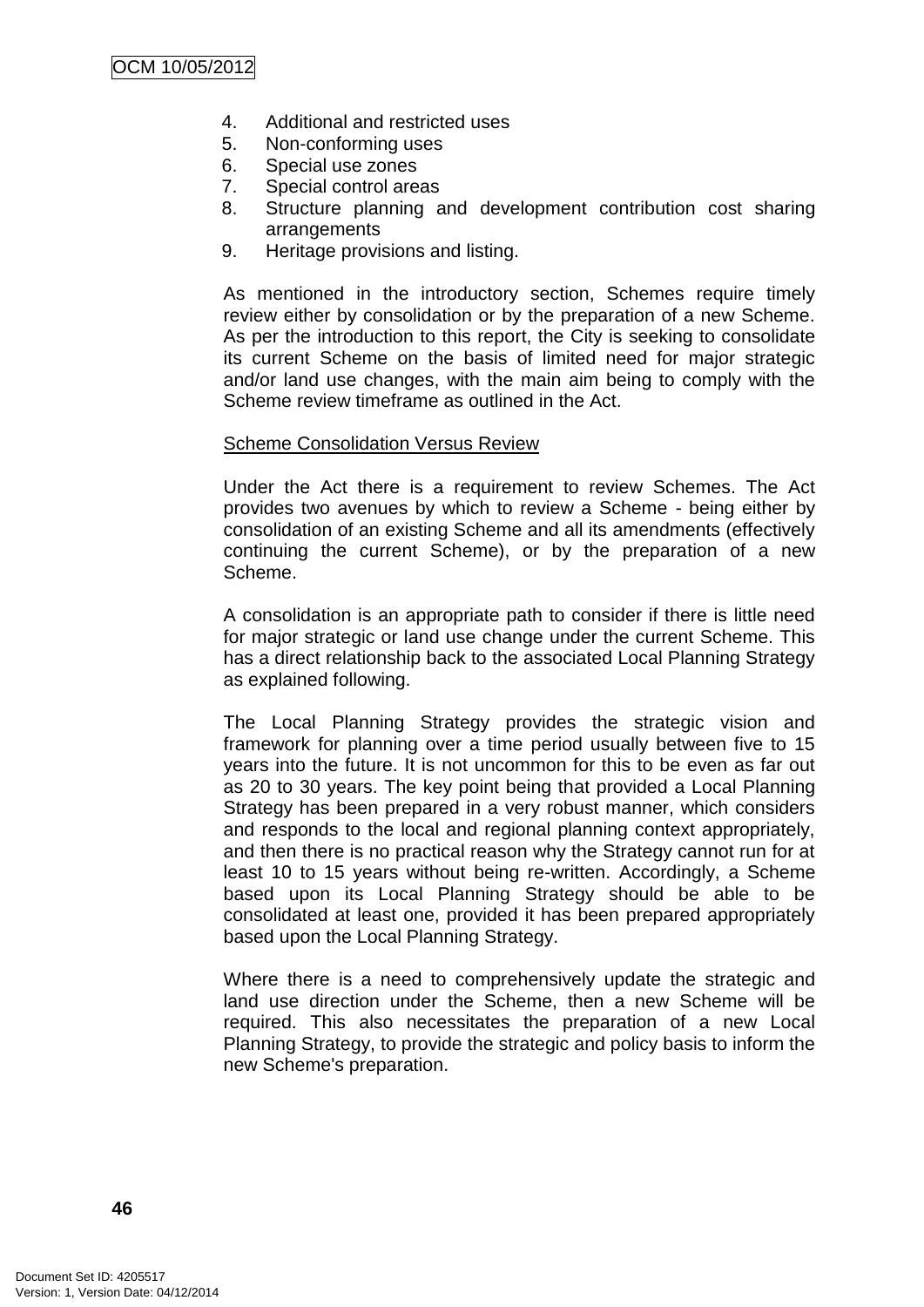4. Additional and restricted uses
5. Non-conforming uses
6. Special use zones
7. Special control areas
8. Structure planning and development contribution cost sharing arrangements
9. Heritage provisions and listing.

As mentioned in the introductory section, Schemes require timely review either by consolidation or by the preparation of a new Scheme. As per the introduction to this report, the City is seeking to consolidate its current Scheme on the basis of limited need for major strategic and/or land use changes, with the main aim being to comply with the Scheme review timeframe as outlined in the Act.

Scheme Consolidation Versus Review

Under the Act there is a requirement to review Schemes. The Act provides two avenues by which to review a Scheme - being either by consolidation of an existing Scheme and all its amendments (effectively continuing the current Scheme), or by the preparation of a new Scheme.

A consolidation is an appropriate path to consider if there is little need for major strategic or land use change under the current Scheme. This has a direct relationship back to the associated Local Planning Strategy as explained following.

The Local Planning Strategy provides the strategic vision and framework for planning over a time period usually between five to 15 years into the future. It is not uncommon for this to be even as far out as 20 to 30 years. The key point being that provided a Local Planning Strategy has been prepared in a very robust manner, which considers and responds to the local and regional planning context appropriately, and then there is no practical reason why the Strategy cannot run for at least 10 to 15 years without being re-written. Accordingly, a Scheme based upon its Local Planning Strategy should be able to be consolidated at least one, provided it has been prepared appropriately based upon the Local Planning Strategy.

Where there is a need to comprehensively update the strategic and land use direction under the Scheme, then a new Scheme will be required. This also necessitates the preparation of a new Local Planning Strategy, to provide the strategic and policy basis to inform the new Scheme's preparation.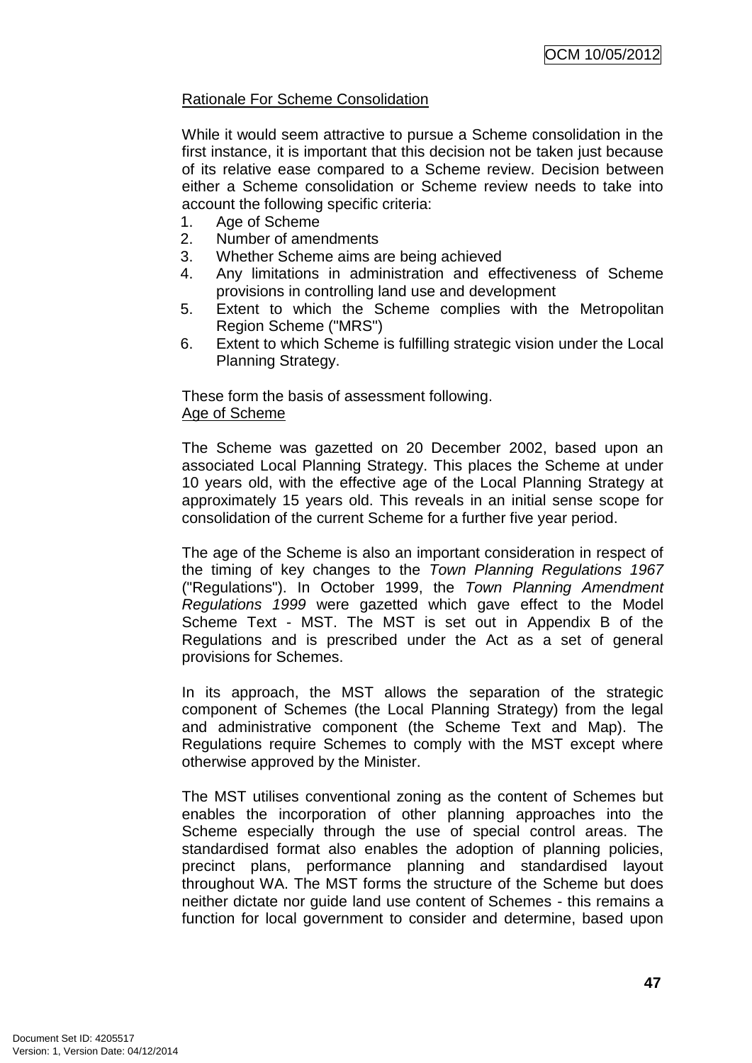Rationale For Scheme Consolidation

While it would seem attractive to pursue a Scheme consolidation in the first instance, it is important that this decision not be taken just because of its relative ease compared to a Scheme review. Decision between either a Scheme consolidation or Scheme review needs to take into account the following specific criteria:

1. Age of Scheme
2. Number of amendments
3. Whether Scheme aims are being achieved
4. Any limitations in administration and effectiveness of Scheme provisions in controlling land use and development
5. Extent to which the Scheme complies with the Metropolitan Region Scheme ("MRS")
6. Extent to which Scheme is fulfilling strategic vision under the Local Planning Strategy.

These form the basis of assessment following.

Age of Scheme

The Scheme was gazetted on 20 December 2002, based upon an associated Local Planning Strategy. This places the Scheme at under 10 years old, with the effective age of the Local Planning Strategy at approximately 15 years old. This reveals in an initial sense scope for consolidation of the current Scheme for a further five year period.

The age of the Scheme is also an important consideration in respect of the timing of key changes to the *Town Planning Regulations 1967* ("Regulations"). In October 1999, the *Town Planning Amendment Regulations 1999* were gazetted which gave effect to the Model Scheme Text - MST. The MST is set out in Appendix B of the Regulations and is prescribed under the Act as a set of general provisions for Schemes.

In its approach, the MST allows the separation of the strategic component of Schemes (the Local Planning Strategy) from the legal and administrative component (the Scheme Text and Map). The Regulations require Schemes to comply with the MST except where otherwise approved by the Minister.

The MST utilises conventional zoning as the content of Schemes but enables the incorporation of other planning approaches into the Scheme especially through the use of special control areas. The standardised format also enables the adoption of planning policies, precinct plans, performance planning and standardised layout throughout WA. The MST forms the structure of the Scheme but does neither dictate nor guide land use content of Schemes - this remains a function for local government to consider and determine, based upon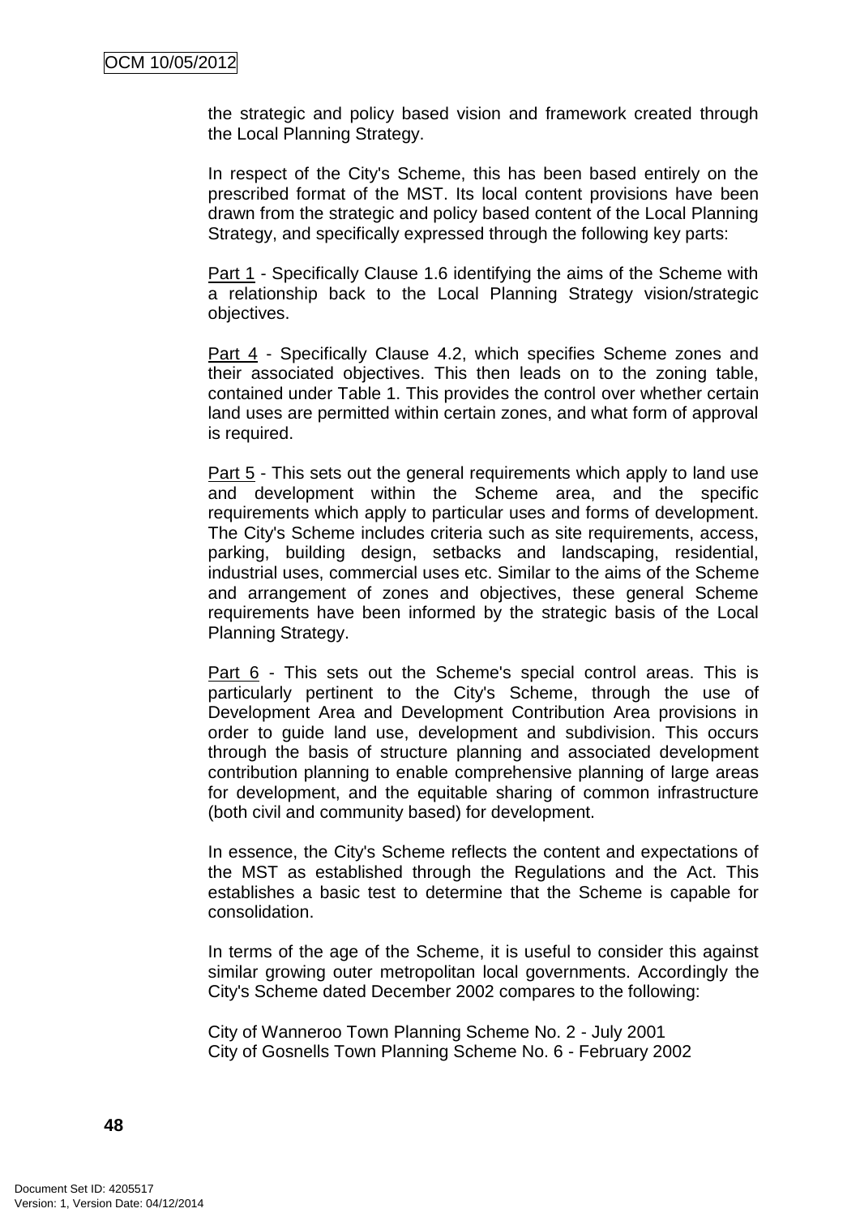the strategic and policy based vision and framework created through the Local Planning Strategy.

In respect of the City's Scheme, this has been based entirely on the prescribed format of the MST. Its local content provisions have been drawn from the strategic and policy based content of the Local Planning Strategy, and specifically expressed through the following key parts:

Part 1 - Specifically Clause 1.6 identifying the aims of the Scheme with a relationship back to the Local Planning Strategy vision/strategic objectives.

Part 4 - Specifically Clause 4.2, which specifies Scheme zones and their associated objectives. This then leads on to the zoning table, contained under Table 1. This provides the control over whether certain land uses are permitted within certain zones, and what form of approval is required.

Part 5 - This sets out the general requirements which apply to land use and development within the Scheme area, and the specific requirements which apply to particular uses and forms of development. The City's Scheme includes criteria such as site requirements, access, parking, building design, setbacks and landscaping, residential, industrial uses, commercial uses etc. Similar to the aims of the Scheme and arrangement of zones and objectives, these general Scheme requirements have been informed by the strategic basis of the Local Planning Strategy.

Part 6 - This sets out the Scheme's special control areas. This is particularly pertinent to the City's Scheme, through the use of Development Area and Development Contribution Area provisions in order to guide land use, development and subdivision. This occurs through the basis of structure planning and associated development contribution planning to enable comprehensive planning of large areas for development, and the equitable sharing of common infrastructure (both civil and community based) for development.

In essence, the City's Scheme reflects the content and expectations of the MST as established through the Regulations and the Act. This establishes a basic test to determine that the Scheme is capable for consolidation.

In terms of the age of the Scheme, it is useful to consider this against similar growing outer metropolitan local governments. Accordingly the City's Scheme dated December 2002 compares to the following:

City of Wanneroo Town Planning Scheme No. 2 - July 2001
City of Gosnells Town Planning Scheme No. 6 - February 2002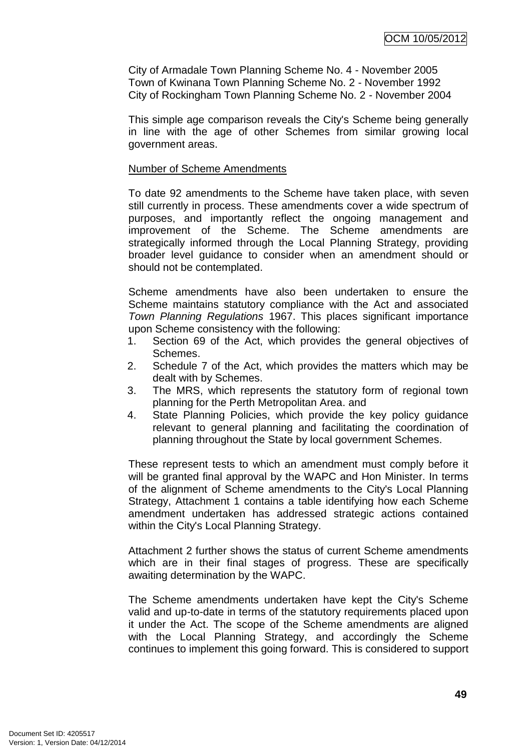City of Armadale Town Planning Scheme No. 4 - November 2005
Town of Kwinana Town Planning Scheme No. 2 - November 1992
City of Rockingham Town Planning Scheme No. 2 - November 2004

This simple age comparison reveals the City's Scheme being generally in line with the age of other Schemes from similar growing local government areas.

<u>Number of Scheme Amendments</u>

To date 92 amendments to the Scheme have taken place, with seven still currently in process. These amendments cover a wide spectrum of purposes, and importantly reflect the ongoing management and improvement of the Scheme. The Scheme amendments are strategically informed through the Local Planning Strategy, providing broader level guidance to consider when an amendment should or should not be contemplated.

Scheme amendments have also been undertaken to ensure the Scheme maintains statutory compliance with the Act and associated *Town Planning Regulations* 1967. This places significant importance upon Scheme consistency with the following:

1. Section 69 of the Act, which provides the general objectives of Schemes.
2. Schedule 7 of the Act, which provides the matters which may be dealt with by Schemes.
3. The MRS, which represents the statutory form of regional town planning for the Perth Metropolitan Area. and
4. State Planning Policies, which provide the key policy guidance relevant to general planning and facilitating the coordination of planning throughout the State by local government Schemes.

These represent tests to which an amendment must comply before it will be granted final approval by the WAPC and Hon Minister. In terms of the alignment of Scheme amendments to the City's Local Planning Strategy, Attachment 1 contains a table identifying how each Scheme amendment undertaken has addressed strategic actions contained within the City's Local Planning Strategy.

Attachment 2 further shows the status of current Scheme amendments which are in their final stages of progress. These are specifically awaiting determination by the WAPC.

The Scheme amendments undertaken have kept the City's Scheme valid and up-to-date in terms of the statutory requirements placed upon it under the Act. The scope of the Scheme amendments are aligned with the Local Planning Strategy, and accordingly the Scheme continues to implement this going forward. This is considered to support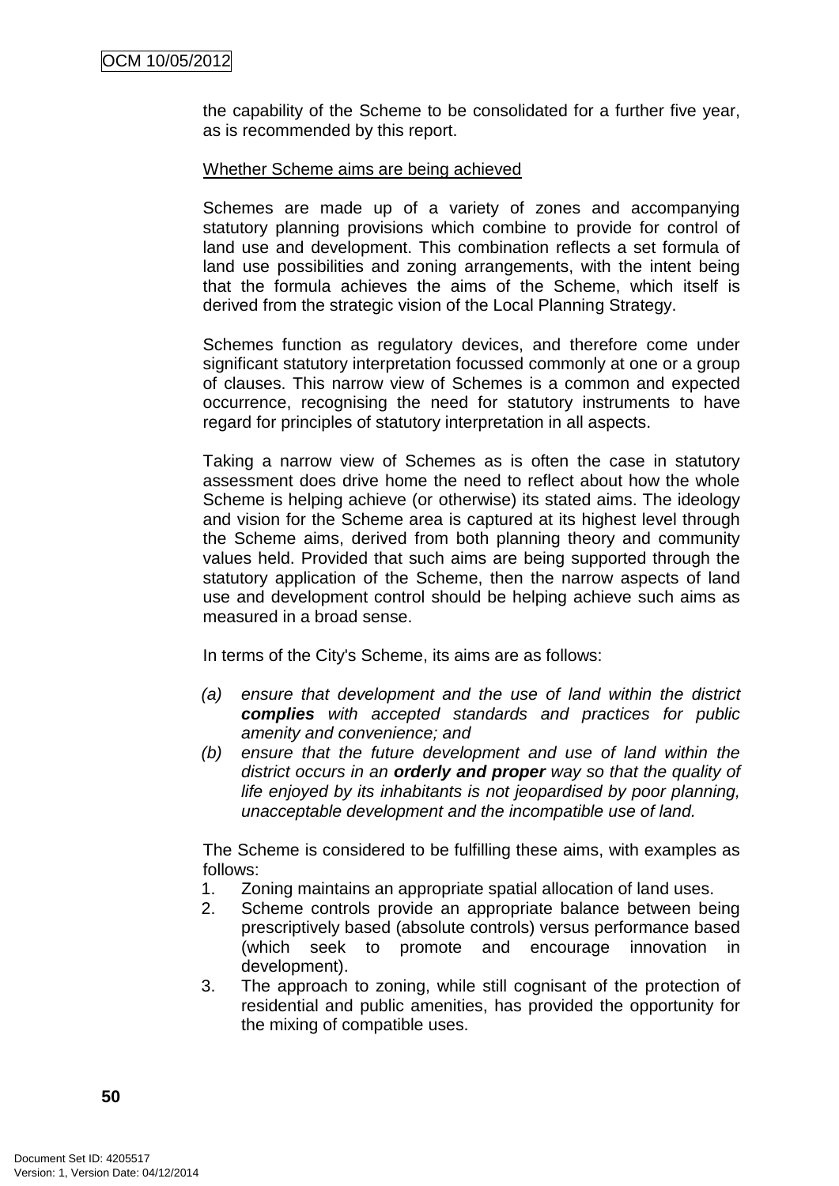the capability of the Scheme to be consolidated for a further five year, as is recommended by this report.

Whether Scheme aims are being achieved

Schemes are made up of a variety of zones and accompanying statutory planning provisions which combine to provide for control of land use and development. This combination reflects a set formula of land use possibilities and zoning arrangements, with the intent being that the formula achieves the aims of the Scheme, which itself is derived from the strategic vision of the Local Planning Strategy.

Schemes function as regulatory devices, and therefore come under significant statutory interpretation focussed commonly at one or a group of clauses. This narrow view of Schemes is a common and expected occurrence, recognising the need for statutory instruments to have regard for principles of statutory interpretation in all aspects.

Taking a narrow view of Schemes as is often the case in statutory assessment does drive home the need to reflect about how the whole Scheme is helping achieve (or otherwise) its stated aims. The ideology and vision for the Scheme area is captured at its highest level through the Scheme aims, derived from both planning theory and community values held. Provided that such aims are being supported through the statutory application of the Scheme, then the narrow aspects of land use and development control should be helping achieve such aims as measured in a broad sense.

In terms of the City's Scheme, its aims are as follows:

*(a) ensure that development and the use of land within the district* ***complies*** *with accepted standards and practices for public amenity and convenience; and*

*(b) ensure that the future development and use of land within the district occurs in an* ***orderly and proper*** *way so that the quality of life enjoyed by its inhabitants is not jeopardised by poor planning, unacceptable development and the incompatible use of land.*

The Scheme is considered to be fulfilling these aims, with examples as follows:

1. Zoning maintains an appropriate spatial allocation of land uses.
2. Scheme controls provide an appropriate balance between being prescriptively based (absolute controls) versus performance based (which seek to promote and encourage innovation in development).
3. The approach to zoning, while still cognisant of the protection of residential and public amenities, has provided the opportunity for the mixing of compatible uses.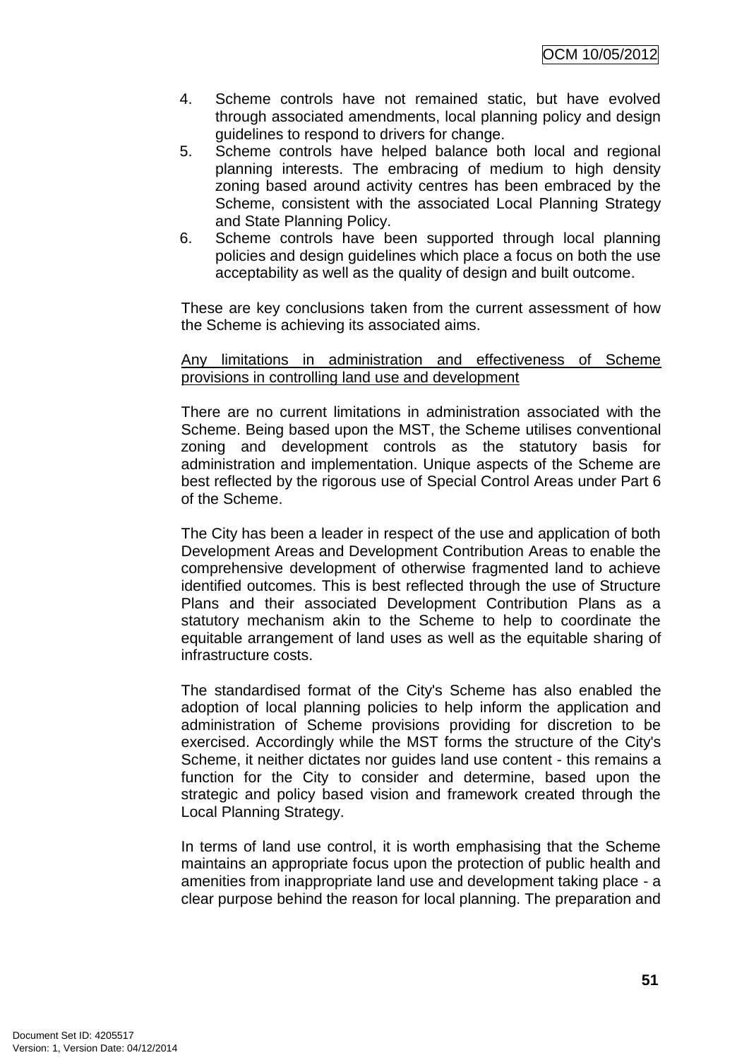4. Scheme controls have not remained static, but have evolved through associated amendments, local planning policy and design guidelines to respond to drivers for change.
5. Scheme controls have helped balance both local and regional planning interests. The embracing of medium to high density zoning based around activity centres has been embraced by the Scheme, consistent with the associated Local Planning Strategy and State Planning Policy.
6. Scheme controls have been supported through local planning policies and design guidelines which place a focus on both the use acceptability as well as the quality of design and built outcome.

These are key conclusions taken from the current assessment of how the Scheme is achieving its associated aims.

<u>Any limitations in administration and effectiveness of Scheme provisions in controlling land use and development</u>

There are no current limitations in administration associated with the Scheme. Being based upon the MST, the Scheme utilises conventional zoning and development controls as the statutory basis for administration and implementation. Unique aspects of the Scheme are best reflected by the rigorous use of Special Control Areas under Part 6 of the Scheme.

The City has been a leader in respect of the use and application of both Development Areas and Development Contribution Areas to enable the comprehensive development of otherwise fragmented land to achieve identified outcomes. This is best reflected through the use of Structure Plans and their associated Development Contribution Plans as a statutory mechanism akin to the Scheme to help to coordinate the equitable arrangement of land uses as well as the equitable sharing of infrastructure costs.

The standardised format of the City's Scheme has also enabled the adoption of local planning policies to help inform the application and administration of Scheme provisions providing for discretion to be exercised. Accordingly while the MST forms the structure of the City's Scheme, it neither dictates nor guides land use content - this remains a function for the City to consider and determine, based upon the strategic and policy based vision and framework created through the Local Planning Strategy.

In terms of land use control, it is worth emphasising that the Scheme maintains an appropriate focus upon the protection of public health and amenities from inappropriate land use and development taking place - a clear purpose behind the reason for local planning. The preparation and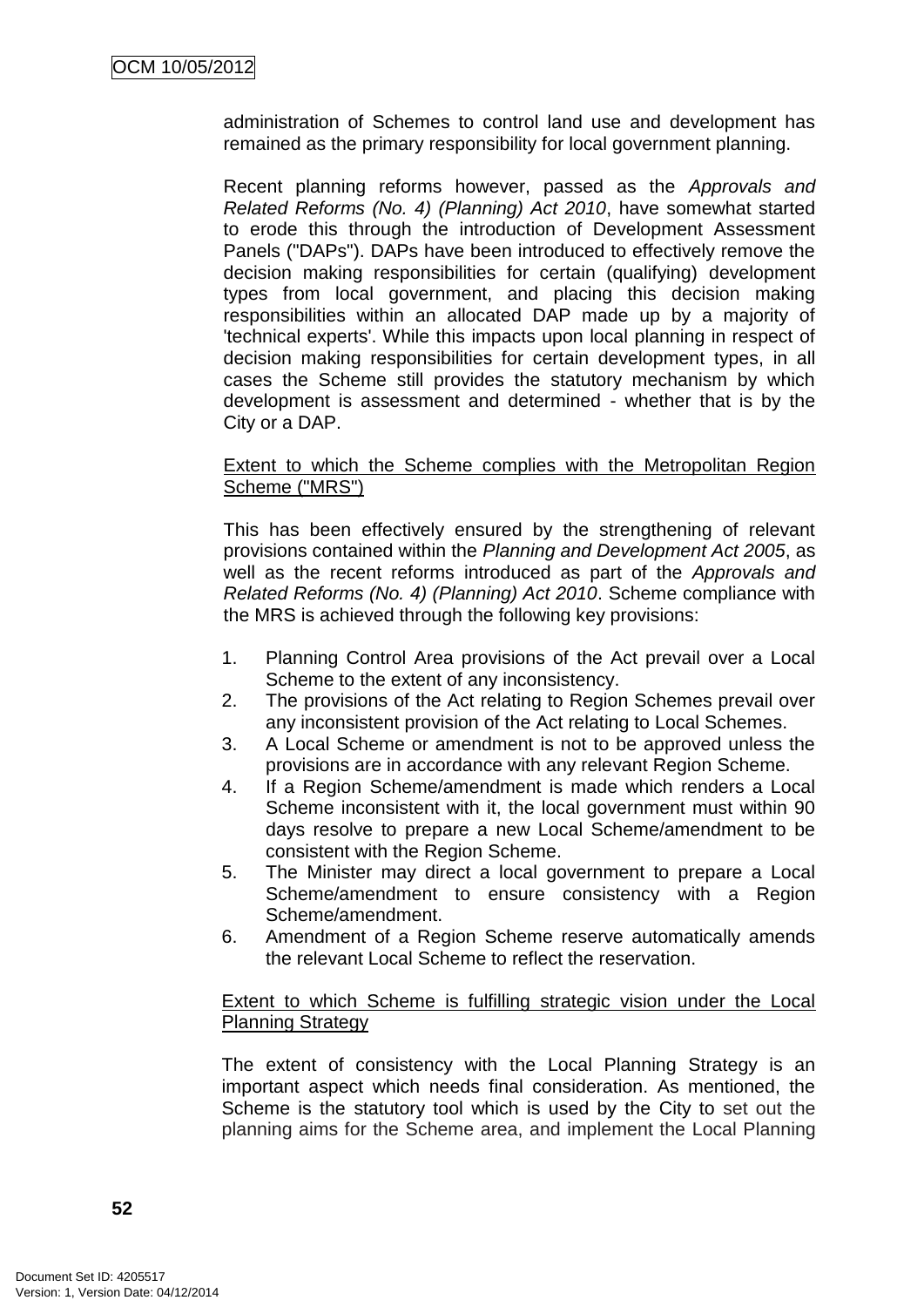administration of Schemes to control land use and development has remained as the primary responsibility for local government planning.

Recent planning reforms however, passed as the *Approvals and Related Reforms (No. 4) (Planning) Act 2010*, have somewhat started to erode this through the introduction of Development Assessment Panels ("DAPs"). DAPs have been introduced to effectively remove the decision making responsibilities for certain (qualifying) development types from local government, and placing this decision making responsibilities within an allocated DAP made up by a majority of 'technical experts'. While this impacts upon local planning in respect of decision making responsibilities for certain development types, in all cases the Scheme still provides the statutory mechanism by which development is assessment and determined - whether that is by the City or a DAP.

<u>Extent to which the Scheme complies with the Metropolitan Region Scheme ("MRS")</u>

This has been effectively ensured by the strengthening of relevant provisions contained within the *Planning and Development Act 2005*, as well as the recent reforms introduced as part of the *Approvals and Related Reforms (No. 4) (Planning) Act 2010*. Scheme compliance with the MRS is achieved through the following key provisions:

1. Planning Control Area provisions of the Act prevail over a Local Scheme to the extent of any inconsistency.
2. The provisions of the Act relating to Region Schemes prevail over any inconsistent provision of the Act relating to Local Schemes.
3. A Local Scheme or amendment is not to be approved unless the provisions are in accordance with any relevant Region Scheme.
4. If a Region Scheme/amendment is made which renders a Local Scheme inconsistent with it, the local government must within 90 days resolve to prepare a new Local Scheme/amendment to be consistent with the Region Scheme.
5. The Minister may direct a local government to prepare a Local Scheme/amendment to ensure consistency with a Region Scheme/amendment.
6. Amendment of a Region Scheme reserve automatically amends the relevant Local Scheme to reflect the reservation.

<u>Extent to which Scheme is fulfilling strategic vision under the Local Planning Strategy</u>

The extent of consistency with the Local Planning Strategy is an important aspect which needs final consideration. As mentioned, the Scheme is the statutory tool which is used by the City to set out the planning aims for the Scheme area, and implement the Local Planning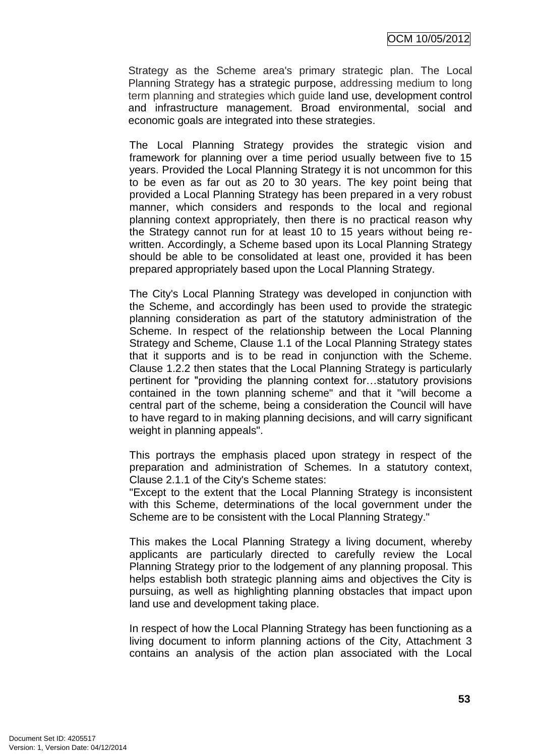Strategy as the Scheme area's primary strategic plan. The Local Planning Strategy has a strategic purpose, addressing medium to long term planning and strategies which guide land use, development control and infrastructure management. Broad environmental, social and economic goals are integrated into these strategies.

The Local Planning Strategy provides the strategic vision and framework for planning over a time period usually between five to 15 years. Provided the Local Planning Strategy it is not uncommon for this to be even as far out as 20 to 30 years. The key point being that provided a Local Planning Strategy has been prepared in a very robust manner, which considers and responds to the local and regional planning context appropriately, then there is no practical reason why the Strategy cannot run for at least 10 to 15 years without being re-written. Accordingly, a Scheme based upon its Local Planning Strategy should be able to be consolidated at least one, provided it has been prepared appropriately based upon the Local Planning Strategy.

The City's Local Planning Strategy was developed in conjunction with the Scheme, and accordingly has been used to provide the strategic planning consideration as part of the statutory administration of the Scheme. In respect of the relationship between the Local Planning Strategy and Scheme, Clause 1.1 of the Local Planning Strategy states that it supports and is to be read in conjunction with the Scheme. Clause 1.2.2 then states that the Local Planning Strategy is particularly pertinent for "providing the planning context for…statutory provisions contained in the town planning scheme" and that it "will become a central part of the scheme, being a consideration the Council will have to have regard to in making planning decisions, and will carry significant weight in planning appeals".

This portrays the emphasis placed upon strategy in respect of the preparation and administration of Schemes. In a statutory context, Clause 2.1.1 of the City's Scheme states:
"Except to the extent that the Local Planning Strategy is inconsistent with this Scheme, determinations of the local government under the Scheme are to be consistent with the Local Planning Strategy."

This makes the Local Planning Strategy a living document, whereby applicants are particularly directed to carefully review the Local Planning Strategy prior to the lodgement of any planning proposal. This helps establish both strategic planning aims and objectives the City is pursuing, as well as highlighting planning obstacles that impact upon land use and development taking place.

In respect of how the Local Planning Strategy has been functioning as a living document to inform planning actions of the City, Attachment 3 contains an analysis of the action plan associated with the Local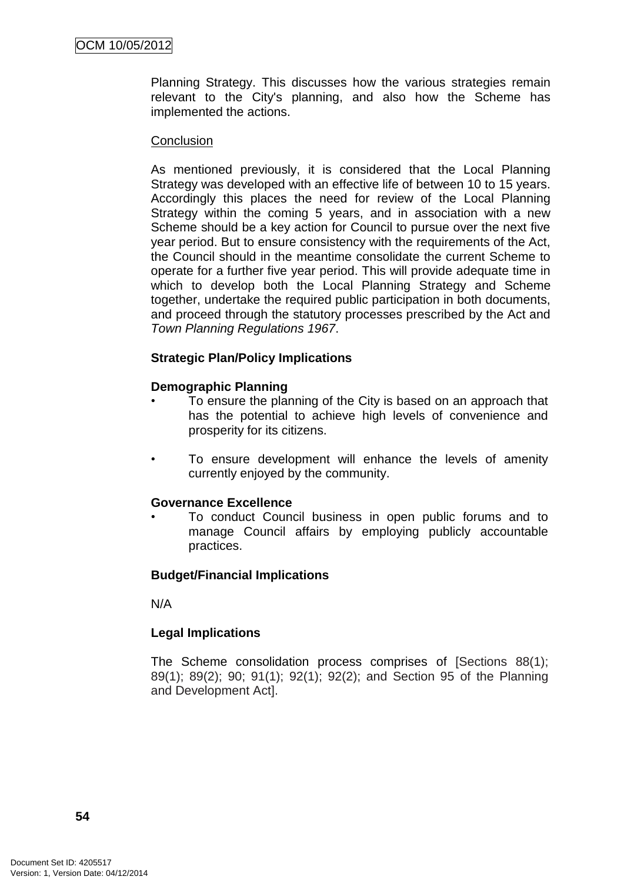Planning Strategy. This discusses how the various strategies remain relevant to the City's planning, and also how the Scheme has implemented the actions.

Conclusion

As mentioned previously, it is considered that the Local Planning Strategy was developed with an effective life of between 10 to 15 years. Accordingly this places the need for review of the Local Planning Strategy within the coming 5 years, and in association with a new Scheme should be a key action for Council to pursue over the next five year period. But to ensure consistency with the requirements of the Act, the Council should in the meantime consolidate the current Scheme to operate for a further five year period. This will provide adequate time in which to develop both the Local Planning Strategy and Scheme together, undertake the required public participation in both documents, and proceed through the statutory processes prescribed by the Act and *Town Planning Regulations 1967*.

**Strategic Plan/Policy Implications**

**Demographic Planning**

- To ensure the planning of the City is based on an approach that has the potential to achieve high levels of convenience and prosperity for its citizens.

- To ensure development will enhance the levels of amenity currently enjoyed by the community.

**Governance Excellence**

- To conduct Council business in open public forums and to manage Council affairs by employing publicly accountable practices.

**Budget/Financial Implications**

N/A

**Legal Implications**

The Scheme consolidation process comprises of [Sections 88(1); 89(1); 89(2); 90; 91(1); 92(1); 92(2); and Section 95 of the Planning and Development Act].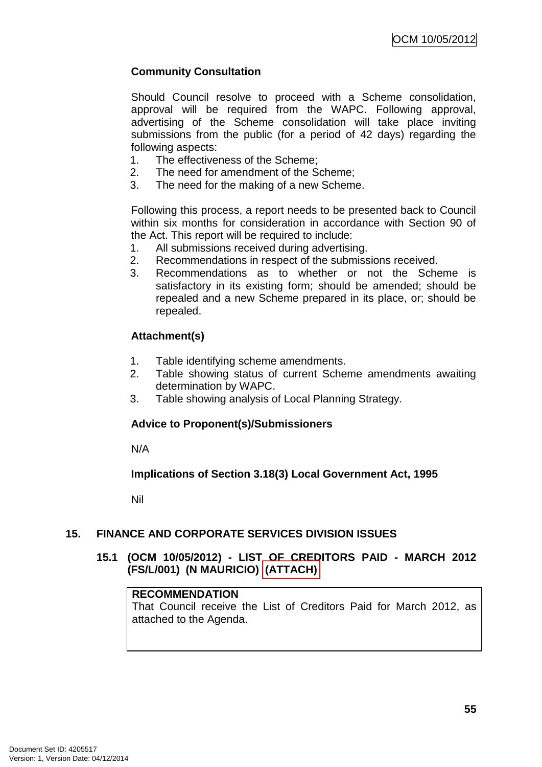### Community Consultation

Should Council resolve to proceed with a Scheme consolidation, approval will be required from the WAPC. Following approval, advertising of the Scheme consolidation will take place inviting submissions from the public (for a period of 42 days) regarding the following aspects:

1. The effectiveness of the Scheme;
2. The need for amendment of the Scheme;
3. The need for the making of a new Scheme.

Following this process, a report needs to be presented back to Council within six months for consideration in accordance with Section 90 of the Act. This report will be required to include:

1. All submissions received during advertising.
2. Recommendations in respect of the submissions received.
3. Recommendations as to whether or not the Scheme is satisfactory in its existing form; should be amended; should be repealed and a new Scheme prepared in its place, or; should be repealed.

### Attachment(s)

1. Table identifying scheme amendments.
2. Table showing status of current Scheme amendments awaiting determination by WAPC.
3. Table showing analysis of Local Planning Strategy.

### Advice to Proponent(s)/Submissioners

N/A

### Implications of Section 3.18(3) Local Government Act, 1995

Nil

## 15. FINANCE AND CORPORATE SERVICES DIVISION ISSUES

### 15.1 (OCM 10/05/2012) - LIST OF CREDITORS PAID - MARCH 2012 (FS/L/001) (N MAURICIO) (ATTACH)

**RECOMMENDATION**
That Council receive the List of Creditors Paid for March 2012, as attached to the Agenda.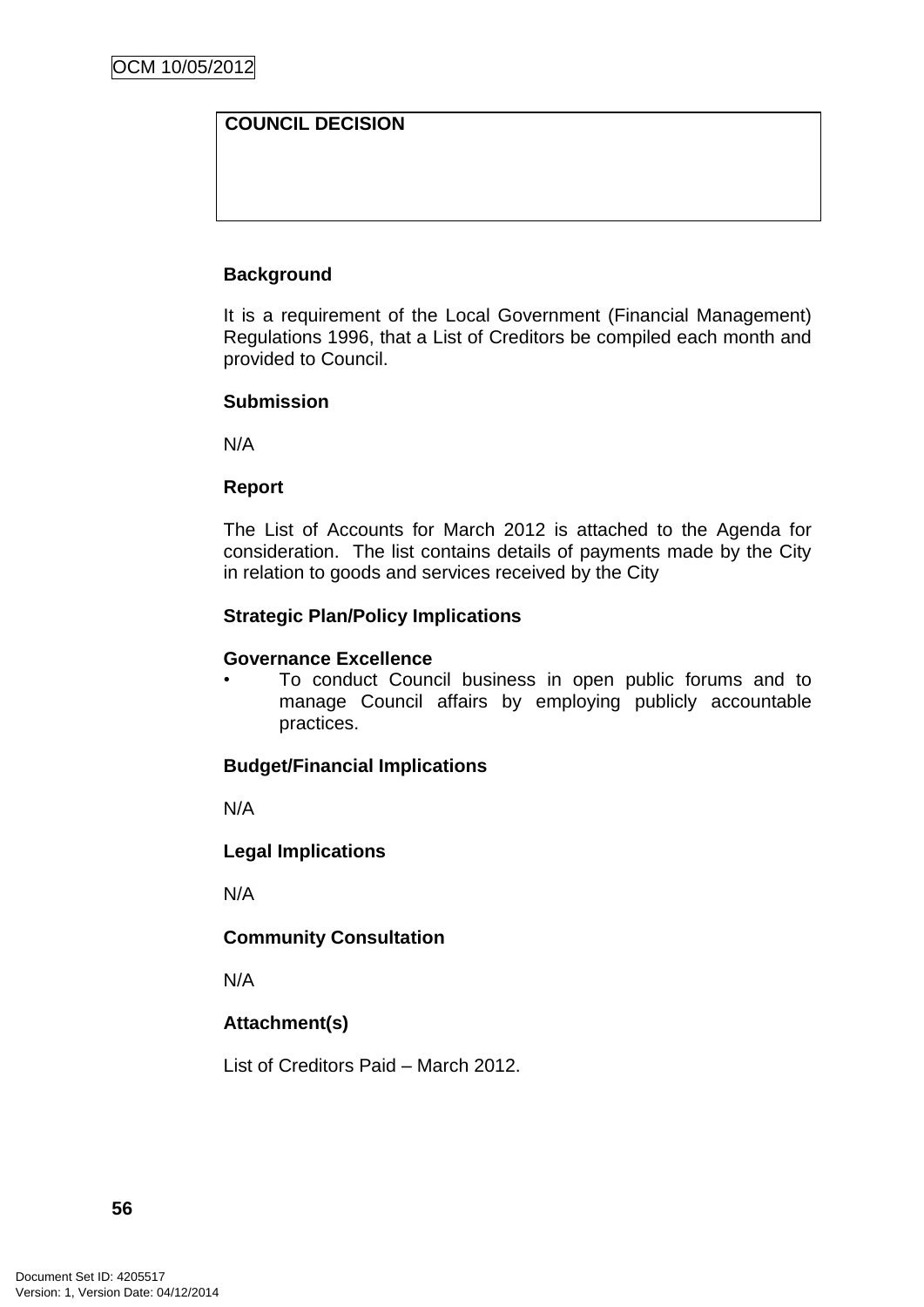| COUNCIL DECISION |
| --- |
| |

**Background**

It is a requirement of the Local Government (Financial Management) Regulations 1996, that a List of Creditors be compiled each month and provided to Council.

**Submission**

N/A

**Report**

The List of Accounts for March 2012 is attached to the Agenda for consideration. The list contains details of payments made by the City in relation to goods and services received by the City

**Strategic Plan/Policy Implications**

**Governance Excellence**

- To conduct Council business in open public forums and to manage Council affairs by employing publicly accountable practices.

**Budget/Financial Implications**

N/A

**Legal Implications**

N/A

**Community Consultation**

N/A

**Attachment(s)**

List of Creditors Paid – March 2012.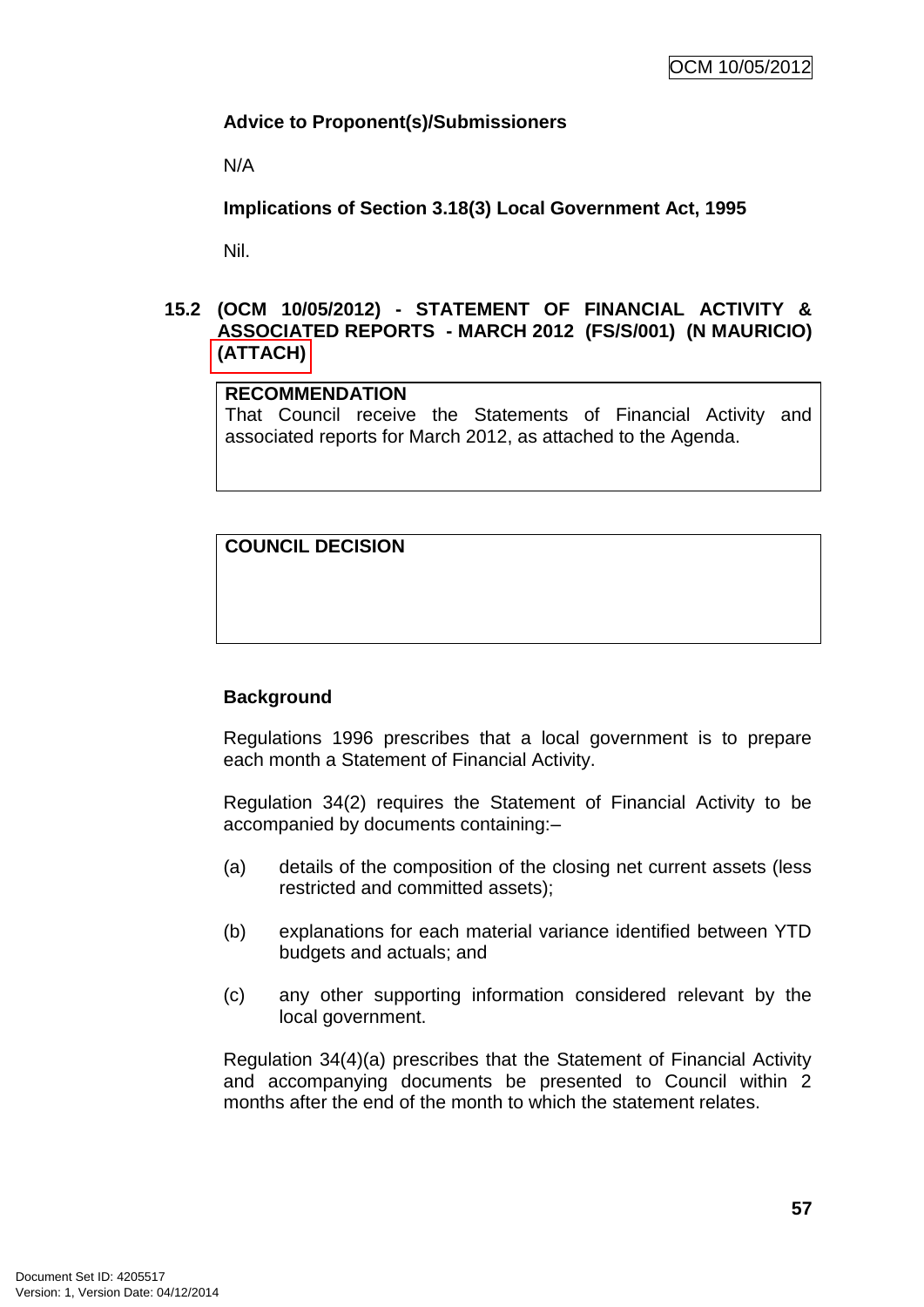**Advice to Proponent(s)/Submissioners**

N/A

**Implications of Section 3.18(3) Local Government Act, 1995**

Nil.

## 15.2 (OCM 10/05/2012) - STATEMENT OF FINANCIAL ACTIVITY & ASSOCIATED REPORTS - MARCH 2012 (FS/S/001) (N MAURICIO) (ATTACH)

| **RECOMMENDATION** |
|---|
| That Council receive the Statements of Financial Activity and associated reports for March 2012, as attached to the Agenda. |

| **COUNCIL DECISION** |
|---|
| |

**Background**

Regulations 1996 prescribes that a local government is to prepare each month a Statement of Financial Activity.

Regulation 34(2) requires the Statement of Financial Activity to be accompanied by documents containing:–

(a) details of the composition of the closing net current assets (less restricted and committed assets);

(b) explanations for each material variance identified between YTD budgets and actuals; and

(c) any other supporting information considered relevant by the local government.

Regulation 34(4)(a) prescribes that the Statement of Financial Activity and accompanying documents be presented to Council within 2 months after the end of the month to which the statement relates.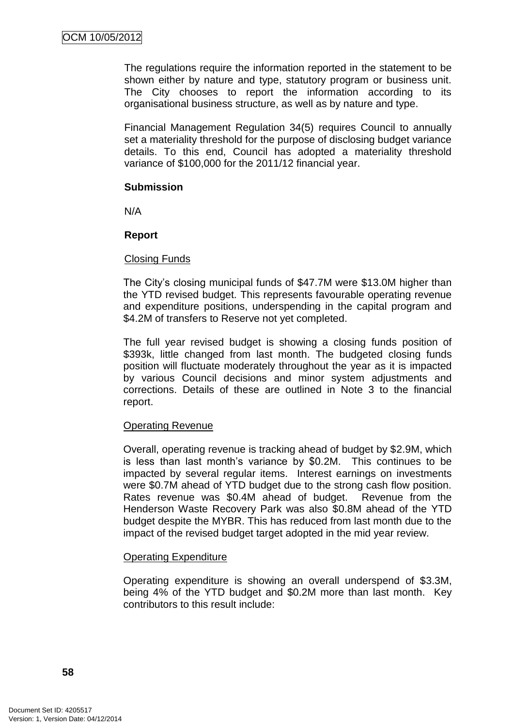The regulations require the information reported in the statement to be shown either by nature and type, statutory program or business unit. The City chooses to report the information according to its organisational business structure, as well as by nature and type.

Financial Management Regulation 34(5) requires Council to annually set a materiality threshold for the purpose of disclosing budget variance details. To this end, Council has adopted a materiality threshold variance of $100,000 for the 2011/12 financial year.

**Submission**

N/A

**Report**

Closing Funds

The City's closing municipal funds of $47.7M were $13.0M higher than the YTD revised budget. This represents favourable operating revenue and expenditure positions, underspending in the capital program and $4.2M of transfers to Reserve not yet completed.

The full year revised budget is showing a closing funds position of $393k, little changed from last month. The budgeted closing funds position will fluctuate moderately throughout the year as it is impacted by various Council decisions and minor system adjustments and corrections. Details of these are outlined in Note 3 to the financial report.

Operating Revenue

Overall, operating revenue is tracking ahead of budget by $2.9M, which is less than last month's variance by $0.2M. This continues to be impacted by several regular items. Interest earnings on investments were $0.7M ahead of YTD budget due to the strong cash flow position. Rates revenue was $0.4M ahead of budget. Revenue from the Henderson Waste Recovery Park was also $0.8M ahead of the YTD budget despite the MYBR. This has reduced from last month due to the impact of the revised budget target adopted in the mid year review.

Operating Expenditure

Operating expenditure is showing an overall underspend of $3.3M, being 4% of the YTD budget and $0.2M more than last month. Key contributors to this result include: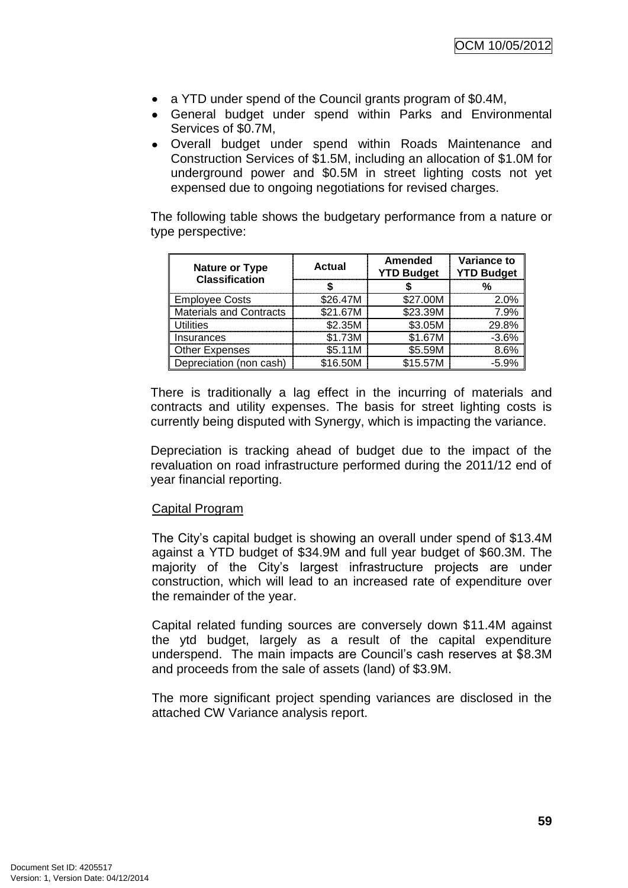- a YTD under spend of the Council grants program of \$0.4M,
- General budget under spend within Parks and Environmental Services of \$0.7M,
- Overall budget under spend within Roads Maintenance and Construction Services of \$1.5M, including an allocation of \$1.0M for underground power and \$0.5M in street lighting costs not yet expensed due to ongoing negotiations for revised charges.

The following table shows the budgetary performance from a nature or type perspective:

| Nature or Type Classification | Actual | Amended YTD Budget | Variance to YTD Budget |
|---|---|---|---|
| | \$ | \$ | % |
| Employee Costs | \$26.47M | \$27.00M | 2.0% |
| Materials and Contracts | \$21.67M | \$23.39M | 7.9% |
| Utilities | \$2.35M | \$3.05M | 29.8% |
| Insurances | \$1.73M | \$1.67M | -3.6% |
| Other Expenses | \$5.11M | \$5.59M | 8.6% |
| Depreciation (non cash) | \$16.50M | \$15.57M | -5.9% |

There is traditionally a lag effect in the incurring of materials and contracts and utility expenses. The basis for street lighting costs is currently being disputed with Synergy, which is impacting the variance.

Depreciation is tracking ahead of budget due to the impact of the revaluation on road infrastructure performed during the 2011/12 end of year financial reporting.

Capital Program

The City's capital budget is showing an overall under spend of \$13.4M against a YTD budget of \$34.9M and full year budget of \$60.3M. The majority of the City's largest infrastructure projects are under construction, which will lead to an increased rate of expenditure over the remainder of the year.

Capital related funding sources are conversely down \$11.4M against the ytd budget, largely as a result of the capital expenditure underspend. The main impacts are Council's cash reserves at \$8.3M and proceeds from the sale of assets (land) of \$3.9M.

The more significant project spending variances are disclosed in the attached CW Variance analysis report.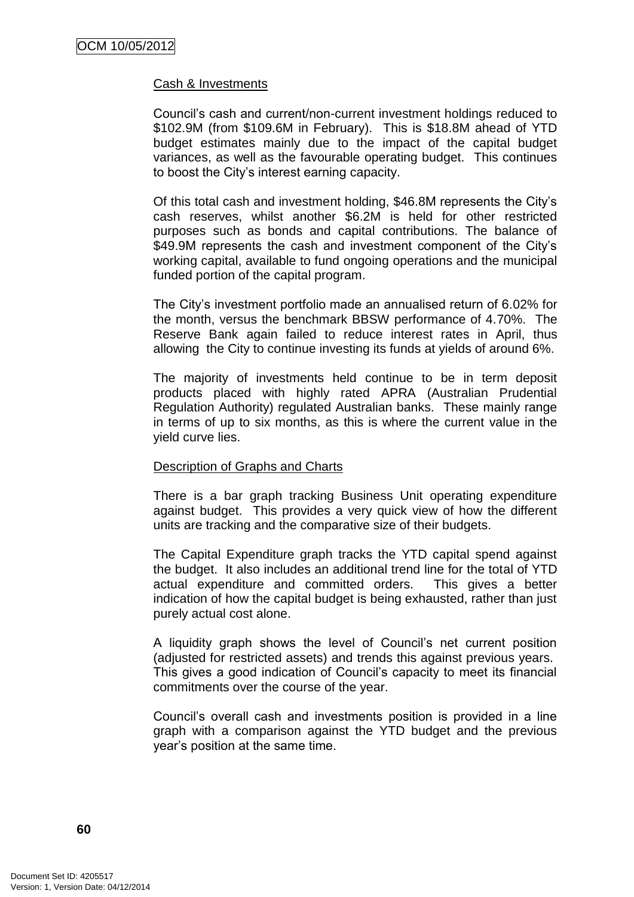Cash & Investments

Council's cash and current/non-current investment holdings reduced to \$102.9M (from \$109.6M in February). This is \$18.8M ahead of YTD budget estimates mainly due to the impact of the capital budget variances, as well as the favourable operating budget. This continues to boost the City's interest earning capacity.

Of this total cash and investment holding, \$46.8M represents the City's cash reserves, whilst another \$6.2M is held for other restricted purposes such as bonds and capital contributions. The balance of \$49.9M represents the cash and investment component of the City's working capital, available to fund ongoing operations and the municipal funded portion of the capital program.

The City's investment portfolio made an annualised return of 6.02% for the month, versus the benchmark BBSW performance of 4.70%. The Reserve Bank again failed to reduce interest rates in April, thus allowing the City to continue investing its funds at yields of around 6%.

The majority of investments held continue to be in term deposit products placed with highly rated APRA (Australian Prudential Regulation Authority) regulated Australian banks. These mainly range in terms of up to six months, as this is where the current value in the yield curve lies.

Description of Graphs and Charts

There is a bar graph tracking Business Unit operating expenditure against budget. This provides a very quick view of how the different units are tracking and the comparative size of their budgets.

The Capital Expenditure graph tracks the YTD capital spend against the budget. It also includes an additional trend line for the total of YTD actual expenditure and committed orders. This gives a better indication of how the capital budget is being exhausted, rather than just purely actual cost alone.

A liquidity graph shows the level of Council's net current position (adjusted for restricted assets) and trends this against previous years. This gives a good indication of Council's capacity to meet its financial commitments over the course of the year.

Council's overall cash and investments position is provided in a line graph with a comparison against the YTD budget and the previous year's position at the same time.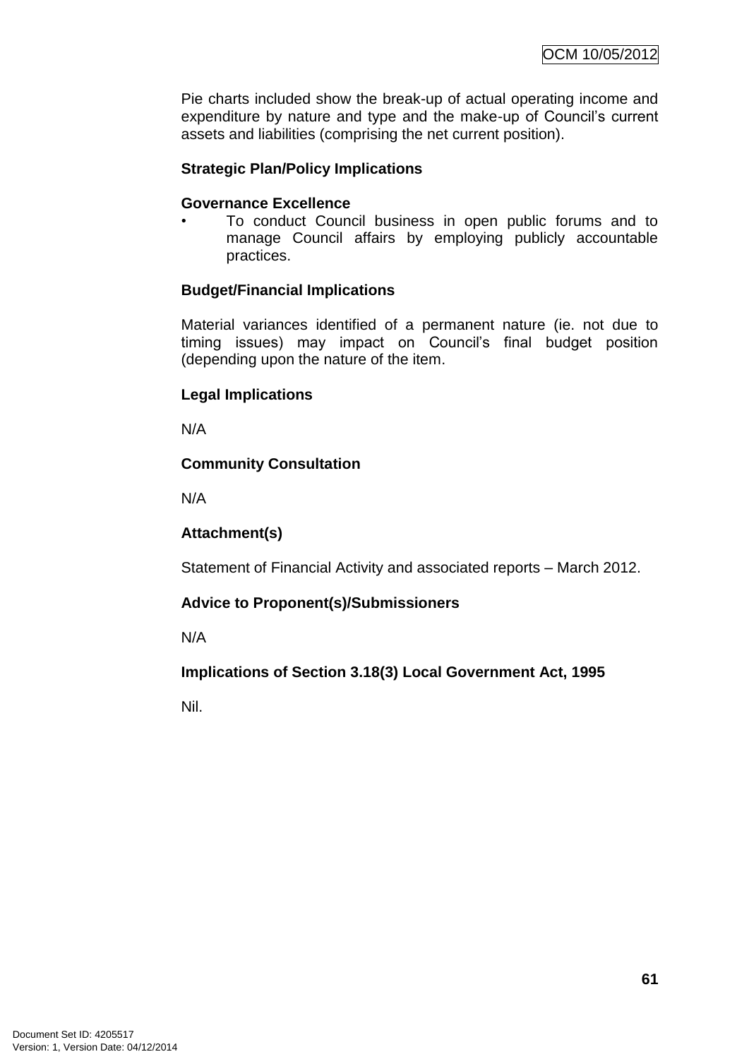Pie charts included show the break-up of actual operating income and expenditure by nature and type and the make-up of Council's current assets and liabilities (comprising the net current position).

**Strategic Plan/Policy Implications**

**Governance Excellence**

- To conduct Council business in open public forums and to manage Council affairs by employing publicly accountable practices.

**Budget/Financial Implications**

Material variances identified of a permanent nature (ie. not due to timing issues) may impact on Council's final budget position (depending upon the nature of the item.

**Legal Implications**

N/A

**Community Consultation**

N/A

**Attachment(s)**

Statement of Financial Activity and associated reports – March 2012.

**Advice to Proponent(s)/Submissioners**

N/A

**Implications of Section 3.18(3) Local Government Act, 1995**

Nil.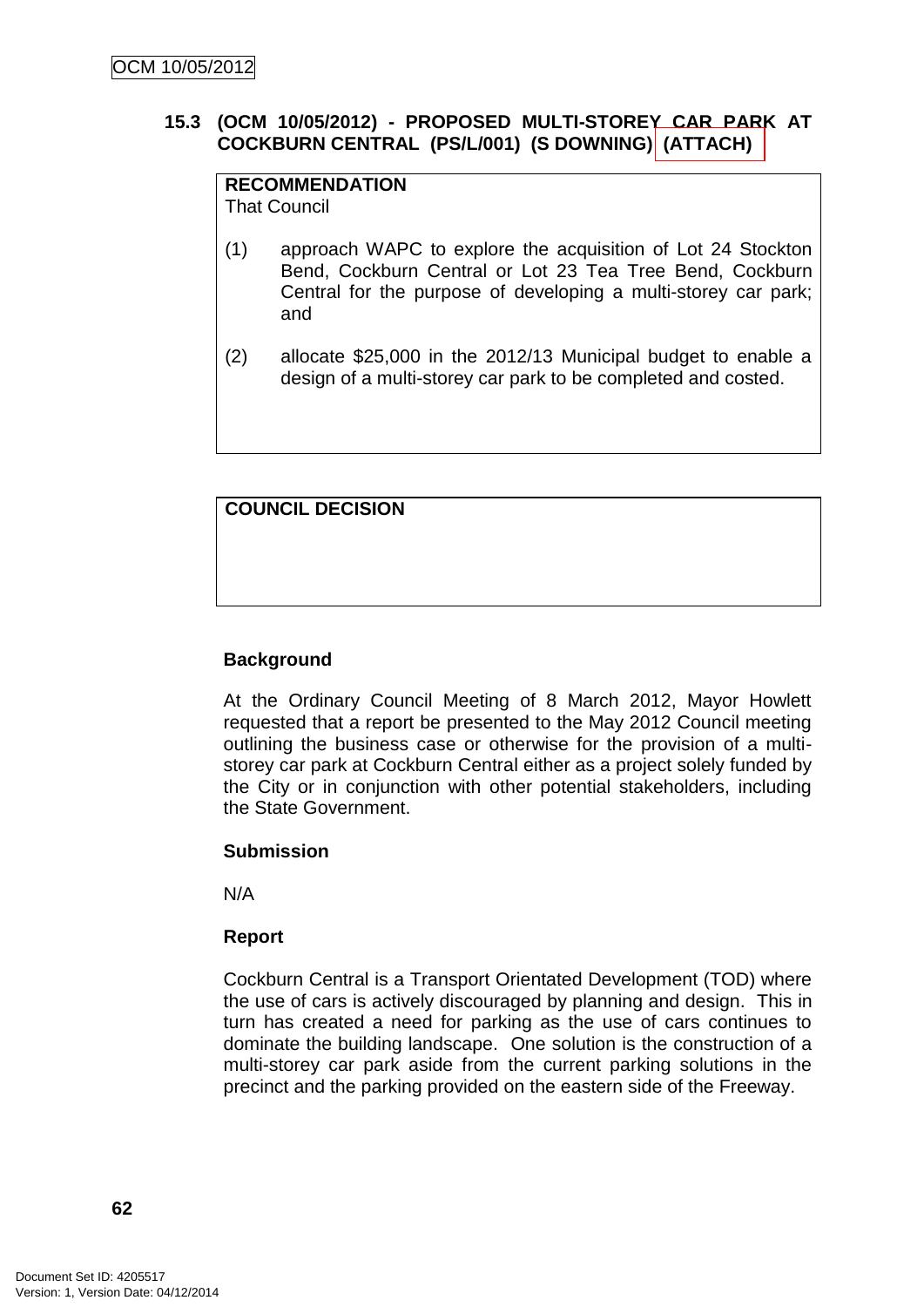### 15.3 (OCM 10/05/2012) - PROPOSED MULTI-STOREY CAR PARK AT COCKBURN CENTRAL (PS/L/001) (S DOWNING) (ATTACH)

**RECOMMENDATION**
That Council

(1) approach WAPC to explore the acquisition of Lot 24 Stockton Bend, Cockburn Central or Lot 23 Tea Tree Bend, Cockburn Central for the purpose of developing a multi-storey car park; and

(2) allocate $25,000 in the 2012/13 Municipal budget to enable a design of a multi-storey car park to be completed and costed.

**COUNCIL DECISION**

**Background**

At the Ordinary Council Meeting of 8 March 2012, Mayor Howlett requested that a report be presented to the May 2012 Council meeting outlining the business case or otherwise for the provision of a multi-storey car park at Cockburn Central either as a project solely funded by the City or in conjunction with other potential stakeholders, including the State Government.

**Submission**

N/A

**Report**

Cockburn Central is a Transport Orientated Development (TOD) where the use of cars is actively discouraged by planning and design. This in turn has created a need for parking as the use of cars continues to dominate the building landscape. One solution is the construction of a multi-storey car park aside from the current parking solutions in the precinct and the parking provided on the eastern side of the Freeway.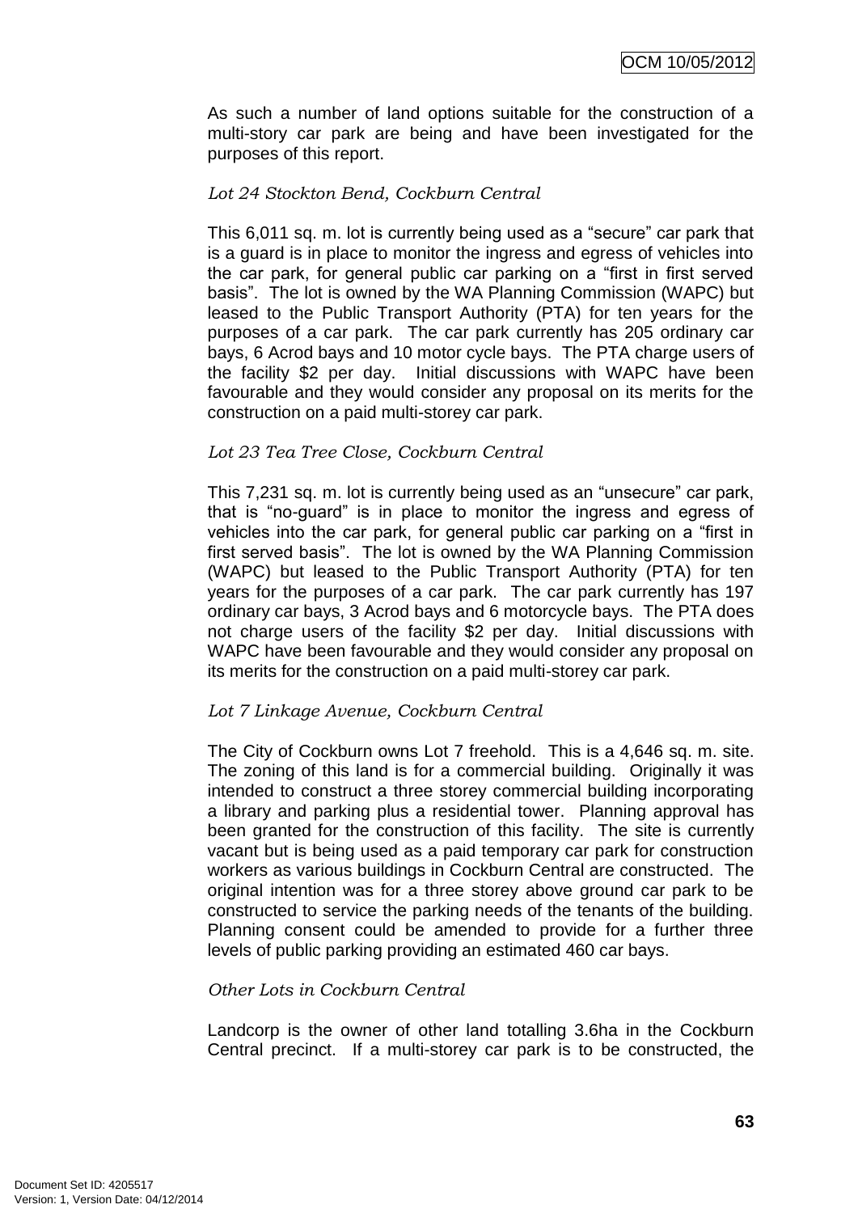As such a number of land options suitable for the construction of a multi-story car park are being and have been investigated for the purposes of this report.

*Lot 24 Stockton Bend, Cockburn Central*

This 6,011 sq. m. lot is currently being used as a "secure" car park that is a guard is in place to monitor the ingress and egress of vehicles into the car park, for general public car parking on a "first in first served basis". The lot is owned by the WA Planning Commission (WAPC) but leased to the Public Transport Authority (PTA) for ten years for the purposes of a car park. The car park currently has 205 ordinary car bays, 6 Acrod bays and 10 motor cycle bays. The PTA charge users of the facility $2 per day. Initial discussions with WAPC have been favourable and they would consider any proposal on its merits for the construction on a paid multi-storey car park.

*Lot 23 Tea Tree Close, Cockburn Central*

This 7,231 sq. m. lot is currently being used as an "unsecure" car park, that is "no-guard" is in place to monitor the ingress and egress of vehicles into the car park, for general public car parking on a "first in first served basis". The lot is owned by the WA Planning Commission (WAPC) but leased to the Public Transport Authority (PTA) for ten years for the purposes of a car park. The car park currently has 197 ordinary car bays, 3 Acrod bays and 6 motorcycle bays. The PTA does not charge users of the facility $2 per day. Initial discussions with WAPC have been favourable and they would consider any proposal on its merits for the construction on a paid multi-storey car park.

*Lot 7 Linkage Avenue, Cockburn Central*

The City of Cockburn owns Lot 7 freehold. This is a 4,646 sq. m. site. The zoning of this land is for a commercial building. Originally it was intended to construct a three storey commercial building incorporating a library and parking plus a residential tower. Planning approval has been granted for the construction of this facility. The site is currently vacant but is being used as a paid temporary car park for construction workers as various buildings in Cockburn Central are constructed. The original intention was for a three storey above ground car park to be constructed to service the parking needs of the tenants of the building. Planning consent could be amended to provide for a further three levels of public parking providing an estimated 460 car bays.

*Other Lots in Cockburn Central*

Landcorp is the owner of other land totalling 3.6ha in the Cockburn Central precinct. If a multi-storey car park is to be constructed, the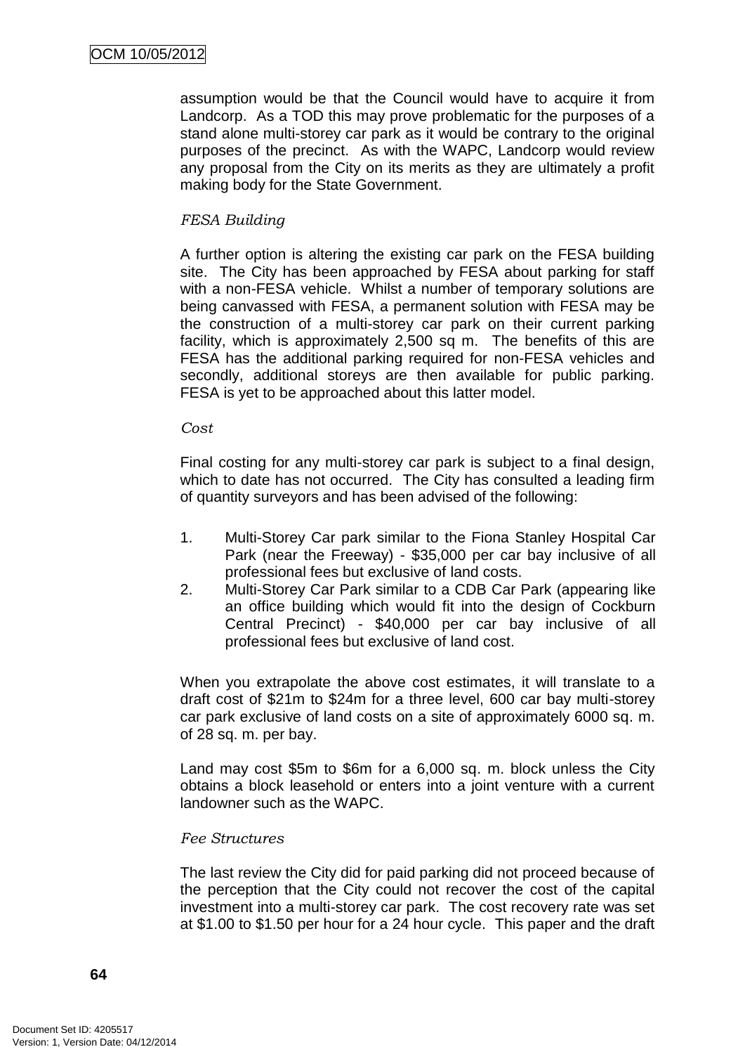assumption would be that the Council would have to acquire it from Landcorp. As a TOD this may prove problematic for the purposes of a stand alone multi-storey car park as it would be contrary to the original purposes of the precinct. As with the WAPC, Landcorp would review any proposal from the City on its merits as they are ultimately a profit making body for the State Government.

*FESA Building*

A further option is altering the existing car park on the FESA building site. The City has been approached by FESA about parking for staff with a non-FESA vehicle. Whilst a number of temporary solutions are being canvassed with FESA, a permanent solution with FESA may be the construction of a multi-storey car park on their current parking facility, which is approximately 2,500 sq m. The benefits of this are FESA has the additional parking required for non-FESA vehicles and secondly, additional storeys are then available for public parking. FESA is yet to be approached about this latter model.

*Cost*

Final costing for any multi-storey car park is subject to a final design, which to date has not occurred. The City has consulted a leading firm of quantity surveyors and has been advised of the following:

1. Multi-Storey Car park similar to the Fiona Stanley Hospital Car Park (near the Freeway) - $35,000 per car bay inclusive of all professional fees but exclusive of land costs.
2. Multi-Storey Car Park similar to a CDB Car Park (appearing like an office building which would fit into the design of Cockburn Central Precinct) - $40,000 per car bay inclusive of all professional fees but exclusive of land cost.

When you extrapolate the above cost estimates, it will translate to a draft cost of $21m to $24m for a three level, 600 car bay multi-storey car park exclusive of land costs on a site of approximately 6000 sq. m. of 28 sq. m. per bay.

Land may cost $5m to $6m for a 6,000 sq. m. block unless the City obtains a block leasehold or enters into a joint venture with a current landowner such as the WAPC.

*Fee Structures*

The last review the City did for paid parking did not proceed because of the perception that the City could not recover the cost of the capital investment into a multi-storey car park. The cost recovery rate was set at $1.00 to $1.50 per hour for a 24 hour cycle. This paper and the draft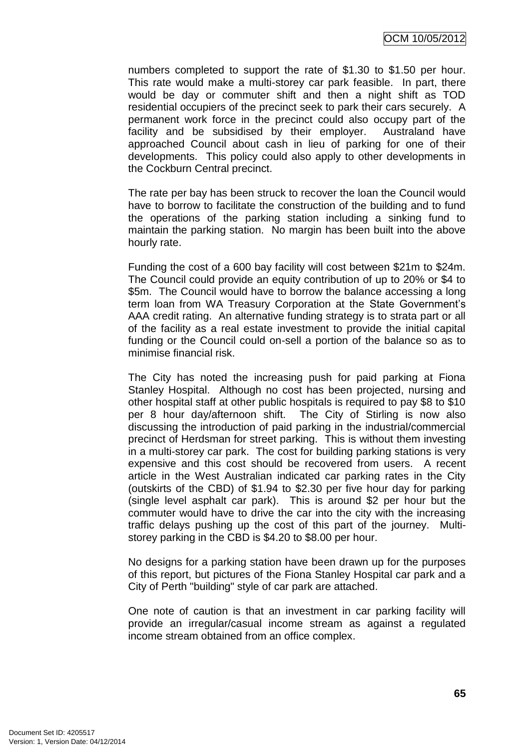numbers completed to support the rate of $1.30 to $1.50 per hour. This rate would make a multi-storey car park feasible. In part, there would be day or commuter shift and then a night shift as TOD residential occupiers of the precinct seek to park their cars securely. A permanent work force in the precinct could also occupy part of the facility and be subsidised by their employer. Australand have approached Council about cash in lieu of parking for one of their developments. This policy could also apply to other developments in the Cockburn Central precinct.

The rate per bay has been struck to recover the loan the Council would have to borrow to facilitate the construction of the building and to fund the operations of the parking station including a sinking fund to maintain the parking station. No margin has been built into the above hourly rate.

Funding the cost of a 600 bay facility will cost between $21m to $24m. The Council could provide an equity contribution of up to 20% or $4 to $5m. The Council would have to borrow the balance accessing a long term loan from WA Treasury Corporation at the State Government's AAA credit rating. An alternative funding strategy is to strata part or all of the facility as a real estate investment to provide the initial capital funding or the Council could on-sell a portion of the balance so as to minimise financial risk.

The City has noted the increasing push for paid parking at Fiona Stanley Hospital. Although no cost has been projected, nursing and other hospital staff at other public hospitals is required to pay $8 to $10 per 8 hour day/afternoon shift. The City of Stirling is now also discussing the introduction of paid parking in the industrial/commercial precinct of Herdsman for street parking. This is without them investing in a multi-storey car park. The cost for building parking stations is very expensive and this cost should be recovered from users. A recent article in the West Australian indicated car parking rates in the City (outskirts of the CBD) of $1.94 to $2.30 per five hour day for parking (single level asphalt car park). This is around $2 per hour but the commuter would have to drive the car into the city with the increasing traffic delays pushing up the cost of this part of the journey. Multi-storey parking in the CBD is $4.20 to $8.00 per hour.

No designs for a parking station have been drawn up for the purposes of this report, but pictures of the Fiona Stanley Hospital car park and a City of Perth "building" style of car park are attached.

One note of caution is that an investment in car parking facility will provide an irregular/casual income stream as against a regulated income stream obtained from an office complex.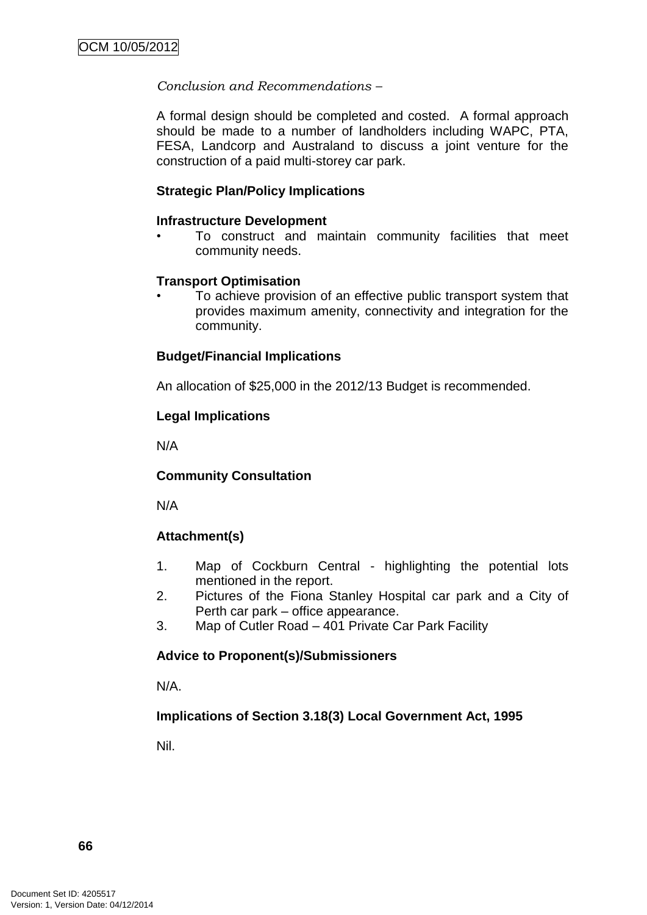*Conclusion and Recommendations –*

A formal design should be completed and costed. A formal approach should be made to a number of landholders including WAPC, PTA, FESA, Landcorp and Australand to discuss a joint venture for the construction of a paid multi-storey car park.

**Strategic Plan/Policy Implications**

**Infrastructure Development**

- To construct and maintain community facilities that meet community needs.

**Transport Optimisation**

- To achieve provision of an effective public transport system that provides maximum amenity, connectivity and integration for the community.

**Budget/Financial Implications**

An allocation of $25,000 in the 2012/13 Budget is recommended.

**Legal Implications**

N/A

**Community Consultation**

N/A

**Attachment(s)**

1. Map of Cockburn Central - highlighting the potential lots mentioned in the report.
2. Pictures of the Fiona Stanley Hospital car park and a City of Perth car park – office appearance.
3. Map of Cutler Road – 401 Private Car Park Facility

**Advice to Proponent(s)/Submissioners**

N/A.

**Implications of Section 3.18(3) Local Government Act, 1995**

Nil.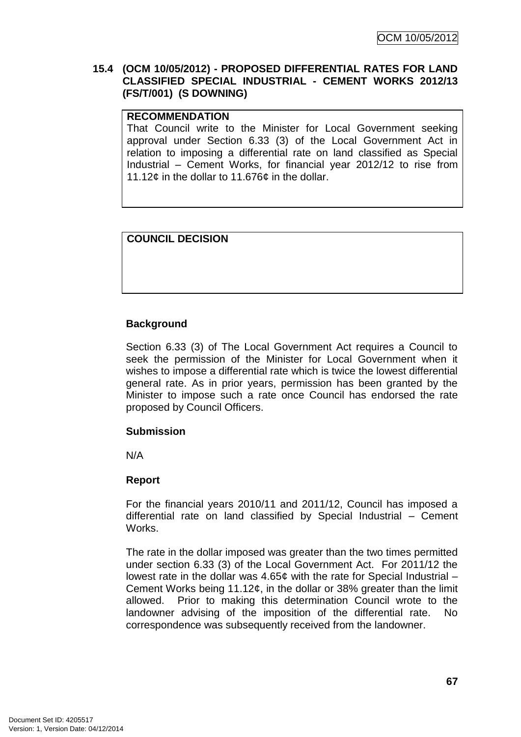### 15.4 (OCM 10/05/2012) - PROPOSED DIFFERENTIAL RATES FOR LAND CLASSIFIED SPECIAL INDUSTRIAL - CEMENT WORKS 2012/13 (FS/T/001) (S DOWNING)

**RECOMMENDATION**

That Council write to the Minister for Local Government seeking approval under Section 6.33 (3) of the Local Government Act in relation to imposing a differential rate on land classified as Special Industrial – Cement Works, for financial year 2012/12 to rise from 11.12¢ in the dollar to 11.676¢ in the dollar.

**COUNCIL DECISION**

**Background**

Section 6.33 (3) of The Local Government Act requires a Council to seek the permission of the Minister for Local Government when it wishes to impose a differential rate which is twice the lowest differential general rate. As in prior years, permission has been granted by the Minister to impose such a rate once Council has endorsed the rate proposed by Council Officers.

**Submission**

N/A

**Report**

For the financial years 2010/11 and 2011/12, Council has imposed a differential rate on land classified by Special Industrial – Cement Works.

The rate in the dollar imposed was greater than the two times permitted under section 6.33 (3) of the Local Government Act. For 2011/12 the lowest rate in the dollar was 4.65¢ with the rate for Special Industrial – Cement Works being 11.12¢, in the dollar or 38% greater than the limit allowed. Prior to making this determination Council wrote to the landowner advising of the imposition of the differential rate. No correspondence was subsequently received from the landowner.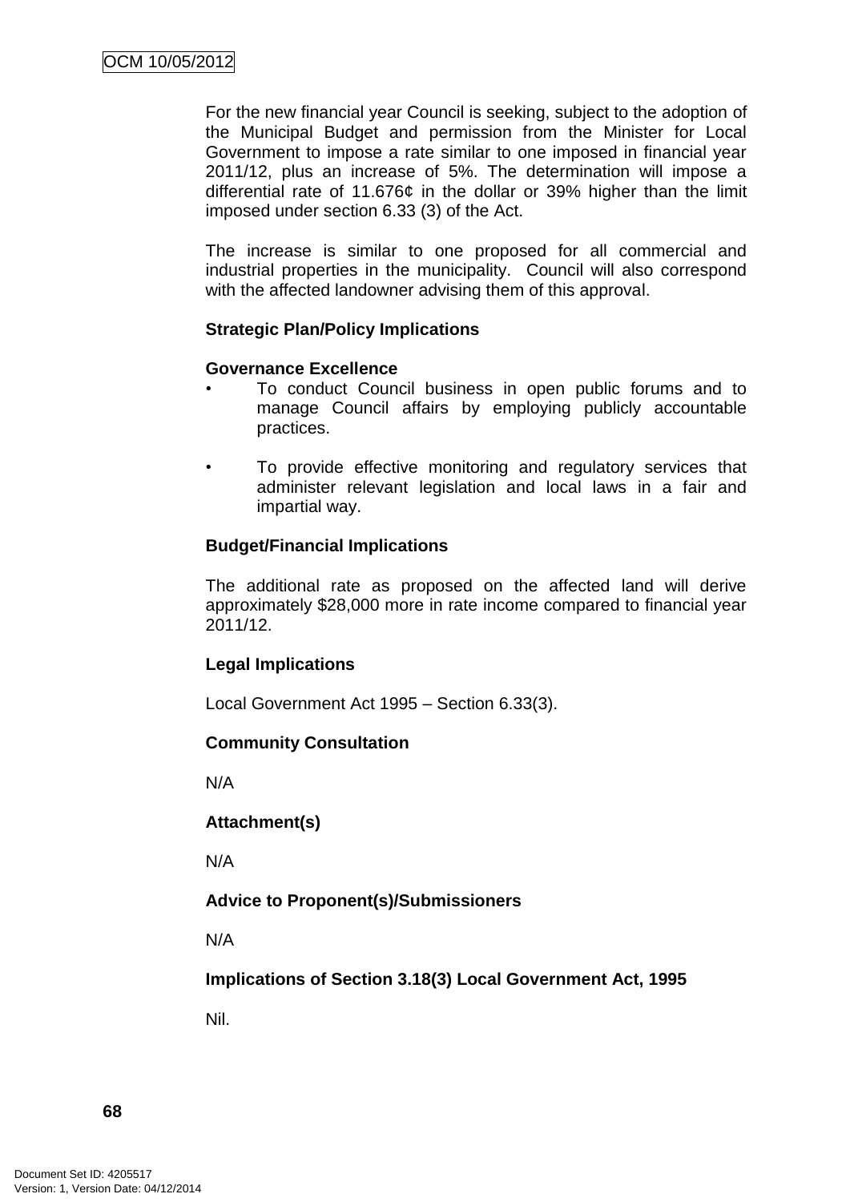For the new financial year Council is seeking, subject to the adoption of the Municipal Budget and permission from the Minister for Local Government to impose a rate similar to one imposed in financial year 2011/12, plus an increase of 5%. The determination will impose a differential rate of 11.676¢ in the dollar or 39% higher than the limit imposed under section 6.33 (3) of the Act.

The increase is similar to one proposed for all commercial and industrial properties in the municipality. Council will also correspond with the affected landowner advising them of this approval.

**Strategic Plan/Policy Implications**

**Governance Excellence**

- To conduct Council business in open public forums and to manage Council affairs by employing publicly accountable practices.

- To provide effective monitoring and regulatory services that administer relevant legislation and local laws in a fair and impartial way.

**Budget/Financial Implications**

The additional rate as proposed on the affected land will derive approximately $28,000 more in rate income compared to financial year 2011/12.

**Legal Implications**

Local Government Act 1995 – Section 6.33(3).

**Community Consultation**

N/A

**Attachment(s)**

N/A

**Advice to Proponent(s)/Submissioners**

N/A

**Implications of Section 3.18(3) Local Government Act, 1995**

Nil.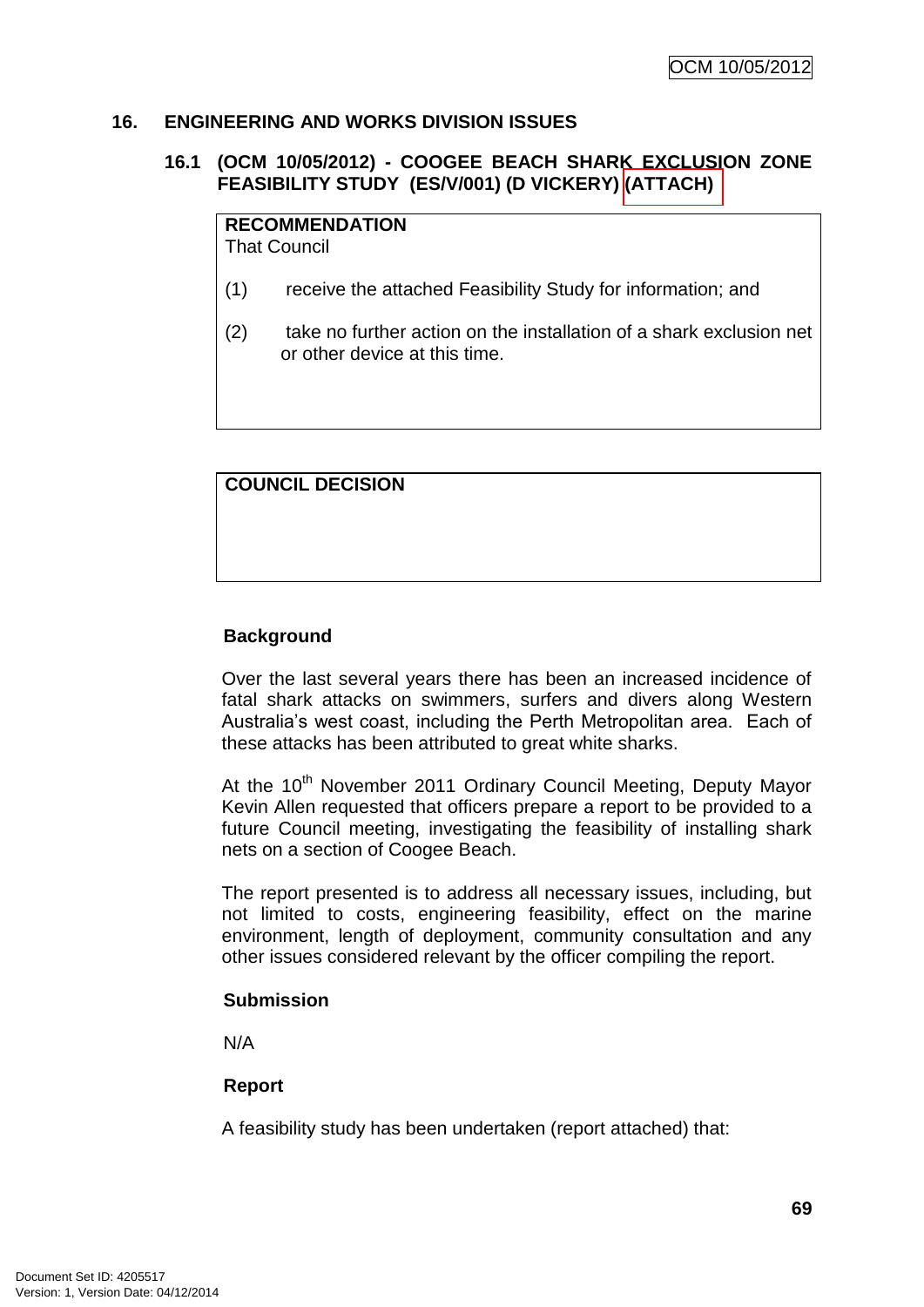## 16. ENGINEERING AND WORKS DIVISION ISSUES

### 16.1 (OCM 10/05/2012) - COOGEE BEACH SHARK EXCLUSION ZONE FEASIBILITY STUDY (ES/V/001) (D VICKERY) (ATTACH)

**RECOMMENDATION**
That Council

(1) receive the attached Feasibility Study for information; and

(2) take no further action on the installation of a shark exclusion net or other device at this time.

**COUNCIL DECISION**

**Background**

Over the last several years there has been an increased incidence of fatal shark attacks on swimmers, surfers and divers along Western Australia's west coast, including the Perth Metropolitan area. Each of these attacks has been attributed to great white sharks.

At the 10th November 2011 Ordinary Council Meeting, Deputy Mayor Kevin Allen requested that officers prepare a report to be provided to a future Council meeting, investigating the feasibility of installing shark nets on a section of Coogee Beach.

The report presented is to address all necessary issues, including, but not limited to costs, engineering feasibility, effect on the marine environment, length of deployment, community consultation and any other issues considered relevant by the officer compiling the report.

**Submission**

N/A

**Report**

A feasibility study has been undertaken (report attached) that: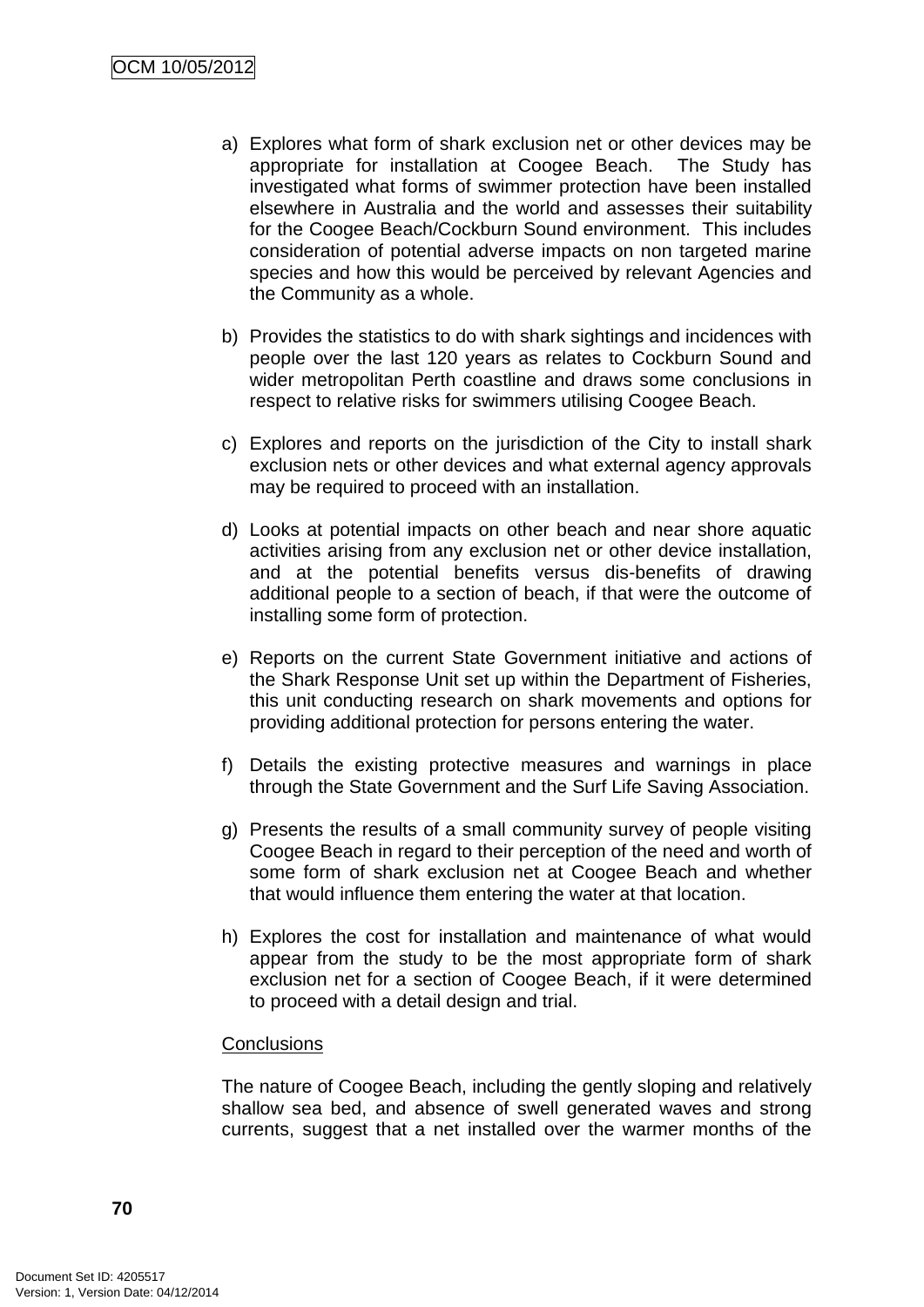a) Explores what form of shark exclusion net or other devices may be appropriate for installation at Coogee Beach. The Study has investigated what forms of swimmer protection have been installed elsewhere in Australia and the world and assesses their suitability for the Coogee Beach/Cockburn Sound environment. This includes consideration of potential adverse impacts on non targeted marine species and how this would be perceived by relevant Agencies and the Community as a whole.

b) Provides the statistics to do with shark sightings and incidences with people over the last 120 years as relates to Cockburn Sound and wider metropolitan Perth coastline and draws some conclusions in respect to relative risks for swimmers utilising Coogee Beach.

c) Explores and reports on the jurisdiction of the City to install shark exclusion nets or other devices and what external agency approvals may be required to proceed with an installation.

d) Looks at potential impacts on other beach and near shore aquatic activities arising from any exclusion net or other device installation, and at the potential benefits versus dis-benefits of drawing additional people to a section of beach, if that were the outcome of installing some form of protection.

e) Reports on the current State Government initiative and actions of the Shark Response Unit set up within the Department of Fisheries, this unit conducting research on shark movements and options for providing additional protection for persons entering the water.

f) Details the existing protective measures and warnings in place through the State Government and the Surf Life Saving Association.

g) Presents the results of a small community survey of people visiting Coogee Beach in regard to their perception of the need and worth of some form of shark exclusion net at Coogee Beach and whether that would influence them entering the water at that location.

h) Explores the cost for installation and maintenance of what would appear from the study to be the most appropriate form of shark exclusion net for a section of Coogee Beach, if it were determined to proceed with a detail design and trial.

Conclusions

The nature of Coogee Beach, including the gently sloping and relatively shallow sea bed, and absence of swell generated waves and strong currents, suggest that a net installed over the warmer months of the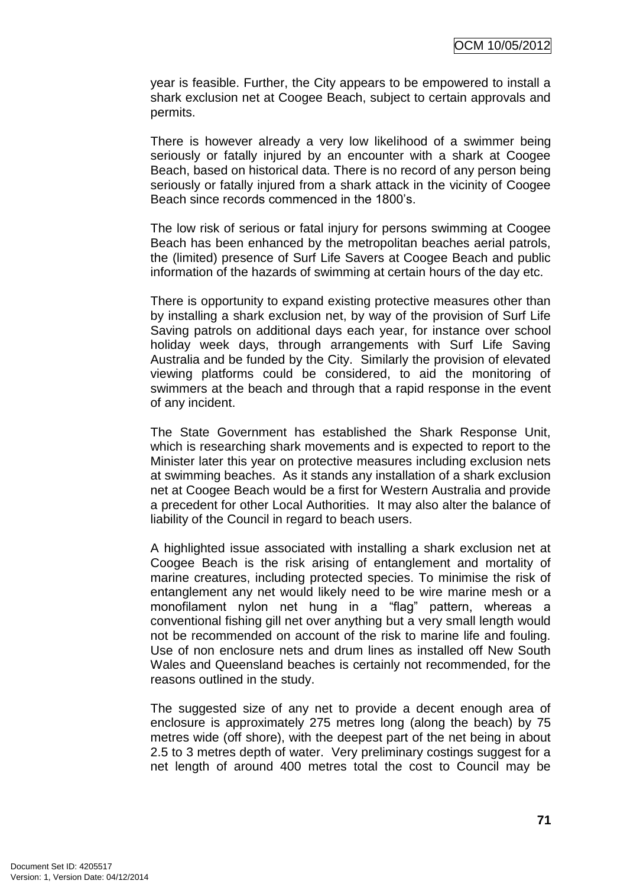year is feasible. Further, the City appears to be empowered to install a shark exclusion net at Coogee Beach, subject to certain approvals and permits.

There is however already a very low likelihood of a swimmer being seriously or fatally injured by an encounter with a shark at Coogee Beach, based on historical data. There is no record of any person being seriously or fatally injured from a shark attack in the vicinity of Coogee Beach since records commenced in the 1800's.

The low risk of serious or fatal injury for persons swimming at Coogee Beach has been enhanced by the metropolitan beaches aerial patrols, the (limited) presence of Surf Life Savers at Coogee Beach and public information of the hazards of swimming at certain hours of the day etc.

There is opportunity to expand existing protective measures other than by installing a shark exclusion net, by way of the provision of Surf Life Saving patrols on additional days each year, for instance over school holiday week days, through arrangements with Surf Life Saving Australia and be funded by the City. Similarly the provision of elevated viewing platforms could be considered, to aid the monitoring of swimmers at the beach and through that a rapid response in the event of any incident.

The State Government has established the Shark Response Unit, which is researching shark movements and is expected to report to the Minister later this year on protective measures including exclusion nets at swimming beaches. As it stands any installation of a shark exclusion net at Coogee Beach would be a first for Western Australia and provide a precedent for other Local Authorities. It may also alter the balance of liability of the Council in regard to beach users.

A highlighted issue associated with installing a shark exclusion net at Coogee Beach is the risk arising of entanglement and mortality of marine creatures, including protected species. To minimise the risk of entanglement any net would likely need to be wire marine mesh or a monofilament nylon net hung in a "flag" pattern, whereas a conventional fishing gill net over anything but a very small length would not be recommended on account of the risk to marine life and fouling. Use of non enclosure nets and drum lines as installed off New South Wales and Queensland beaches is certainly not recommended, for the reasons outlined in the study.

The suggested size of any net to provide a decent enough area of enclosure is approximately 275 metres long (along the beach) by 75 metres wide (off shore), with the deepest part of the net being in about 2.5 to 3 metres depth of water. Very preliminary costings suggest for a net length of around 400 metres total the cost to Council may be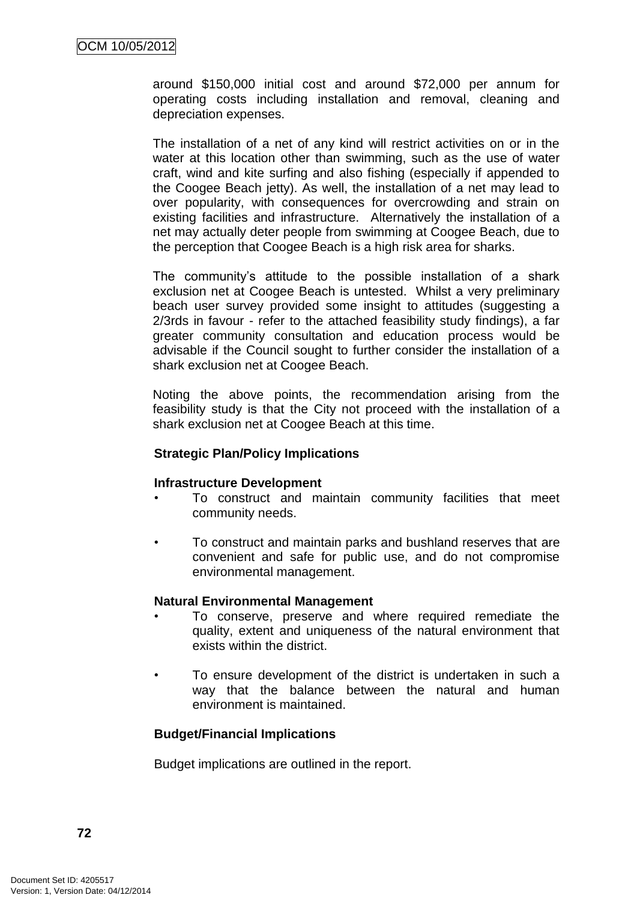around $150,000 initial cost and around $72,000 per annum for operating costs including installation and removal, cleaning and depreciation expenses.

The installation of a net of any kind will restrict activities on or in the water at this location other than swimming, such as the use of water craft, wind and kite surfing and also fishing (especially if appended to the Coogee Beach jetty). As well, the installation of a net may lead to over popularity, with consequences for overcrowding and strain on existing facilities and infrastructure. Alternatively the installation of a net may actually deter people from swimming at Coogee Beach, due to the perception that Coogee Beach is a high risk area for sharks.

The community's attitude to the possible installation of a shark exclusion net at Coogee Beach is untested. Whilst a very preliminary beach user survey provided some insight to attitudes (suggesting a 2/3rds in favour - refer to the attached feasibility study findings), a far greater community consultation and education process would be advisable if the Council sought to further consider the installation of a shark exclusion net at Coogee Beach.

Noting the above points, the recommendation arising from the feasibility study is that the City not proceed with the installation of a shark exclusion net at Coogee Beach at this time.

**Strategic Plan/Policy Implications**

**Infrastructure Development**

- To construct and maintain community facilities that meet community needs.
- To construct and maintain parks and bushland reserves that are convenient and safe for public use, and do not compromise environmental management.

**Natural Environmental Management**

- To conserve, preserve and where required remediate the quality, extent and uniqueness of the natural environment that exists within the district.
- To ensure development of the district is undertaken in such a way that the balance between the natural and human environment is maintained.

**Budget/Financial Implications**

Budget implications are outlined in the report.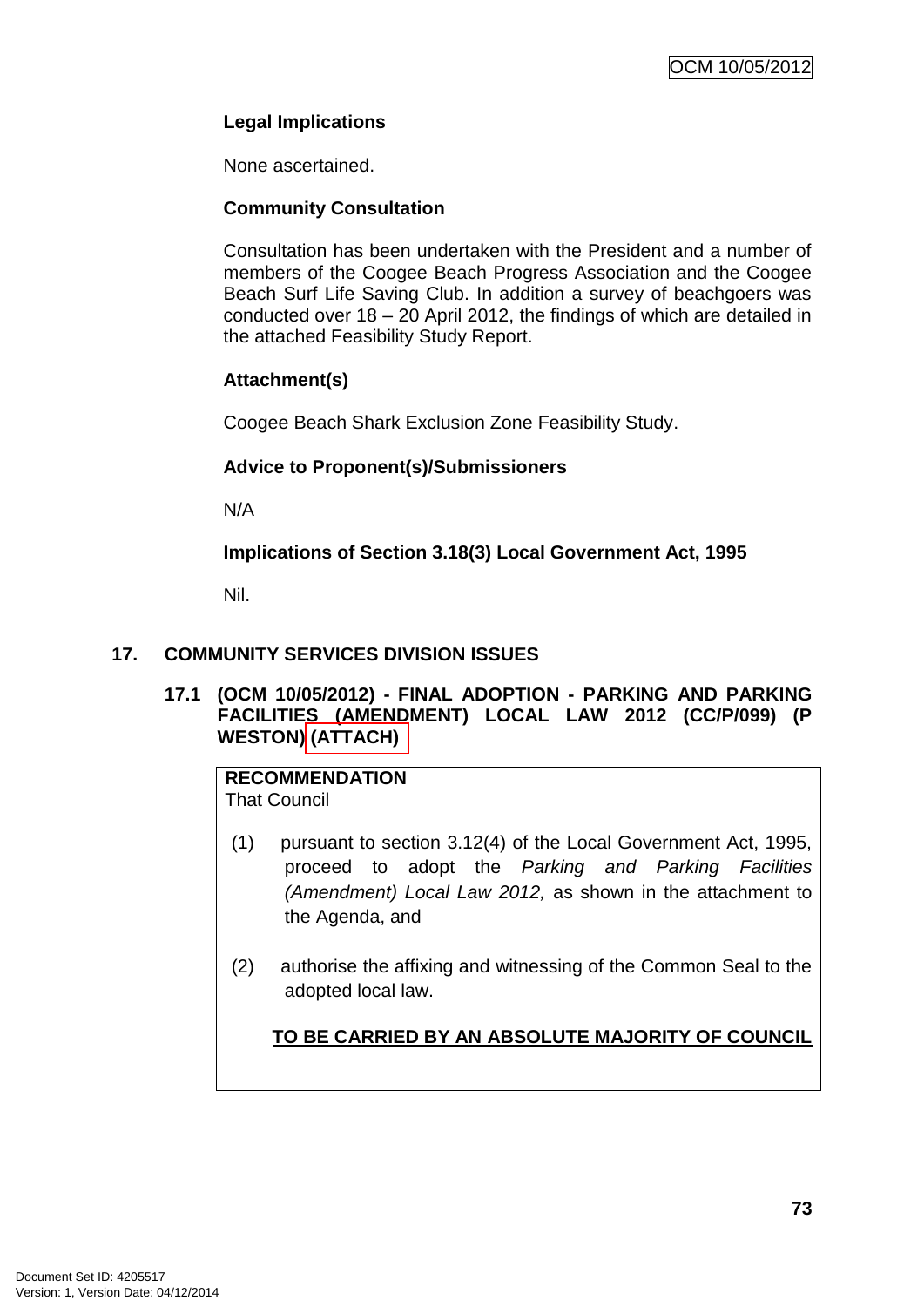**Legal Implications**

None ascertained.

**Community Consultation**

Consultation has been undertaken with the President and a number of members of the Coogee Beach Progress Association and the Coogee Beach Surf Life Saving Club. In addition a survey of beachgoers was conducted over 18 – 20 April 2012, the findings of which are detailed in the attached Feasibility Study Report.

**Attachment(s)**

Coogee Beach Shark Exclusion Zone Feasibility Study.

**Advice to Proponent(s)/Submissioners**

N/A

**Implications of Section 3.18(3) Local Government Act, 1995**

Nil.

## 17. COMMUNITY SERVICES DIVISION ISSUES

### 17.1 (OCM 10/05/2012) - FINAL ADOPTION - PARKING AND PARKING FACILITIES (AMENDMENT) LOCAL LAW 2012 (CC/P/099) (P WESTON) (ATTACH)

**RECOMMENDATION**
That Council

(1) pursuant to section 3.12(4) of the Local Government Act, 1995, proceed to adopt the *Parking and Parking Facilities (Amendment) Local Law 2012,* as shown in the attachment to the Agenda, and

(2) authorise the affixing and witnessing of the Common Seal to the adopted local law.

**TO BE CARRIED BY AN ABSOLUTE MAJORITY OF COUNCIL**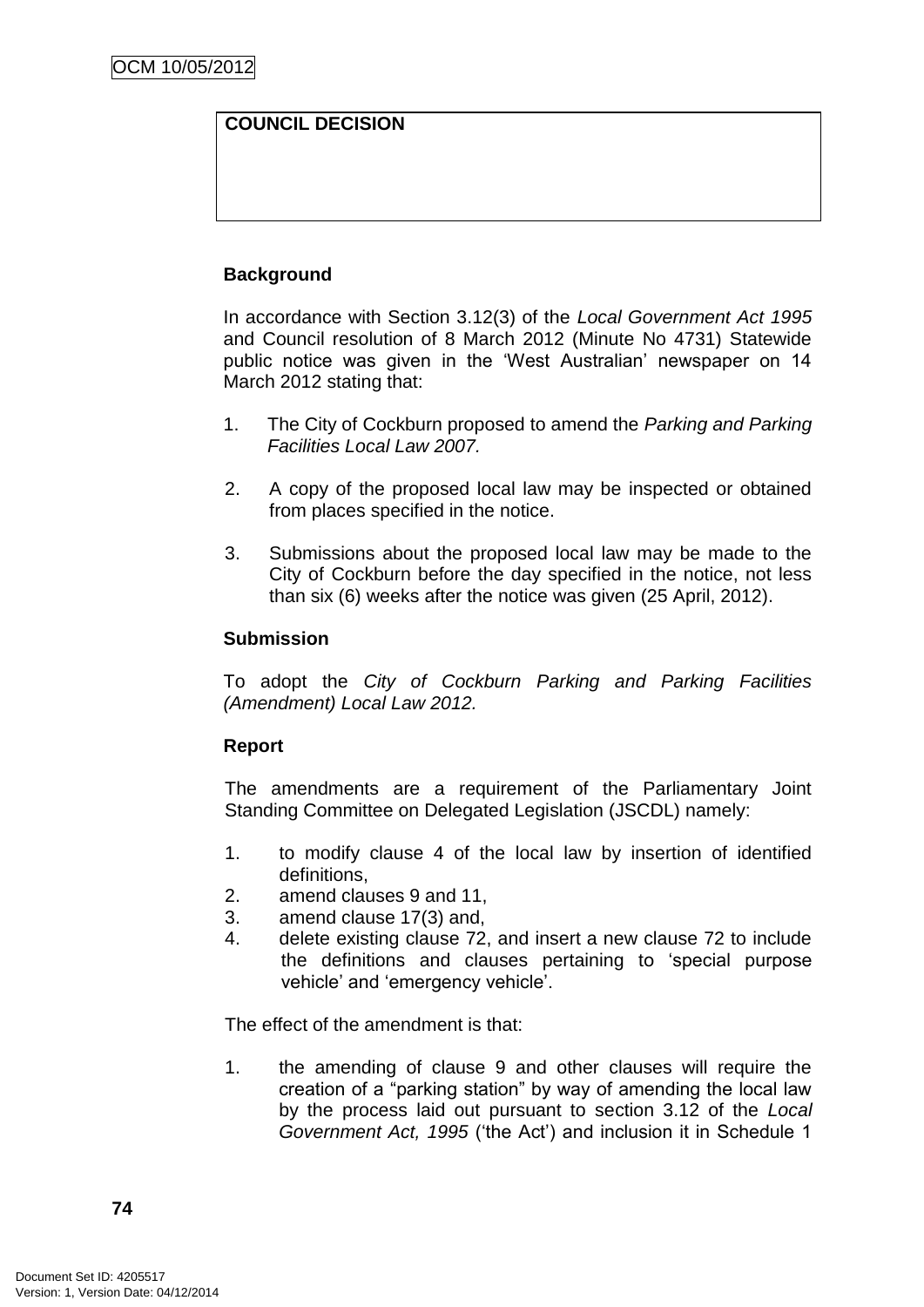| COUNCIL DECISION |
| --- |
| |

**Background**

In accordance with Section 3.12(3) of the *Local Government Act 1995* and Council resolution of 8 March 2012 (Minute No 4731) Statewide public notice was given in the 'West Australian' newspaper on 14 March 2012 stating that:

1. The City of Cockburn proposed to amend the *Parking and Parking Facilities Local Law 2007.*

2. A copy of the proposed local law may be inspected or obtained from places specified in the notice.

3. Submissions about the proposed local law may be made to the City of Cockburn before the day specified in the notice, not less than six (6) weeks after the notice was given (25 April, 2012).

**Submission**

To adopt the *City of Cockburn Parking and Parking Facilities (Amendment) Local Law 2012.*

**Report**

The amendments are a requirement of the Parliamentary Joint Standing Committee on Delegated Legislation (JSCDL) namely:

1. to modify clause 4 of the local law by insertion of identified definitions,
2. amend clauses 9 and 11,
3. amend clause 17(3) and,
4. delete existing clause 72, and insert a new clause 72 to include the definitions and clauses pertaining to 'special purpose vehicle' and 'emergency vehicle'.

The effect of the amendment is that:

1. the amending of clause 9 and other clauses will require the creation of a "parking station" by way of amending the local law by the process laid out pursuant to section 3.12 of the *Local Government Act, 1995* ('the Act') and inclusion it in Schedule 1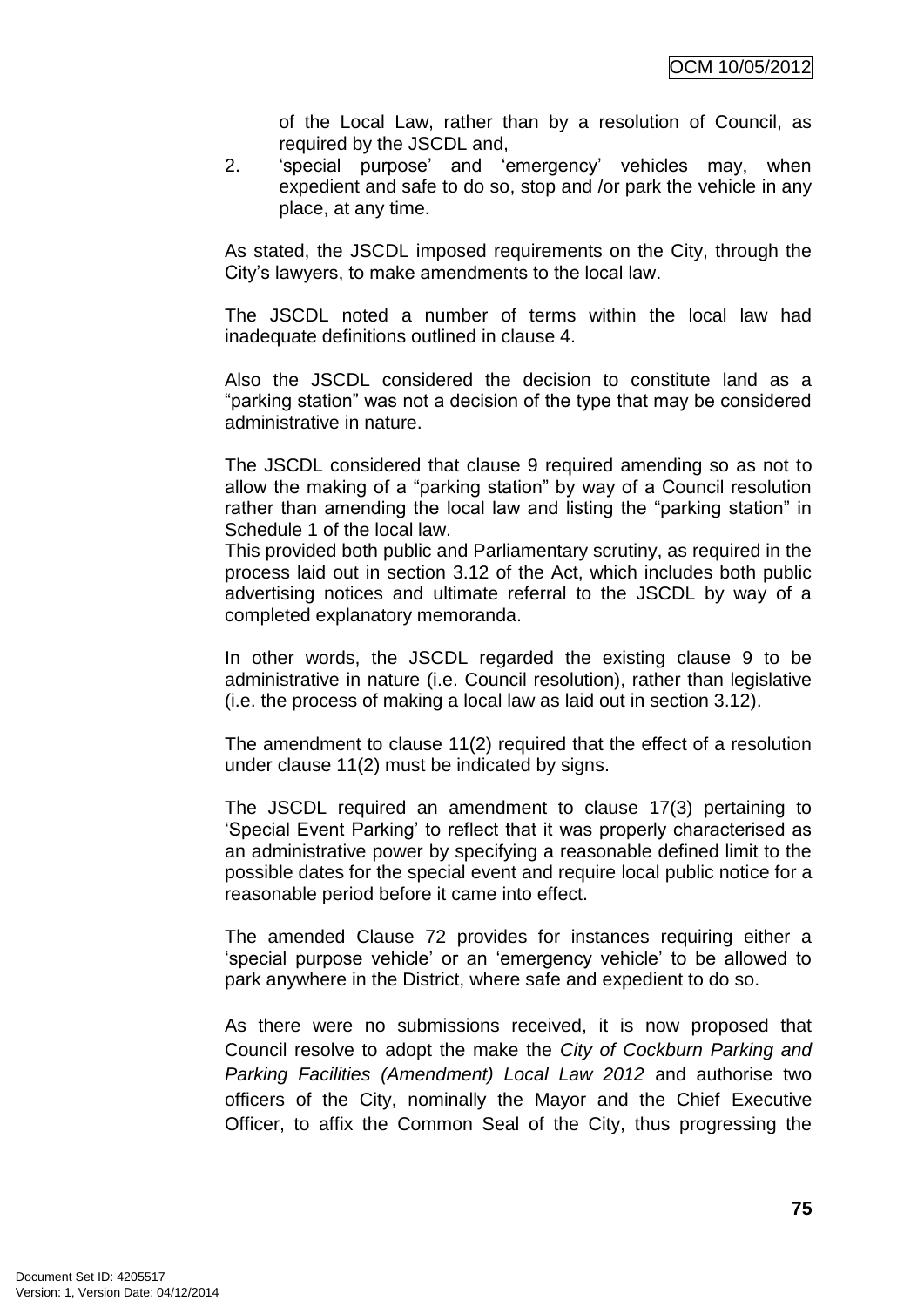of the Local Law, rather than by a resolution of Council, as required by the JSCDL and,

2. 'special purpose' and 'emergency' vehicles may, when expedient and safe to do so, stop and /or park the vehicle in any place, at any time.

As stated, the JSCDL imposed requirements on the City, through the City's lawyers, to make amendments to the local law.

The JSCDL noted a number of terms within the local law had inadequate definitions outlined in clause 4.

Also the JSCDL considered the decision to constitute land as a "parking station" was not a decision of the type that may be considered administrative in nature.

The JSCDL considered that clause 9 required amending so as not to allow the making of a "parking station" by way of a Council resolution rather than amending the local law and listing the "parking station" in Schedule 1 of the local law.
This provided both public and Parliamentary scrutiny, as required in the process laid out in section 3.12 of the Act, which includes both public advertising notices and ultimate referral to the JSCDL by way of a completed explanatory memoranda.

In other words, the JSCDL regarded the existing clause 9 to be administrative in nature (i.e. Council resolution), rather than legislative (i.e. the process of making a local law as laid out in section 3.12).

The amendment to clause 11(2) required that the effect of a resolution under clause 11(2) must be indicated by signs.

The JSCDL required an amendment to clause 17(3) pertaining to 'Special Event Parking' to reflect that it was properly characterised as an administrative power by specifying a reasonable defined limit to the possible dates for the special event and require local public notice for a reasonable period before it came into effect.

The amended Clause 72 provides for instances requiring either a 'special purpose vehicle' or an 'emergency vehicle' to be allowed to park anywhere in the District, where safe and expedient to do so.

As there were no submissions received, it is now proposed that Council resolve to adopt the make the *City of Cockburn Parking and Parking Facilities (Amendment) Local Law 2012* and authorise two officers of the City, nominally the Mayor and the Chief Executive Officer, to affix the Common Seal of the City, thus progressing the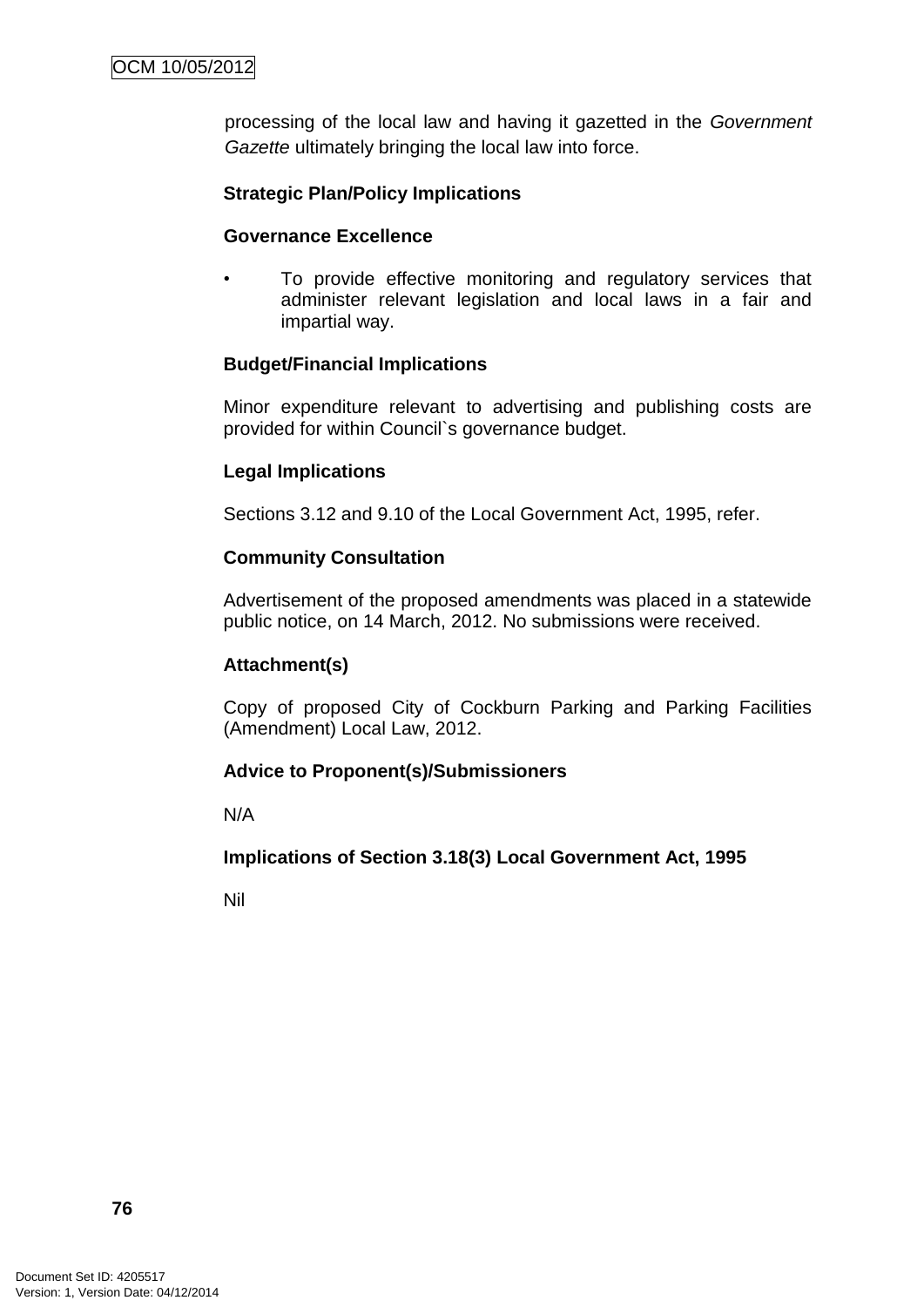processing of the local law and having it gazetted in the *Government Gazette* ultimately bringing the local law into force.

**Strategic Plan/Policy Implications**

**Governance Excellence**

- To provide effective monitoring and regulatory services that administer relevant legislation and local laws in a fair and impartial way.

**Budget/Financial Implications**

Minor expenditure relevant to advertising and publishing costs are provided for within Council`s governance budget.

**Legal Implications**

Sections 3.12 and 9.10 of the Local Government Act, 1995, refer.

**Community Consultation**

Advertisement of the proposed amendments was placed in a statewide public notice, on 14 March, 2012. No submissions were received.

**Attachment(s)**

Copy of proposed City of Cockburn Parking and Parking Facilities (Amendment) Local Law, 2012.

**Advice to Proponent(s)/Submissioners**

N/A

**Implications of Section 3.18(3) Local Government Act, 1995**

Nil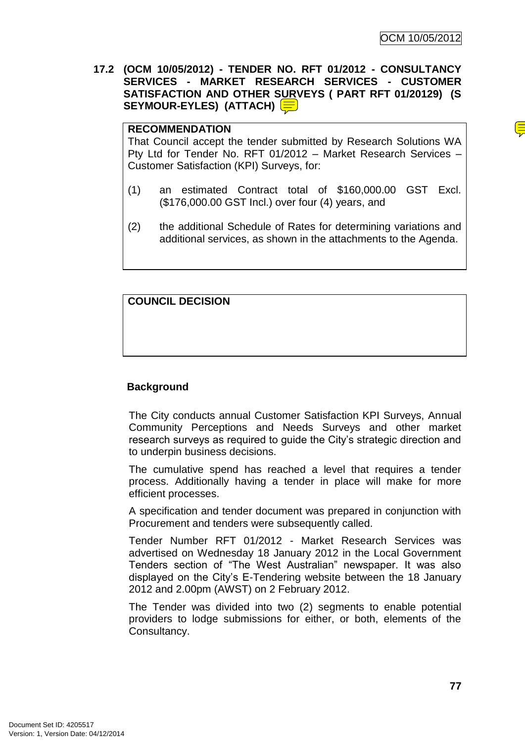**17.2 (OCM 10/05/2012) - TENDER NO. RFT 01/2012 - CONSULTANCY SERVICES - MARKET RESEARCH SERVICES - CUSTOMER SATISFACTION AND OTHER SURVEYS ( PART RFT 01/20129) (S SEYMOUR-EYLES) (ATTACH)**

**RECOMMENDATION**

That Council accept the tender submitted by Research Solutions WA Pty Ltd for Tender No. RFT 01/2012 – Market Research Services – Customer Satisfaction (KPI) Surveys, for:

(1) an estimated Contract total of $160,000.00 GST Excl. ($176,000.00 GST Incl.) over four (4) years, and

(2) the additional Schedule of Rates for determining variations and additional services, as shown in the attachments to the Agenda.

**COUNCIL DECISION**

**Background**

The City conducts annual Customer Satisfaction KPI Surveys, Annual Community Perceptions and Needs Surveys and other market research surveys as required to guide the City's strategic direction and to underpin business decisions.

The cumulative spend has reached a level that requires a tender process. Additionally having a tender in place will make for more efficient processes.

A specification and tender document was prepared in conjunction with Procurement and tenders were subsequently called.

Tender Number RFT 01/2012 - Market Research Services was advertised on Wednesday 18 January 2012 in the Local Government Tenders section of "The West Australian" newspaper. It was also displayed on the City's E-Tendering website between the 18 January 2012 and 2.00pm (AWST) on 2 February 2012.

The Tender was divided into two (2) segments to enable potential providers to lodge submissions for either, or both, elements of the Consultancy.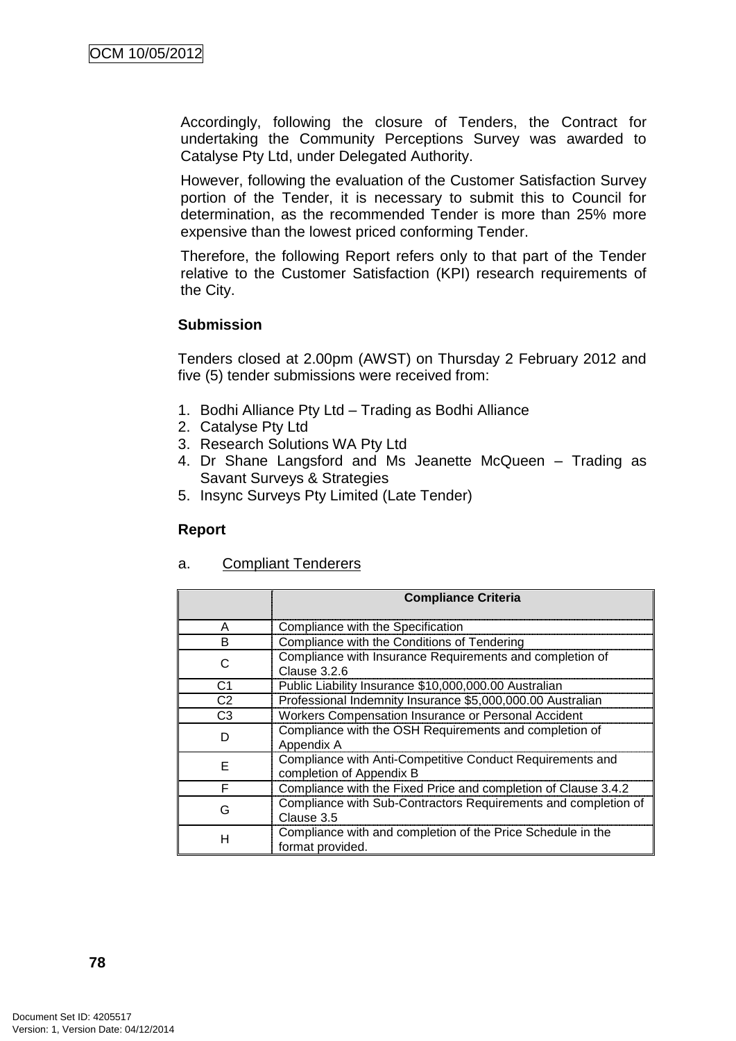Accordingly, following the closure of Tenders, the Contract for undertaking the Community Perceptions Survey was awarded to Catalyse Pty Ltd, under Delegated Authority.

However, following the evaluation of the Customer Satisfaction Survey portion of the Tender, it is necessary to submit this to Council for determination, as the recommended Tender is more than 25% more expensive than the lowest priced conforming Tender.

Therefore, the following Report refers only to that part of the Tender relative to the Customer Satisfaction (KPI) research requirements of the City.

**Submission**

Tenders closed at 2.00pm (AWST) on Thursday 2 February 2012 and five (5) tender submissions were received from:

1. Bodhi Alliance Pty Ltd – Trading as Bodhi Alliance
2. Catalyse Pty Ltd
3. Research Solutions WA Pty Ltd
4. Dr Shane Langsford and Ms Jeanette McQueen – Trading as Savant Surveys & Strategies
5. Insync Surveys Pty Limited (Late Tender)

**Report**

a. Compliant Tenderers

| | Compliance Criteria |
|---|---|
| A | Compliance with the Specification |
| B | Compliance with the Conditions of Tendering |
| C | Compliance with Insurance Requirements and completion of Clause 3.2.6 |
| C1 | Public Liability Insurance $10,000,000.00 Australian |
| C2 | Professional Indemnity Insurance $5,000,000.00 Australian |
| C3 | Workers Compensation Insurance or Personal Accident |
| D | Compliance with the OSH Requirements and completion of Appendix A |
| E | Compliance with Anti-Competitive Conduct Requirements and completion of Appendix B |
| F | Compliance with the Fixed Price and completion of Clause 3.4.2 |
| G | Compliance with Sub-Contractors Requirements and completion of Clause 3.5 |
| H | Compliance with and completion of the Price Schedule in the format provided. |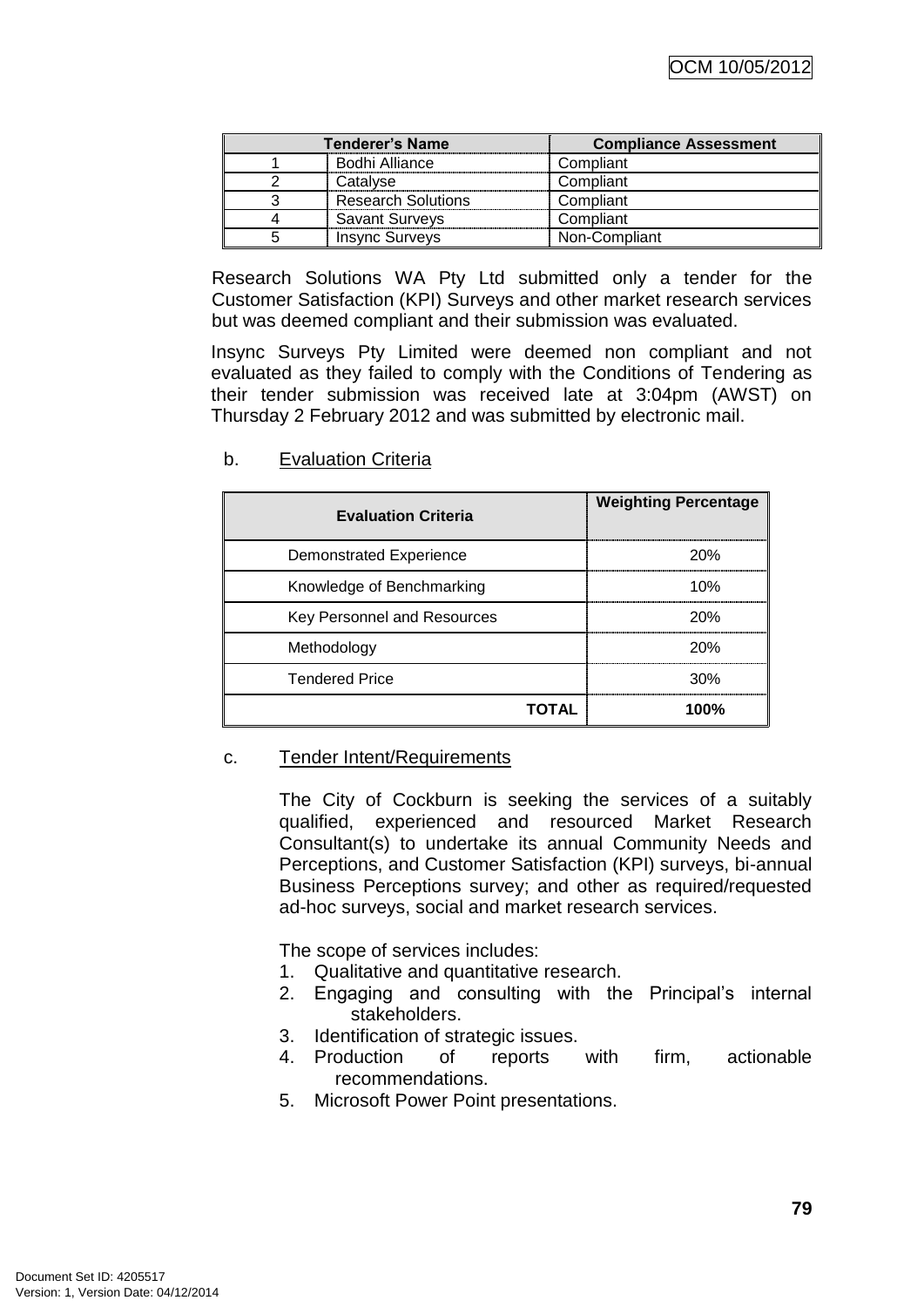| Tenderer's Name | | Compliance Assessment |
|---|---|---|
| 1 | Bodhi Alliance | Compliant |
| 2 | Catalyse | Compliant |
| 3 | Research Solutions | Compliant |
| 4 | Savant Surveys | Compliant |
| 5 | Insync Surveys | Non-Compliant |

Research Solutions WA Pty Ltd submitted only a tender for the Customer Satisfaction (KPI) Surveys and other market research services but was deemed compliant and their submission was evaluated.

Insync Surveys Pty Limited were deemed non compliant and not evaluated as they failed to comply with the Conditions of Tendering as their tender submission was received late at 3:04pm (AWST) on Thursday 2 February 2012 and was submitted by electronic mail.

b. Evaluation Criteria

| Evaluation Criteria | Weighting Percentage |
|---|---|
| Demonstrated Experience | 20% |
| Knowledge of Benchmarking | 10% |
| Key Personnel and Resources | 20% |
| Methodology | 20% |
| Tendered Price | 30% |
| **TOTAL** | **100%** |

c. Tender Intent/Requirements

The City of Cockburn is seeking the services of a suitably qualified, experienced and resourced Market Research Consultant(s) to undertake its annual Community Needs and Perceptions, and Customer Satisfaction (KPI) surveys, bi-annual Business Perceptions survey; and other as required/requested ad-hoc surveys, social and market research services.

The scope of services includes:

1. Qualitative and quantitative research.
2. Engaging and consulting with the Principal's internal stakeholders.
3. Identification of strategic issues.
4. Production of reports with firm, actionable recommendations.
5. Microsoft Power Point presentations.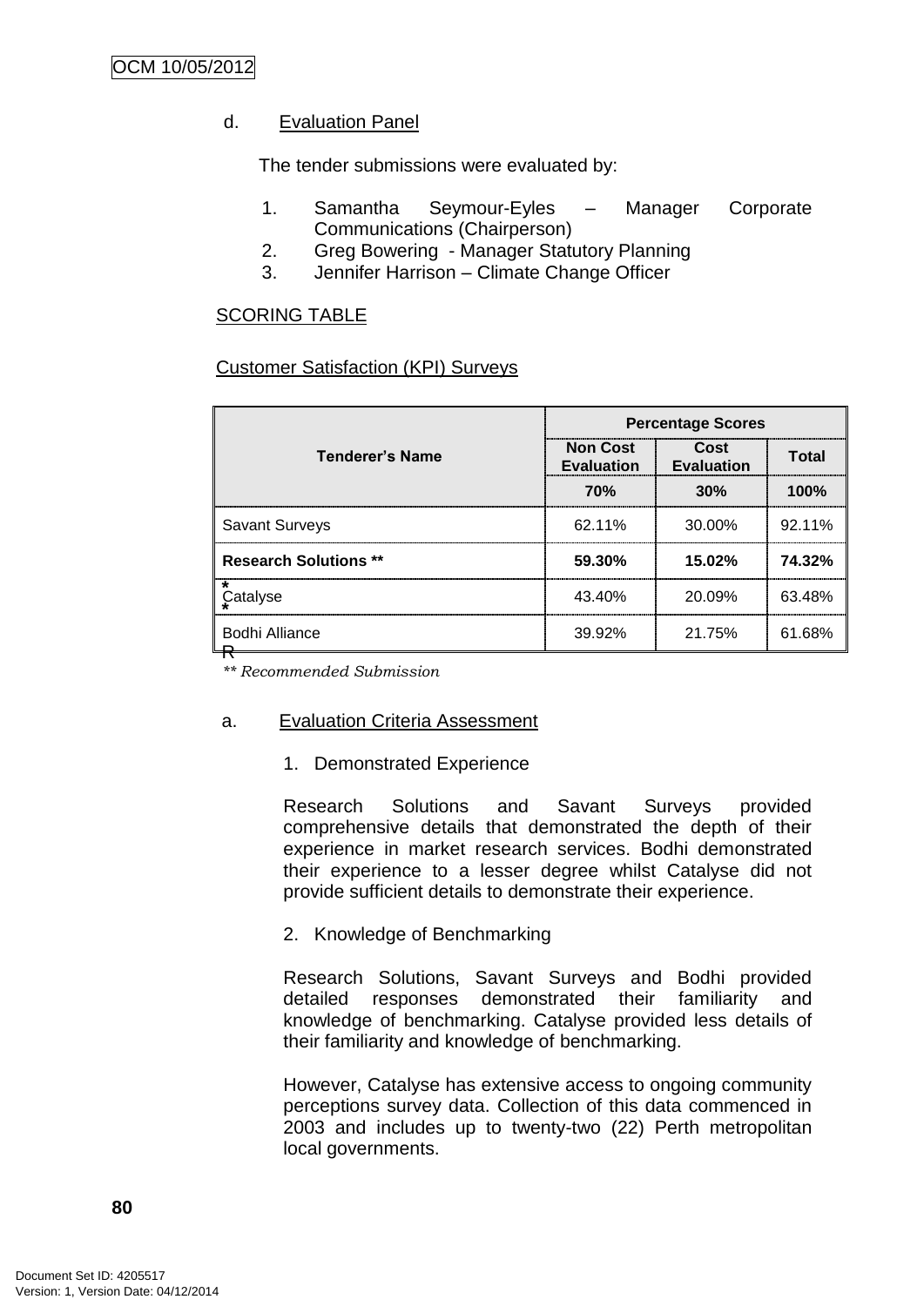d. Evaluation Panel

The tender submissions were evaluated by:

1. Samantha Seymour-Eyles – Manager Corporate Communications (Chairperson)
2. Greg Bowering - Manager Statutory Planning
3. Jennifer Harrison – Climate Change Officer

SCORING TABLE

Customer Satisfaction (KPI) Surveys

| Tenderer's Name | Percentage Scores | | |
|---|---|---|---|
| | Non Cost Evaluation | Cost Evaluation | Total |
| | 70% | 30% | 100% |
| Savant Surveys | 62.11% | 30.00% | 92.11% |
| **Research Solutions \*\*** | **59.30%** | **15.02%** | **74.32%** |
| Catalyse | 43.40% | 20.09% | 63.48% |
| Bodhi Alliance | 39.92% | 21.75% | 61.68% |

*\*\* Recommended Submission*

a. Evaluation Criteria Assessment

1. Demonstrated Experience

Research Solutions and Savant Surveys provided comprehensive details that demonstrated the depth of their experience in market research services. Bodhi demonstrated their experience to a lesser degree whilst Catalyse did not provide sufficient details to demonstrate their experience.

2. Knowledge of Benchmarking

Research Solutions, Savant Surveys and Bodhi provided detailed responses demonstrated their familiarity and knowledge of benchmarking. Catalyse provided less details of their familiarity and knowledge of benchmarking.

However, Catalyse has extensive access to ongoing community perceptions survey data. Collection of this data commenced in 2003 and includes up to twenty-two (22) Perth metropolitan local governments.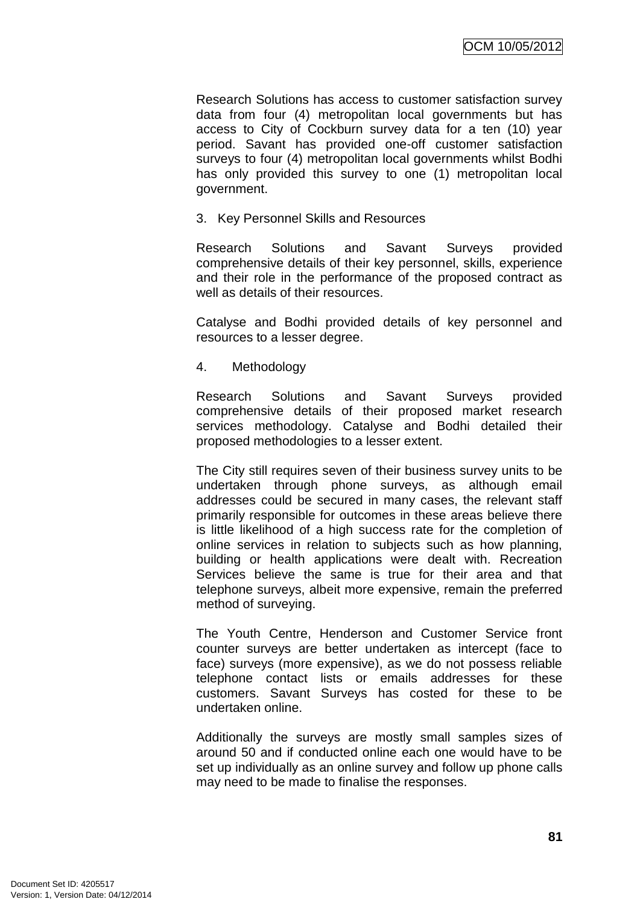Research Solutions has access to customer satisfaction survey data from four (4) metropolitan local governments but has access to City of Cockburn survey data for a ten (10) year period. Savant has provided one-off customer satisfaction surveys to four (4) metropolitan local governments whilst Bodhi has only provided this survey to one (1) metropolitan local government.

3. Key Personnel Skills and Resources

Research Solutions and Savant Surveys provided comprehensive details of their key personnel, skills, experience and their role in the performance of the proposed contract as well as details of their resources.

Catalyse and Bodhi provided details of key personnel and resources to a lesser degree.

4. Methodology

Research Solutions and Savant Surveys provided comprehensive details of their proposed market research services methodology. Catalyse and Bodhi detailed their proposed methodologies to a lesser extent.

The City still requires seven of their business survey units to be undertaken through phone surveys, as although email addresses could be secured in many cases, the relevant staff primarily responsible for outcomes in these areas believe there is little likelihood of a high success rate for the completion of online services in relation to subjects such as how planning, building or health applications were dealt with. Recreation Services believe the same is true for their area and that telephone surveys, albeit more expensive, remain the preferred method of surveying.

The Youth Centre, Henderson and Customer Service front counter surveys are better undertaken as intercept (face to face) surveys (more expensive), as we do not possess reliable telephone contact lists or emails addresses for these customers. Savant Surveys has costed for these to be undertaken online.

Additionally the surveys are mostly small samples sizes of around 50 and if conducted online each one would have to be set up individually as an online survey and follow up phone calls may need to be made to finalise the responses.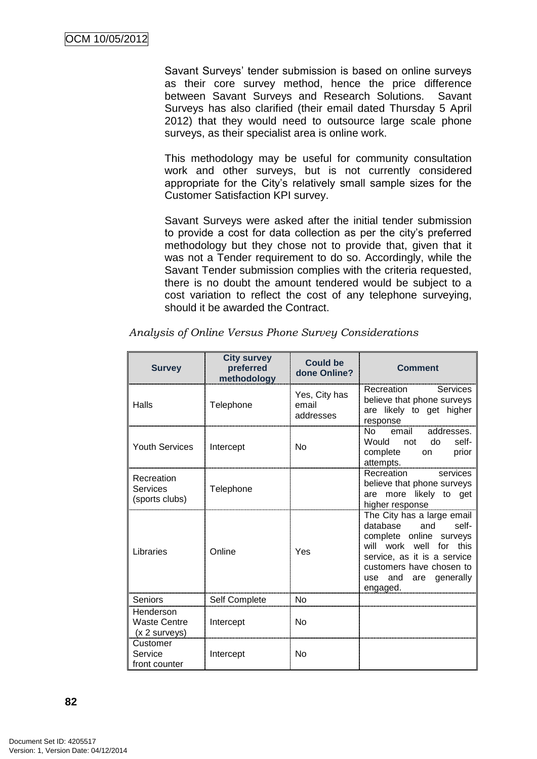Savant Surveys' tender submission is based on online surveys as their core survey method, hence the price difference between Savant Surveys and Research Solutions. Savant Surveys has also clarified (their email dated Thursday 5 April 2012) that they would need to outsource large scale phone surveys, as their specialist area is online work.

This methodology may be useful for community consultation work and other surveys, but is not currently considered appropriate for the City's relatively small sample sizes for the Customer Satisfaction KPI survey.

Savant Surveys were asked after the initial tender submission to provide a cost for data collection as per the city's preferred methodology but they chose not to provide that, given that it was not a Tender requirement to do so. Accordingly, while the Savant Tender submission complies with the criteria requested, there is no doubt the amount tendered would be subject to a cost variation to reflect the cost of any telephone surveying, should it be awarded the Contract.

*Analysis of Online Versus Phone Survey Considerations*

| Survey | City survey preferred methodology | Could be done Online? | Comment |
|---|---|---|---|
| Halls | Telephone | Yes, City has email addresses | Recreation Services believe that phone surveys are likely to get higher response |
| Youth Services | Intercept | No | No email addresses. Would not do self-complete on prior attempts. |
| Recreation Services (sports clubs) | Telephone | | Recreation services believe that phone surveys are more likely to get higher response |
| Libraries | Online | Yes | The City has a large email database and self-complete online surveys will work well for this service, as it is a service customers have chosen to use and are generally engaged. |
| Seniors | Self Complete | No | |
| Henderson Waste Centre (x 2 surveys) | Intercept | No | |
| Customer Service front counter | Intercept | No | |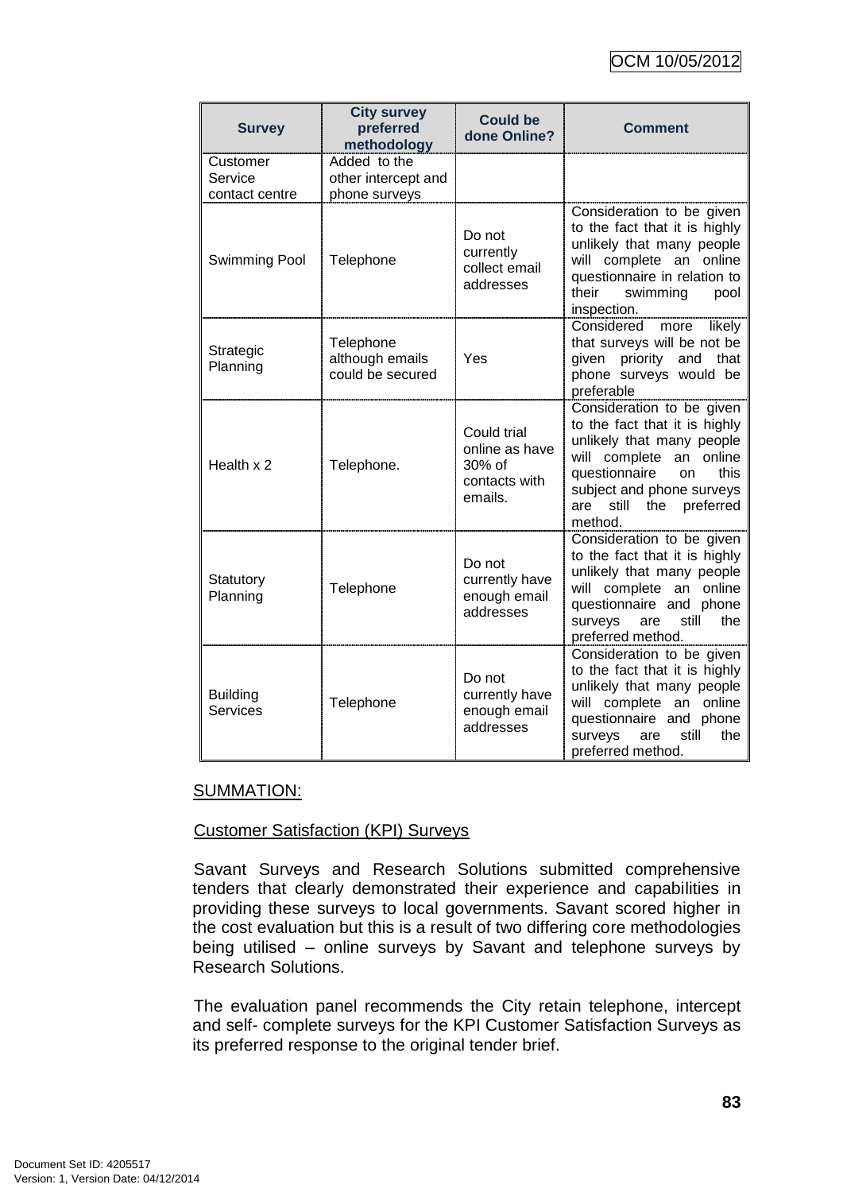| Survey | City survey preferred methodology | Could be done Online? | Comment |
|---|---|---|---|
| Customer Service contact centre | Added to the other intercept and phone surveys | | |
| Swimming Pool | Telephone | Do not currently collect email addresses | Consideration to be given to the fact that it is highly unlikely that many people will complete an online questionnaire in relation to their swimming pool inspection. |
| Strategic Planning | Telephone although emails could be secured | Yes | Considered more likely that surveys will be not be given priority and that phone surveys would be preferable |
| Health x 2 | Telephone. | Could trial online as have 30% of contacts with emails. | Consideration to be given to the fact that it is highly unlikely that many people will complete an online questionnaire on this subject and phone surveys are still the preferred method. |
| Statutory Planning | Telephone | Do not currently have enough email addresses | Consideration to be given to the fact that it is highly unlikely that many people will complete an online questionnaire and phone surveys are still the preferred method. |
| Building Services | Telephone | Do not currently have enough email addresses | Consideration to be given to the fact that it is highly unlikely that many people will complete an online questionnaire and phone surveys are still the preferred method. |

SUMMATION:

Customer Satisfaction (KPI) Surveys

Savant Surveys and Research Solutions submitted comprehensive tenders that clearly demonstrated their experience and capabilities in providing these surveys to local governments. Savant scored higher in the cost evaluation but this is a result of two differing core methodologies being utilised – online surveys by Savant and telephone surveys by Research Solutions.

The evaluation panel recommends the City retain telephone, intercept and self- complete surveys for the KPI Customer Satisfaction Surveys as its preferred response to the original tender brief.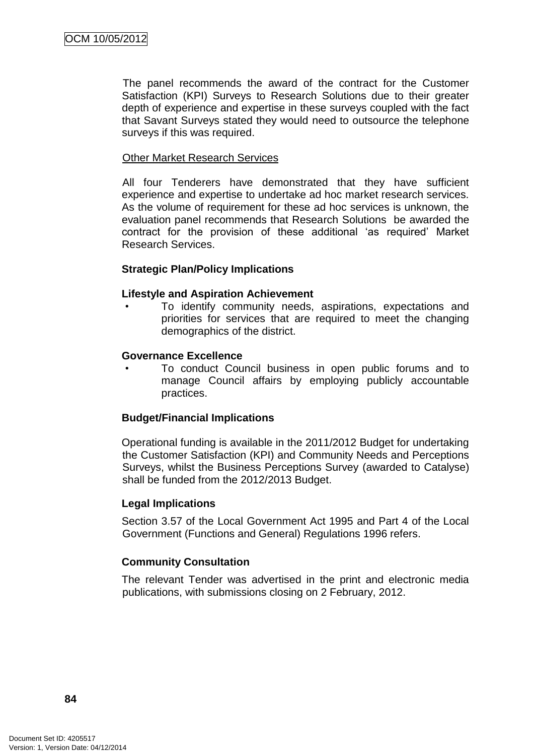The panel recommends the award of the contract for the Customer Satisfaction (KPI) Surveys to Research Solutions due to their greater depth of experience and expertise in these surveys coupled with the fact that Savant Surveys stated they would need to outsource the telephone surveys if this was required.

Other Market Research Services

All four Tenderers have demonstrated that they have sufficient experience and expertise to undertake ad hoc market research services. As the volume of requirement for these ad hoc services is unknown, the evaluation panel recommends that Research Solutions be awarded the contract for the provision of these additional 'as required' Market Research Services.

**Strategic Plan/Policy Implications**

**Lifestyle and Aspiration Achievement**

- To identify community needs, aspirations, expectations and priorities for services that are required to meet the changing demographics of the district.

**Governance Excellence**

- To conduct Council business in open public forums and to manage Council affairs by employing publicly accountable practices.

**Budget/Financial Implications**

Operational funding is available in the 2011/2012 Budget for undertaking the Customer Satisfaction (KPI) and Community Needs and Perceptions Surveys, whilst the Business Perceptions Survey (awarded to Catalyse) shall be funded from the 2012/2013 Budget.

**Legal Implications**

Section 3.57 of the Local Government Act 1995 and Part 4 of the Local Government (Functions and General) Regulations 1996 refers.

**Community Consultation**

The relevant Tender was advertised in the print and electronic media publications, with submissions closing on 2 February, 2012.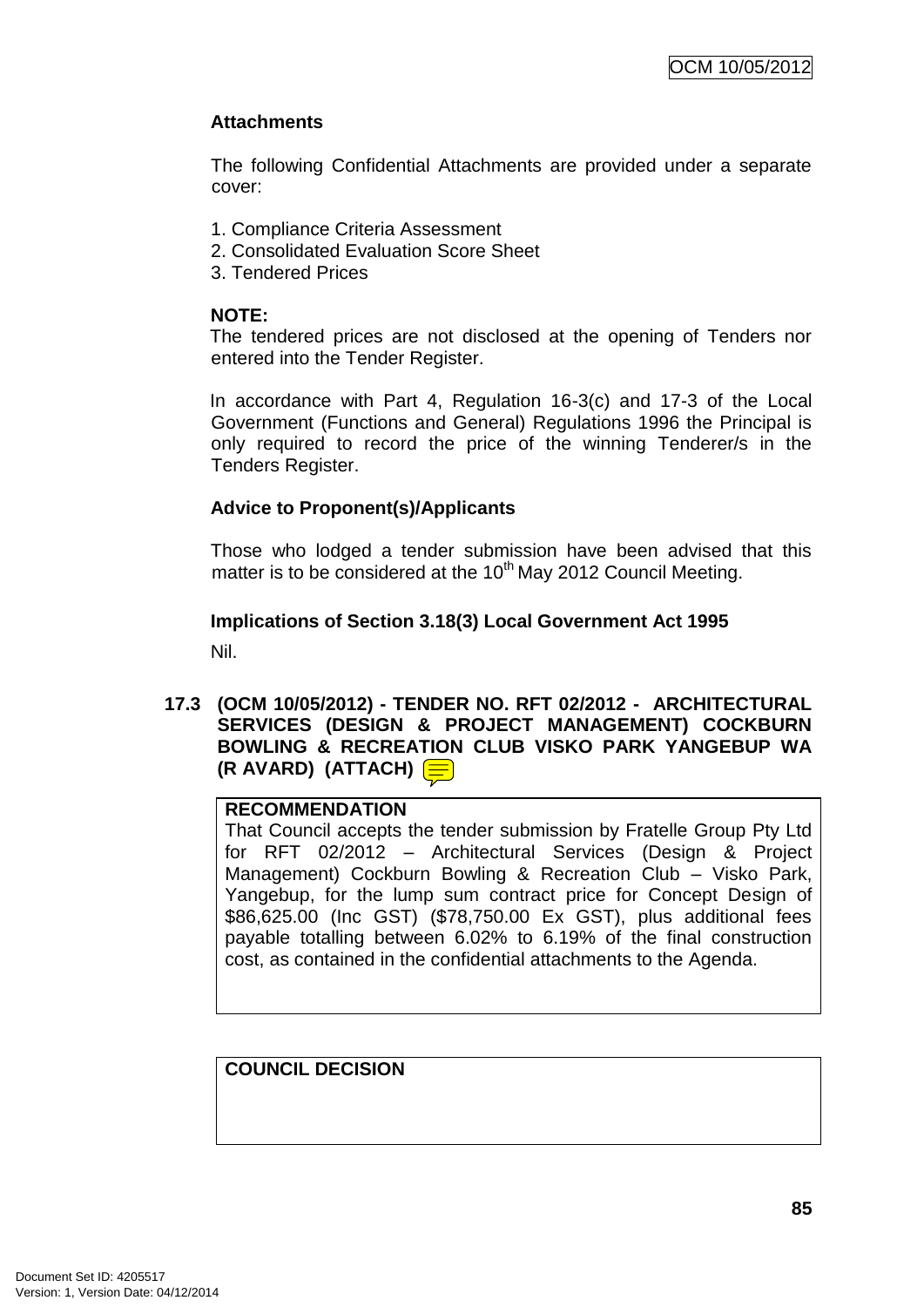### Attachments

The following Confidential Attachments are provided under a separate cover:

1. Compliance Criteria Assessment
2. Consolidated Evaluation Score Sheet
3. Tendered Prices

**NOTE:**
The tendered prices are not disclosed at the opening of Tenders nor entered into the Tender Register.

In accordance with Part 4, Regulation 16-3(c) and 17-3 of the Local Government (Functions and General) Regulations 1996 the Principal is only required to record the price of the winning Tenderer/s in the Tenders Register.

### Advice to Proponent(s)/Applicants

Those who lodged a tender submission have been advised that this matter is to be considered at the 10th May 2012 Council Meeting.

### Implications of Section 3.18(3) Local Government Act 1995

Nil.

## 17.3 (OCM 10/05/2012) - TENDER NO. RFT 02/2012 - ARCHITECTURAL SERVICES (DESIGN & PROJECT MANAGEMENT) COCKBURN BOWLING & RECREATION CLUB VISKO PARK YANGEBUP WA (R AVARD) (ATTACH)

| **RECOMMENDATION** |
|---|
| That Council accepts the tender submission by Fratelle Group Pty Ltd for RFT 02/2012 – Architectural Services (Design & Project Management) Cockburn Bowling & Recreation Club – Visko Park, Yangebup, for the lump sum contract price for Concept Design of $86,625.00 (Inc GST) ($78,750.00 Ex GST), plus additional fees payable totalling between 6.02% to 6.19% of the final construction cost, as contained in the confidential attachments to the Agenda. |

| **COUNCIL DECISION** |
|---|
| |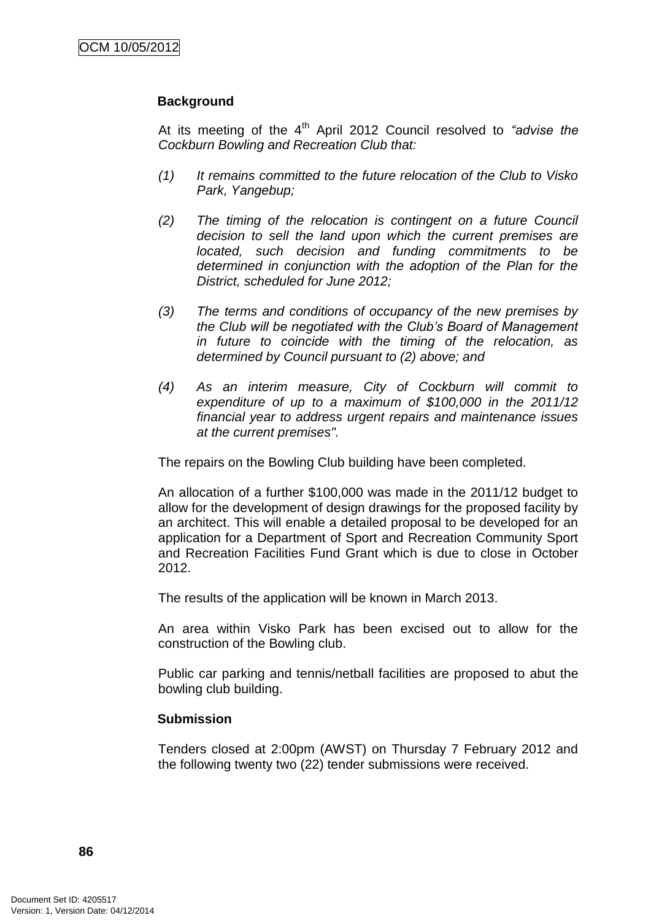**Background**

At its meeting of the 4th April 2012 Council resolved to *"advise the Cockburn Bowling and Recreation Club that:*

*(1) It remains committed to the future relocation of the Club to Visko Park, Yangebup;*

*(2) The timing of the relocation is contingent on a future Council decision to sell the land upon which the current premises are located, such decision and funding commitments to be determined in conjunction with the adoption of the Plan for the District, scheduled for June 2012;*

*(3) The terms and conditions of occupancy of the new premises by the Club will be negotiated with the Club's Board of Management in future to coincide with the timing of the relocation, as determined by Council pursuant to (2) above; and*

*(4) As an interim measure, City of Cockburn will commit to expenditure of up to a maximum of $100,000 in the 2011/12 financial year to address urgent repairs and maintenance issues at the current premises".*

The repairs on the Bowling Club building have been completed.

An allocation of a further $100,000 was made in the 2011/12 budget to allow for the development of design drawings for the proposed facility by an architect. This will enable a detailed proposal to be developed for an application for a Department of Sport and Recreation Community Sport and Recreation Facilities Fund Grant which is due to close in October 2012.

The results of the application will be known in March 2013.

An area within Visko Park has been excised out to allow for the construction of the Bowling club.

Public car parking and tennis/netball facilities are proposed to abut the bowling club building.

**Submission**

Tenders closed at 2:00pm (AWST) on Thursday 7 February 2012 and the following twenty two (22) tender submissions were received.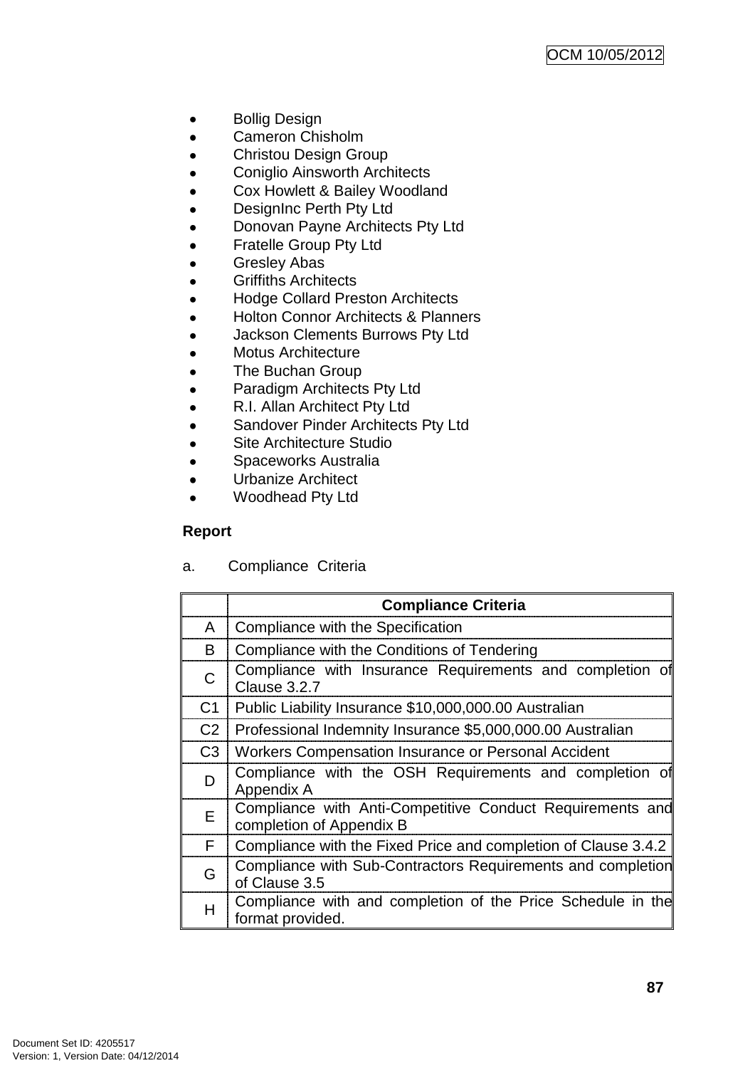- Bollig Design
- Cameron Chisholm
- Christou Design Group
- Coniglio Ainsworth Architects
- Cox Howlett & Bailey Woodland
- DesignInc Perth Pty Ltd
- Donovan Payne Architects Pty Ltd
- Fratelle Group Pty Ltd
- Gresley Abas
- Griffiths Architects
- Hodge Collard Preston Architects
- Holton Connor Architects & Planners
- Jackson Clements Burrows Pty Ltd
- Motus Architecture
- The Buchan Group
- Paradigm Architects Pty Ltd
- R.I. Allan Architect Pty Ltd
- Sandover Pinder Architects Pty Ltd
- Site Architecture Studio
- Spaceworks Australia
- Urbanize Architect
- Woodhead Pty Ltd

**Report**

a. Compliance Criteria

| | **Compliance Criteria** |
|---|---|
| A | Compliance with the Specification |
| B | Compliance with the Conditions of Tendering |
| C | Compliance with Insurance Requirements and completion of Clause 3.2.7 |
| C1 | Public Liability Insurance $10,000,000.00 Australian |
| C2 | Professional Indemnity Insurance $5,000,000.00 Australian |
| C3 | Workers Compensation Insurance or Personal Accident |
| D | Compliance with the OSH Requirements and completion of Appendix A |
| E | Compliance with Anti-Competitive Conduct Requirements and completion of Appendix B |
| F | Compliance with the Fixed Price and completion of Clause 3.4.2 |
| G | Compliance with Sub-Contractors Requirements and completion of Clause 3.5 |
| H | Compliance with and completion of the Price Schedule in the format provided. |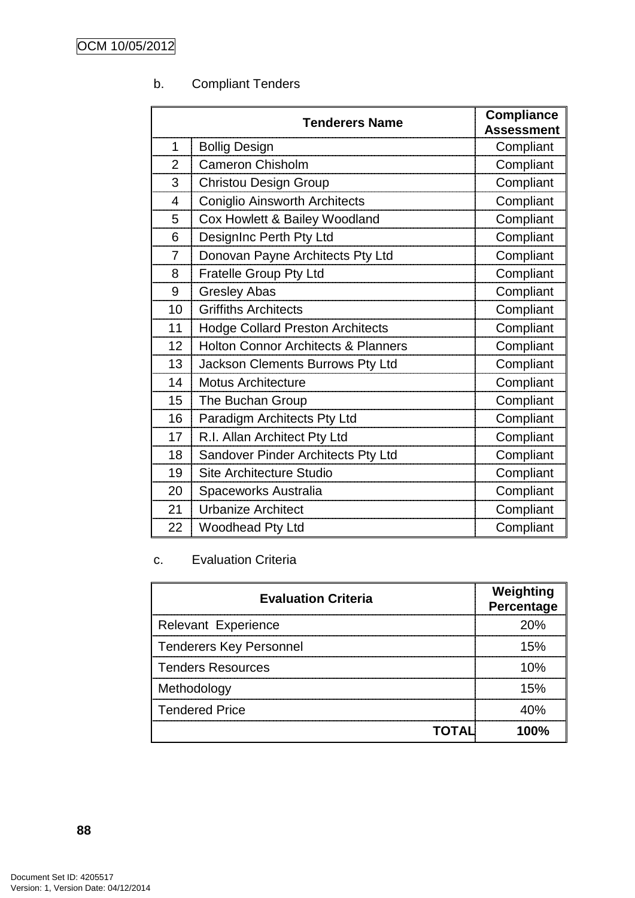b. Compliant Tenders

| | Tenderers Name | Compliance Assessment |
|---|---|---|
| 1 | Bollig Design | Compliant |
| 2 | Cameron Chisholm | Compliant |
| 3 | Christou Design Group | Compliant |
| 4 | Coniglio Ainsworth Architects | Compliant |
| 5 | Cox Howlett & Bailey Woodland | Compliant |
| 6 | DesignInc Perth Pty Ltd | Compliant |
| 7 | Donovan Payne Architects Pty Ltd | Compliant |
| 8 | Fratelle Group Pty Ltd | Compliant |
| 9 | Gresley Abas | Compliant |
| 10 | Griffiths Architects | Compliant |
| 11 | Hodge Collard Preston Architects | Compliant |
| 12 | Holton Connor Architects & Planners | Compliant |
| 13 | Jackson Clements Burrows Pty Ltd | Compliant |
| 14 | Motus Architecture | Compliant |
| 15 | The Buchan Group | Compliant |
| 16 | Paradigm Architects Pty Ltd | Compliant |
| 17 | R.I. Allan Architect Pty Ltd | Compliant |
| 18 | Sandover Pinder Architects Pty Ltd | Compliant |
| 19 | Site Architecture Studio | Compliant |
| 20 | Spaceworks Australia | Compliant |
| 21 | Urbanize Architect | Compliant |
| 22 | Woodhead Pty Ltd | Compliant |

c. Evaluation Criteria

| Evaluation Criteria | Weighting Percentage |
|---|---|
| Relevant Experience | 20% |
| Tenderers Key Personnel | 15% |
| Tenders Resources | 10% |
| Methodology | 15% |
| Tendered Price | 40% |
| **TOTAL** | **100%** |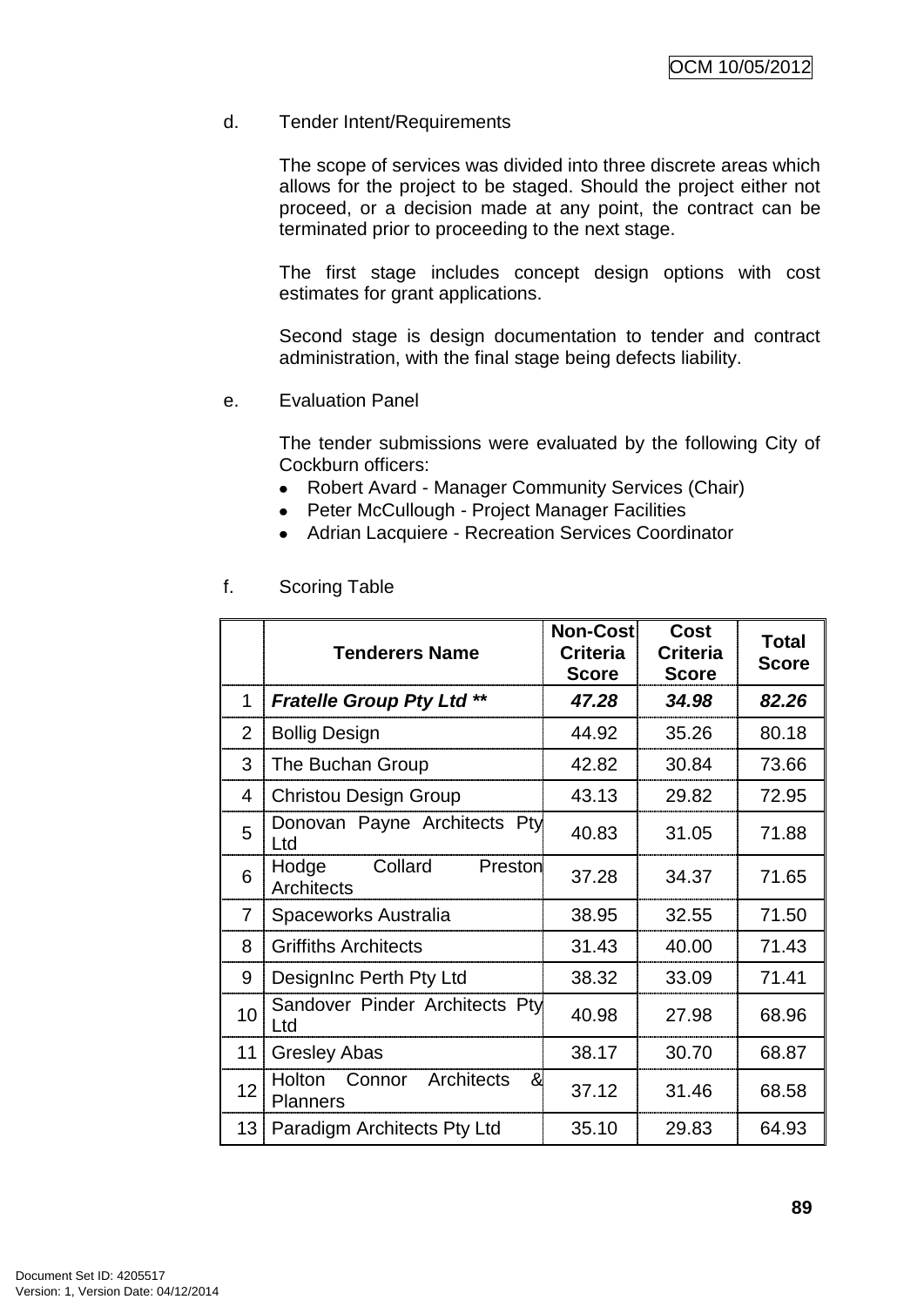d. Tender Intent/Requirements

The scope of services was divided into three discrete areas which allows for the project to be staged. Should the project either not proceed, or a decision made at any point, the contract can be terminated prior to proceeding to the next stage.

The first stage includes concept design options with cost estimates for grant applications.

Second stage is design documentation to tender and contract administration, with the final stage being defects liability.

e. Evaluation Panel

The tender submissions were evaluated by the following City of Cockburn officers:

- Robert Avard - Manager Community Services (Chair)
- Peter McCullough - Project Manager Facilities
- Adrian Lacquiere - Recreation Services Coordinator

f. Scoring Table

| | Tenderers Name | Non-Cost Criteria Score | Cost Criteria Score | Total Score |
|---|---|---|---|---|
| 1 | ***Fratelle Group Pty Ltd ***** | ***47.28*** | ***34.98*** | ***82.26*** |
| 2 | Bollig Design | 44.92 | 35.26 | 80.18 |
| 3 | The Buchan Group | 42.82 | 30.84 | 73.66 |
| 4 | Christou Design Group | 43.13 | 29.82 | 72.95 |
| 5 | Donovan Payne Architects Pty Ltd | 40.83 | 31.05 | 71.88 |
| 6 | Hodge Collard Preston Architects | 37.28 | 34.37 | 71.65 |
| 7 | Spaceworks Australia | 38.95 | 32.55 | 71.50 |
| 8 | Griffiths Architects | 31.43 | 40.00 | 71.43 |
| 9 | DesignInc Perth Pty Ltd | 38.32 | 33.09 | 71.41 |
| 10 | Sandover Pinder Architects Pty Ltd | 40.98 | 27.98 | 68.96 |
| 11 | Gresley Abas | 38.17 | 30.70 | 68.87 |
| 12 | Holton Connor Architects & Planners | 37.12 | 31.46 | 68.58 |
| 13 | Paradigm Architects Pty Ltd | 35.10 | 29.83 | 64.93 |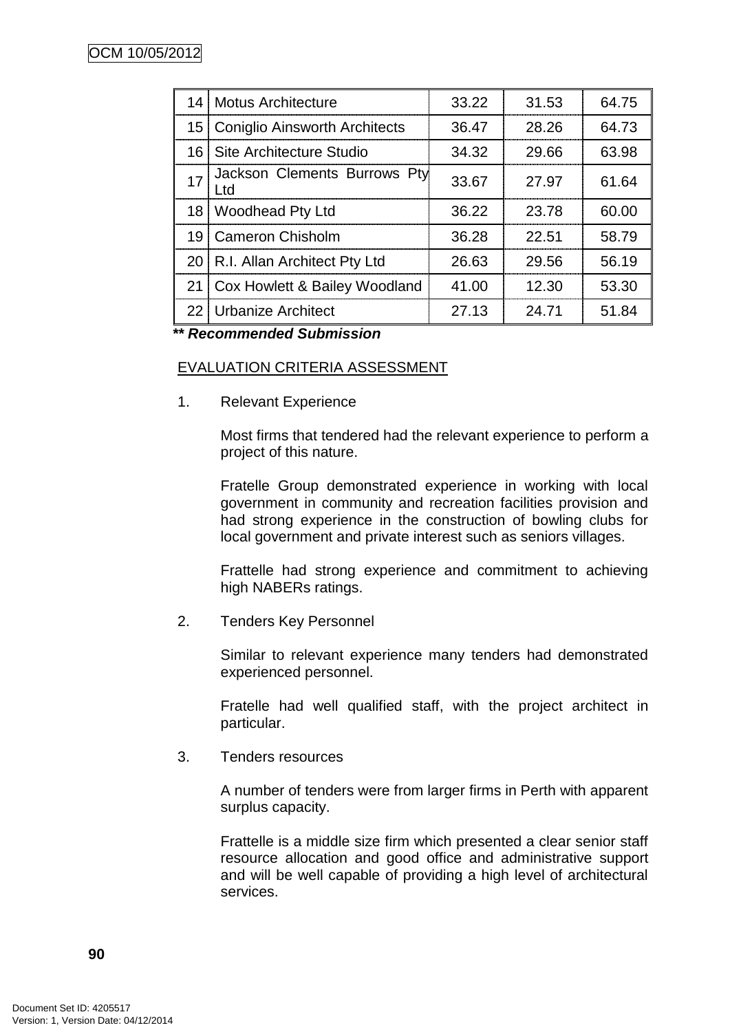| | | | | |
|---|---|---|---|---|
| 14 | Motus Architecture | 33.22 | 31.53 | 64.75 |
| 15 | Coniglio Ainsworth Architects | 36.47 | 28.26 | 64.73 |
| 16 | Site Architecture Studio | 34.32 | 29.66 | 63.98 |
| 17 | Jackson Clements Burrows Pty Ltd | 33.67 | 27.97 | 61.64 |
| 18 | Woodhead Pty Ltd | 36.22 | 23.78 | 60.00 |
| 19 | Cameron Chisholm | 36.28 | 22.51 | 58.79 |
| 20 | R.I. Allan Architect Pty Ltd | 26.63 | 29.56 | 56.19 |
| 21 | Cox Howlett & Bailey Woodland | 41.00 | 12.30 | 53.30 |
| 22 | Urbanize Architect | 27.13 | 24.71 | 51.84 |

***\*\* Recommended Submission***

EVALUATION CRITERIA ASSESSMENT

1. Relevant Experience

   Most firms that tendered had the relevant experience to perform a project of this nature.

   Fratelle Group demonstrated experience in working with local government in community and recreation facilities provision and had strong experience in the construction of bowling clubs for local government and private interest such as seniors villages.

   Frattelle had strong experience and commitment to achieving high NABERs ratings.

2. Tenders Key Personnel

   Similar to relevant experience many tenders had demonstrated experienced personnel.

   Fratelle had well qualified staff, with the project architect in particular.

3. Tenders resources

   A number of tenders were from larger firms in Perth with apparent surplus capacity.

   Frattelle is a middle size firm which presented a clear senior staff resource allocation and good office and administrative support and will be well capable of providing a high level of architectural services.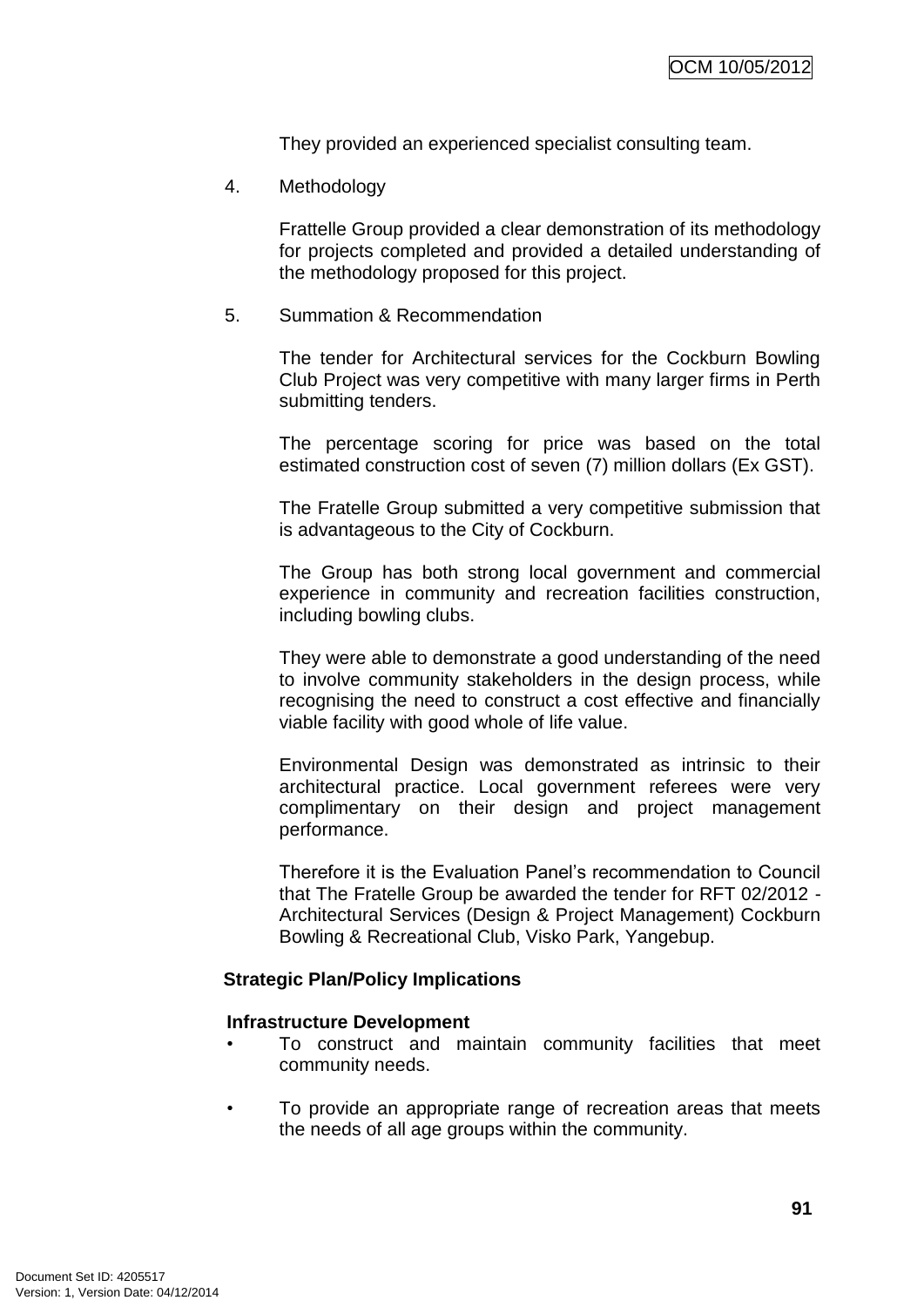They provided an experienced specialist consulting team.

4. Methodology

   Frattelle Group provided a clear demonstration of its methodology for projects completed and provided a detailed understanding of the methodology proposed for this project.

5. Summation & Recommendation

   The tender for Architectural services for the Cockburn Bowling Club Project was very competitive with many larger firms in Perth submitting tenders.

   The percentage scoring for price was based on the total estimated construction cost of seven (7) million dollars (Ex GST).

   The Fratelle Group submitted a very competitive submission that is advantageous to the City of Cockburn.

   The Group has both strong local government and commercial experience in community and recreation facilities construction, including bowling clubs.

   They were able to demonstrate a good understanding of the need to involve community stakeholders in the design process, while recognising the need to construct a cost effective and financially viable facility with good whole of life value.

   Environmental Design was demonstrated as intrinsic to their architectural practice. Local government referees were very complimentary on their design and project management performance.

   Therefore it is the Evaluation Panel's recommendation to Council that The Fratelle Group be awarded the tender for RFT 02/2012 - Architectural Services (Design & Project Management) Cockburn Bowling & Recreational Club, Visko Park, Yangebup.

**Strategic Plan/Policy Implications**

**Infrastructure Development**

- To construct and maintain community facilities that meet community needs.

- To provide an appropriate range of recreation areas that meets the needs of all age groups within the community.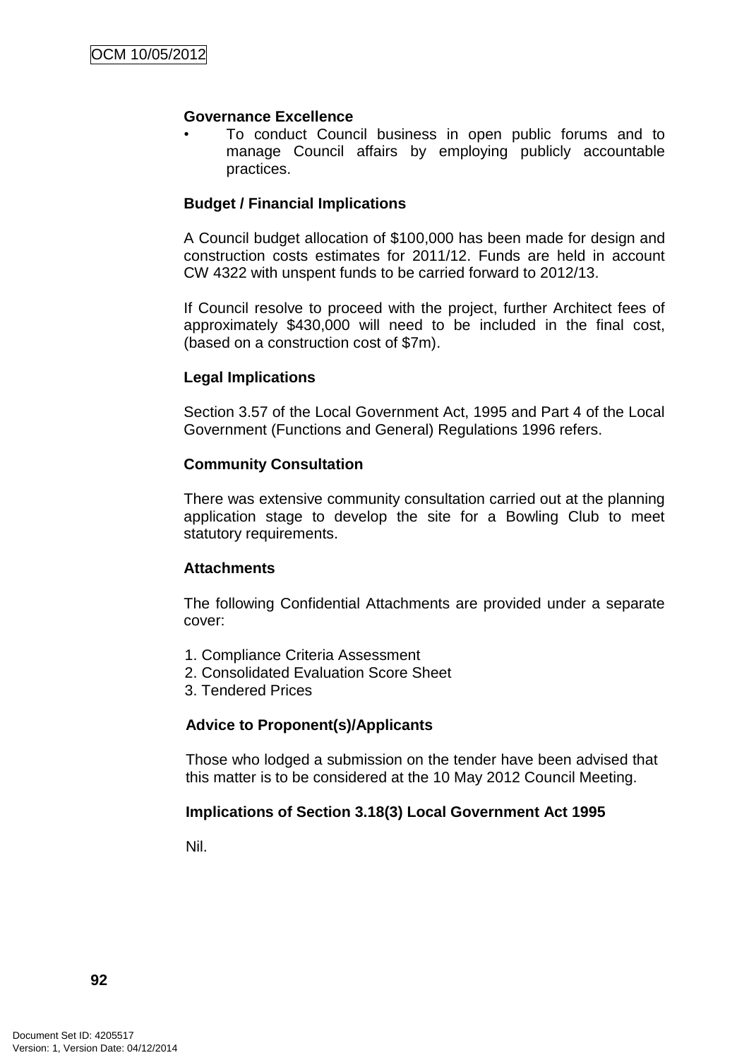**Governance Excellence**

- To conduct Council business in open public forums and to manage Council affairs by employing publicly accountable practices.

**Budget / Financial Implications**

A Council budget allocation of $100,000 has been made for design and construction costs estimates for 2011/12. Funds are held in account CW 4322 with unspent funds to be carried forward to 2012/13.

If Council resolve to proceed with the project, further Architect fees of approximately $430,000 will need to be included in the final cost, (based on a construction cost of $7m).

**Legal Implications**

Section 3.57 of the Local Government Act, 1995 and Part 4 of the Local Government (Functions and General) Regulations 1996 refers.

**Community Consultation**

There was extensive community consultation carried out at the planning application stage to develop the site for a Bowling Club to meet statutory requirements.

**Attachments**

The following Confidential Attachments are provided under a separate cover:

1. Compliance Criteria Assessment
2. Consolidated Evaluation Score Sheet
3. Tendered Prices

**Advice to Proponent(s)/Applicants**

Those who lodged a submission on the tender have been advised that this matter is to be considered at the 10 May 2012 Council Meeting.

**Implications of Section 3.18(3) Local Government Act 1995**

Nil.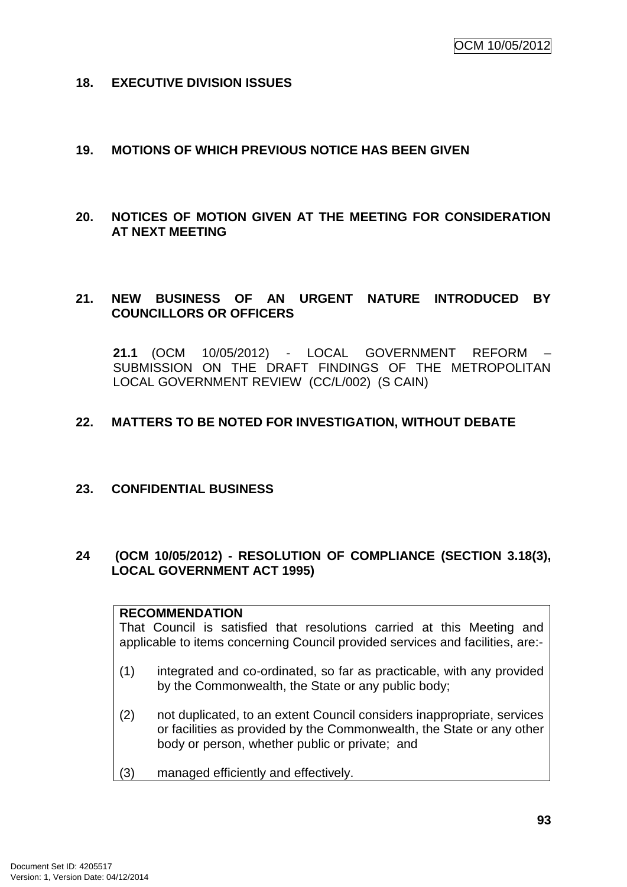## 18. EXECUTIVE DIVISION ISSUES

## 19. MOTIONS OF WHICH PREVIOUS NOTICE HAS BEEN GIVEN

## 20. NOTICES OF MOTION GIVEN AT THE MEETING FOR CONSIDERATION AT NEXT MEETING

## 21. NEW BUSINESS OF AN URGENT NATURE INTRODUCED BY COUNCILLORS OR OFFICERS

**21.1** (OCM 10/05/2012) - LOCAL GOVERNMENT REFORM – SUBMISSION ON THE DRAFT FINDINGS OF THE METROPOLITAN LOCAL GOVERNMENT REVIEW (CC/L/002) (S CAIN)

## 22. MATTERS TO BE NOTED FOR INVESTIGATION, WITHOUT DEBATE

## 23. CONFIDENTIAL BUSINESS

## 24 (OCM 10/05/2012) - RESOLUTION OF COMPLIANCE (SECTION 3.18(3), LOCAL GOVERNMENT ACT 1995)

**RECOMMENDATION**

That Council is satisfied that resolutions carried at this Meeting and applicable to items concerning Council provided services and facilities, are:-

(1) integrated and co-ordinated, so far as practicable, with any provided by the Commonwealth, the State or any public body;

(2) not duplicated, to an extent Council considers inappropriate, services or facilities as provided by the Commonwealth, the State or any other body or person, whether public or private; and

(3) managed efficiently and effectively.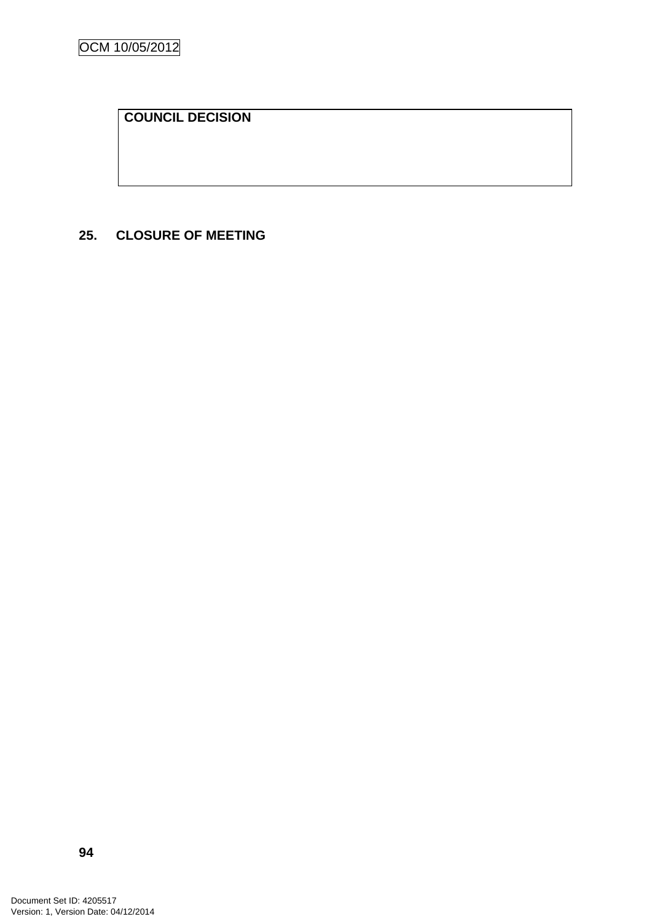| COUNCIL DECISION |
| --- |
| |

## 25. CLOSURE OF MEETING